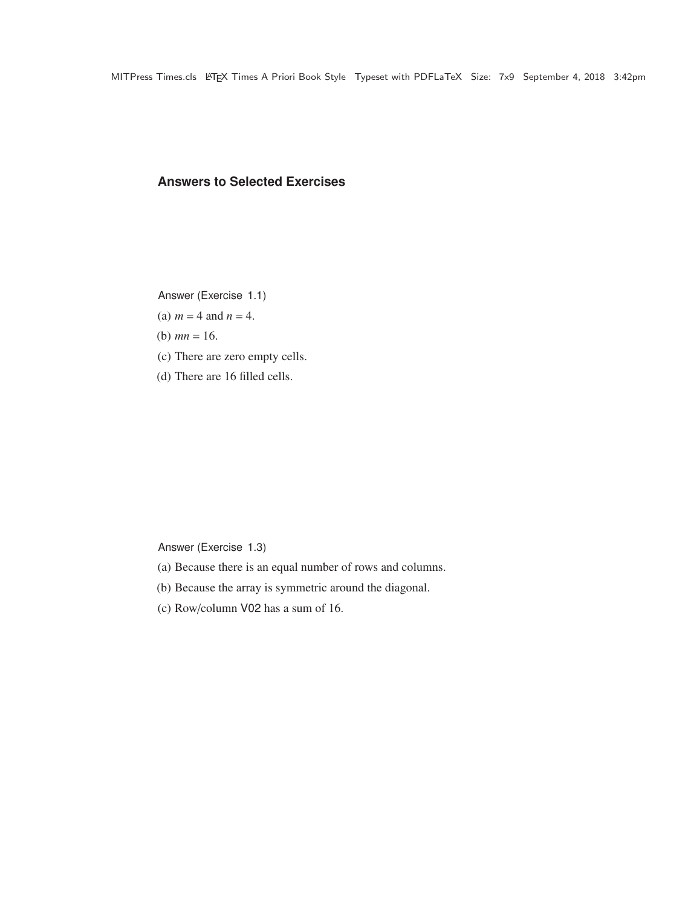# Answers to Selected Exercises

Answer (Exercise 1.1)

(a) $m = 4$ and $n = 4$.

(b) $mn = 16$.

(c) There are zero empty cells.

(d) There are 16 filled cells.

Answer (Exercise 1.3)

(a) Because there is an equal number of rows and columns.

(b) Because the array is symmetric around the diagonal.

(c) Row/column V02 has a sum of 16.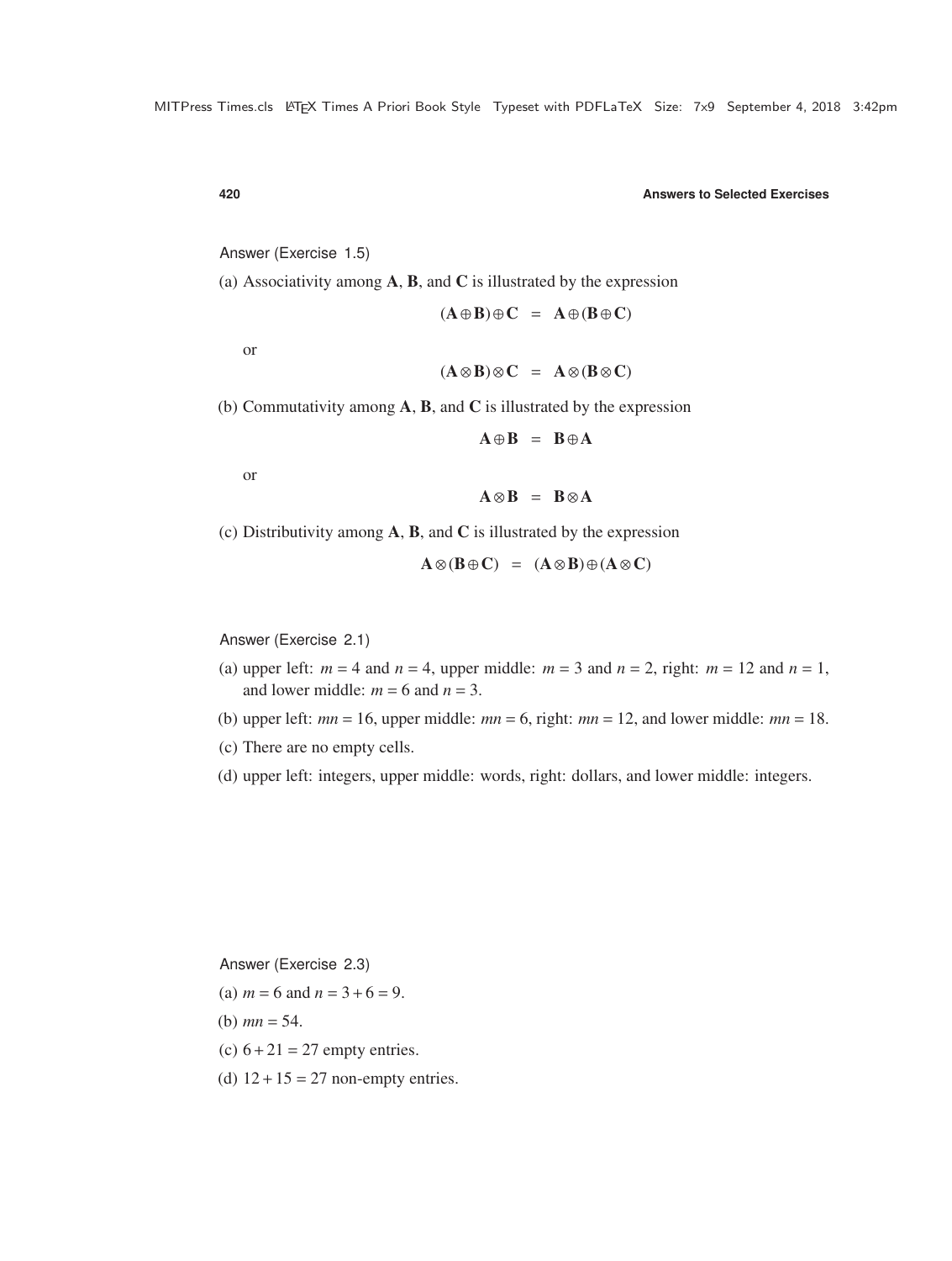Answer (Exercise 1.5)

(a) Associativity among **A**, **B**, and **C** is illustrated by the expression

$$(\mathbf{A} \oplus \mathbf{B}) \oplus \mathbf{C} \;=\; \mathbf{A} \oplus (\mathbf{B} \oplus \mathbf{C})$$

or

$$(\mathbf{A} \otimes \mathbf{B}) \otimes \mathbf{C} \;=\; \mathbf{A} \otimes (\mathbf{B} \otimes \mathbf{C})$$

(b) Commutativity among **A**, **B**, and **C** is illustrated by the expression

$$\mathbf{A} \oplus \mathbf{B} \;=\; \mathbf{B} \oplus \mathbf{A}$$

or

$$\mathbf{A} \otimes \mathbf{B} \;=\; \mathbf{B} \otimes \mathbf{A}$$

(c) Distributivity among **A**, **B**, and **C** is illustrated by the expression

$$\mathbf{A} \otimes (\mathbf{B} \oplus \mathbf{C}) \;=\; (\mathbf{A} \otimes \mathbf{B}) \oplus (\mathbf{A} \otimes \mathbf{C})$$

Answer (Exercise 2.1)

(a) upper left: $m = 4$ and $n = 4$, upper middle: $m = 3$ and $n = 2$, right: $m = 12$ and $n = 1$, and lower middle: $m = 6$ and $n = 3$.

(b) upper left: $mn = 16$, upper middle: $mn = 6$, right: $mn = 12$, and lower middle: $mn = 18$.

(c) There are no empty cells.

(d) upper left: integers, upper middle: words, right: dollars, and lower middle: integers.

Answer (Exercise 2.3)

(a) $m = 6$ and $n = 3 + 6 = 9$.

(b) $mn = 54$.

(c) $6 + 21 = 27$ empty entries.

(d) $12 + 15 = 27$ non-empty entries.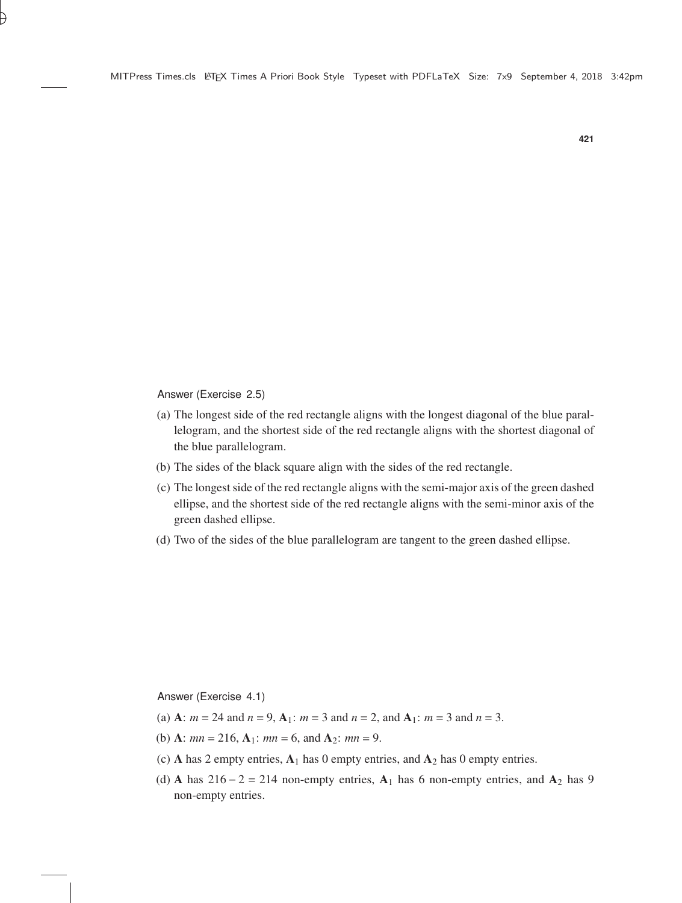Answer (Exercise 2.5)

(a) The longest side of the red rectangle aligns with the longest diagonal of the blue parallelogram, and the shortest side of the red rectangle aligns with the shortest diagonal of the blue parallelogram.

(b) The sides of the black square align with the sides of the red rectangle.

(c) The longest side of the red rectangle aligns with the semi-major axis of the green dashed ellipse, and the shortest side of the red rectangle aligns with the semi-minor axis of the green dashed ellipse.

(d) Two of the sides of the blue parallelogram are tangent to the green dashed ellipse.

Answer (Exercise 4.1)

(a) $\mathbf{A}$: $m = 24$ and $n = 9$, $\mathbf{A}_1$: $m = 3$ and $n = 2$, and $\mathbf{A}_1$: $m = 3$ and $n = 3$.

(b) $\mathbf{A}$: $mn = 216$, $\mathbf{A}_1$: $mn = 6$, and $\mathbf{A}_2$: $mn = 9$.

(c) $\mathbf{A}$ has 2 empty entries, $\mathbf{A}_1$ has 0 empty entries, and $\mathbf{A}_2$ has 0 empty entries.

(d) $\mathbf{A}$ has $216 - 2 = 214$ non-empty entries, $\mathbf{A}_1$ has 6 non-empty entries, and $\mathbf{A}_2$ has 9 non-empty entries.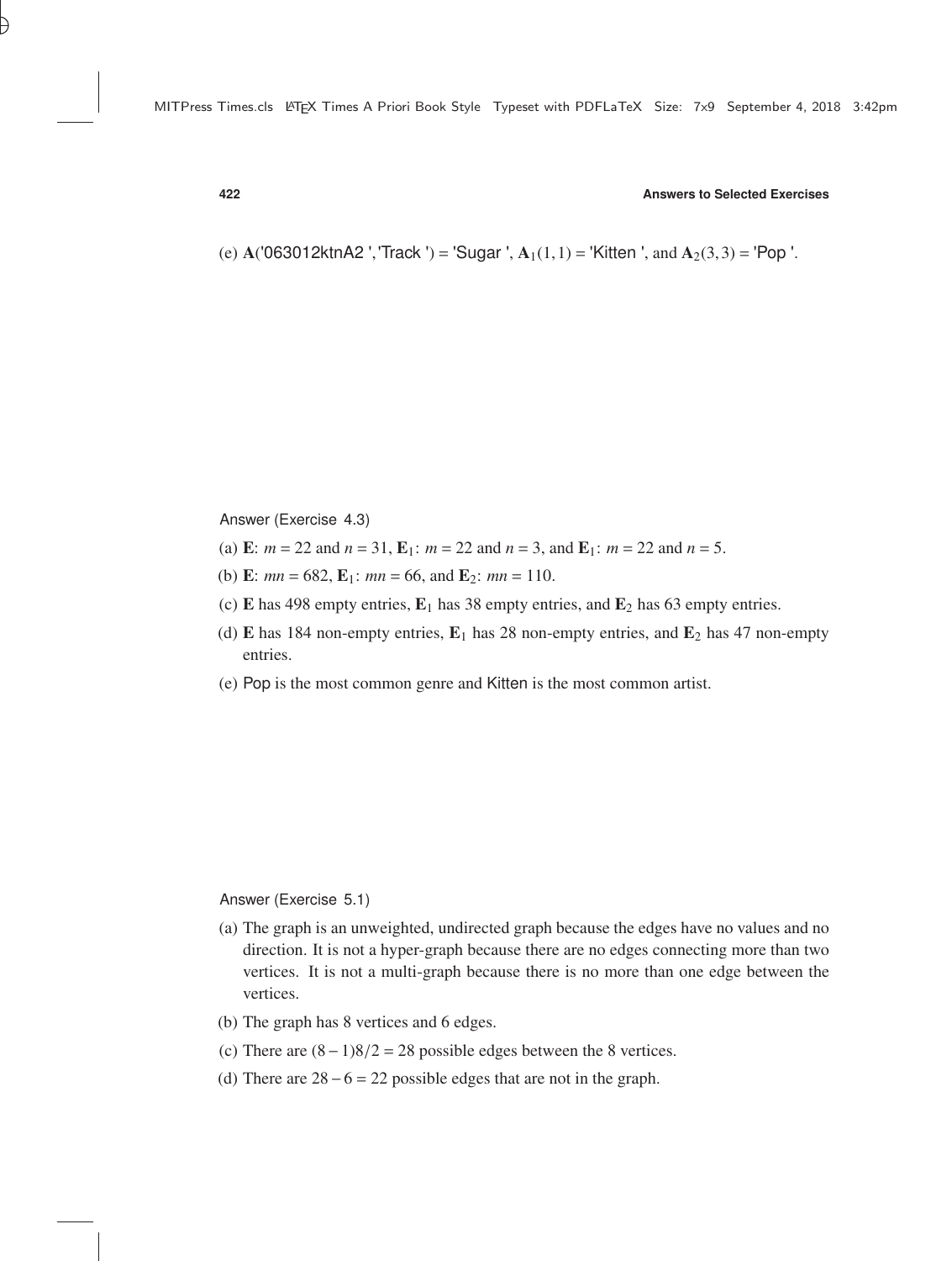(e) $\mathbf{A}$('063012ktnA2 ','Track ') = 'Sugar ', $\mathbf{A}_1(1,1)$ = 'Kitten ', and $\mathbf{A}_2(3,3)$ = 'Pop '.

Answer (Exercise 4.3)

(a) $\mathbf{E}$: $m = 22$ and $n = 31$, $\mathbf{E}_1$: $m = 22$ and $n = 3$, and $\mathbf{E}_1$: $m = 22$ and $n = 5$.

(b) $\mathbf{E}$: $mn = 682$, $\mathbf{E}_1$: $mn = 66$, and $\mathbf{E}_2$: $mn = 110$.

(c) $\mathbf{E}$ has 498 empty entries, $\mathbf{E}_1$ has 38 empty entries, and $\mathbf{E}_2$ has 63 empty entries.

(d) $\mathbf{E}$ has 184 non-empty entries, $\mathbf{E}_1$ has 28 non-empty entries, and $\mathbf{E}_2$ has 47 non-empty entries.

(e) Pop is the most common genre and Kitten is the most common artist.

Answer (Exercise 5.1)

(a) The graph is an unweighted, undirected graph because the edges have no values and no direction. It is not a hyper-graph because there are no edges connecting more than two vertices. It is not a multi-graph because there is no more than one edge between the vertices.

(b) The graph has 8 vertices and 6 edges.

(c) There are $(8-1)8/2 = 28$ possible edges between the 8 vertices.

(d) There are $28 - 6 = 22$ possible edges that are not in the graph.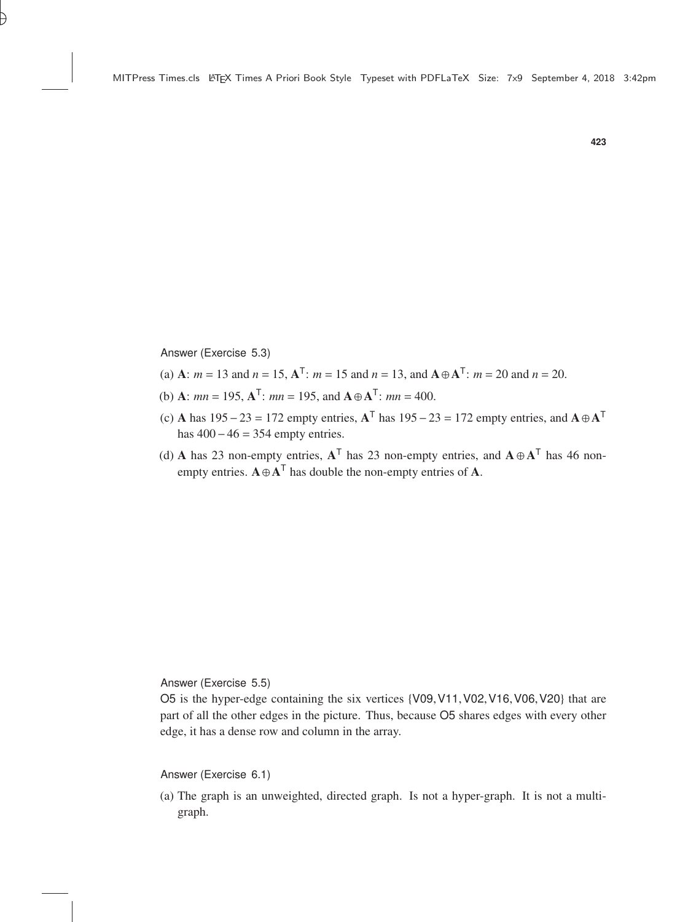Answer (Exercise 5.3)

(a) $\mathbf{A}$: $m = 13$ and $n = 15$, $\mathbf{A}^\mathsf{T}$: $m = 15$ and $n = 13$, and $\mathbf{A} \oplus \mathbf{A}^\mathsf{T}$: $m = 20$ and $n = 20$.

(b) $\mathbf{A}$: $mn = 195$, $\mathbf{A}^\mathsf{T}$: $mn = 195$, and $\mathbf{A} \oplus \mathbf{A}^\mathsf{T}$: $mn = 400$.

(c) $\mathbf{A}$ has $195 - 23 = 172$ empty entries, $\mathbf{A}^\mathsf{T}$ has $195 - 23 = 172$ empty entries, and $\mathbf{A} \oplus \mathbf{A}^\mathsf{T}$ has $400 - 46 = 354$ empty entries.

(d) $\mathbf{A}$ has 23 non-empty entries, $\mathbf{A}^\mathsf{T}$ has 23 non-empty entries, and $\mathbf{A} \oplus \mathbf{A}^\mathsf{T}$ has 46 non-empty entries. $\mathbf{A} \oplus \mathbf{A}^\mathsf{T}$ has double the non-empty entries of $\mathbf{A}$.

Answer (Exercise 5.5)

O5 is the hyper-edge containing the six vertices {V09, V11, V02, V16, V06, V20} that are part of all the other edges in the picture. Thus, because O5 shares edges with every other edge, it has a dense row and column in the array.

Answer (Exercise 6.1)

(a) The graph is an unweighted, directed graph. Is not a hyper-graph. It is not a multi-graph.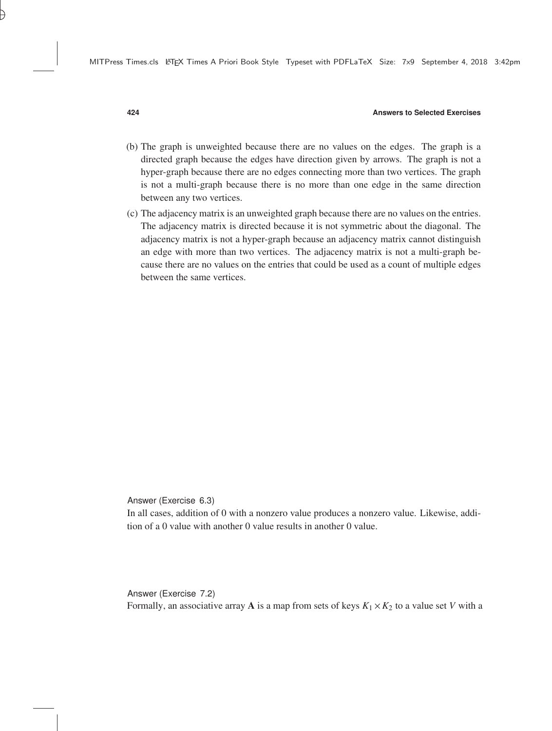(b) The graph is unweighted because there are no values on the edges. The graph is a directed graph because the edges have direction given by arrows. The graph is not a hyper-graph because there are no edges connecting more than two vertices. The graph is not a multi-graph because there is no more than one edge in the same direction between any two vertices.

(c) The adjacency matrix is an unweighted graph because there are no values on the entries. The adjacency matrix is directed because it is not symmetric about the diagonal. The adjacency matrix is not a hyper-graph because an adjacency matrix cannot distinguish an edge with more than two vertices. The adjacency matrix is not a multi-graph because there are no values on the entries that could be used as a count of multiple edges between the same vertices.

Answer (Exercise 6.3)

In all cases, addition of 0 with a nonzero value produces a nonzero value. Likewise, addition of a 0 value with another 0 value results in another 0 value.

Answer (Exercise 7.2)

Formally, an associative array $\mathbf{A}$ is a map from sets of keys $K_1 \times K_2$ to a value set $V$ with a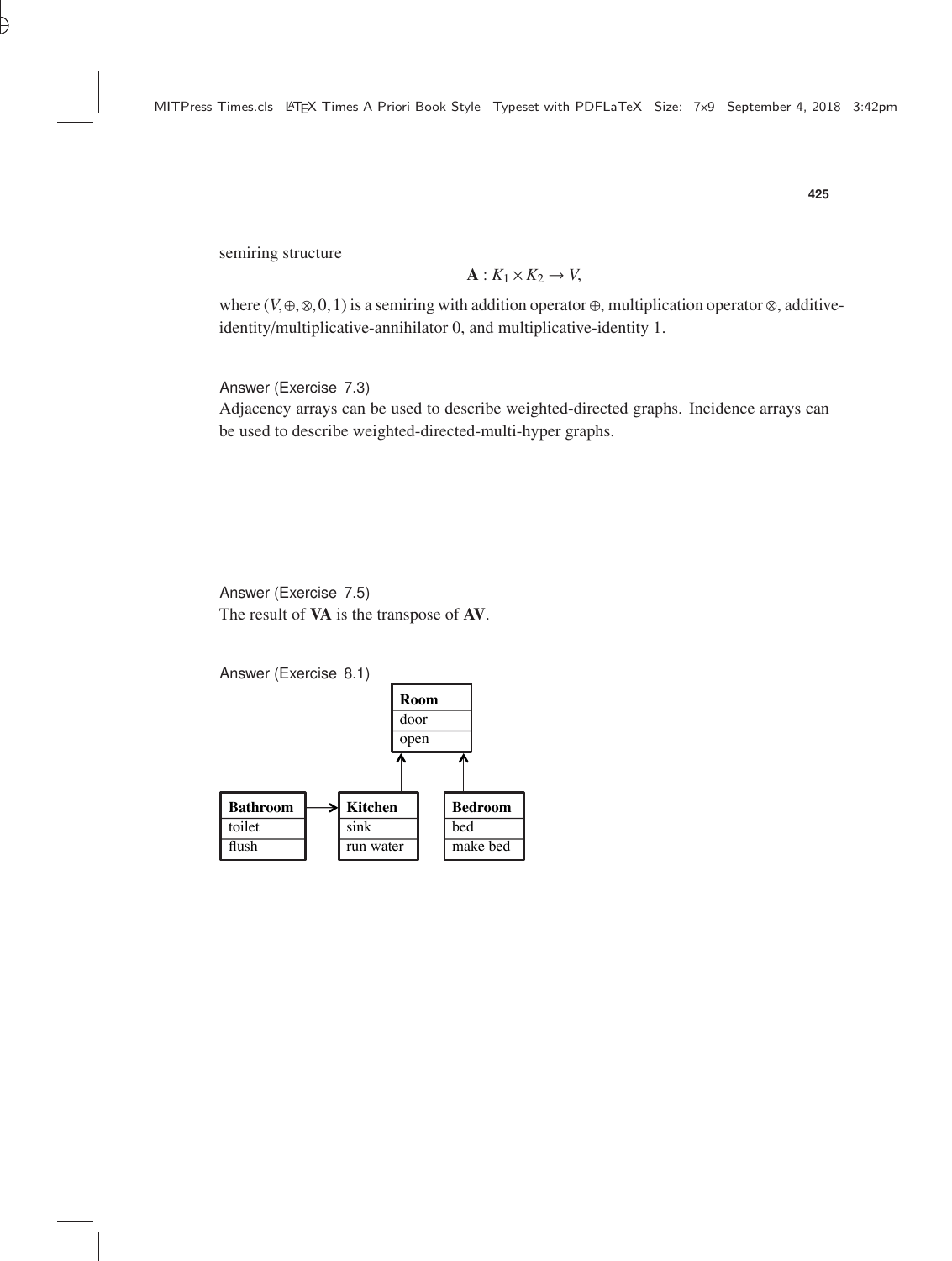semiring structure

$$\mathbf{A} : K_1 \times K_2 \to V,$$

where $(V, \oplus, \otimes, 0, 1)$ is a semiring with addition operator $\oplus$, multiplication operator $\otimes$, additive-identity/multiplicative-annihilator 0, and multiplicative-identity 1.

Answer (Exercise 7.3)

Adjacency arrays can be used to describe weighted-directed graphs. Incidence arrays can be used to describe weighted-directed-multi-hyper graphs.

Answer (Exercise 7.5)

The result of **VA** is the transpose of **AV**.

Answer (Exercise 8.1)

| **Room** |
| --- |
| door |
| open |

| **Bathroom** |
| --- |
| toilet |
| flush |

| **Kitchen** |
| --- |
| sink |
| run water |

| **Bedroom** |
| --- |
| bed |
| make bed |

Bathroom → Kitchen; Kitchen → Room; Bedroom → Room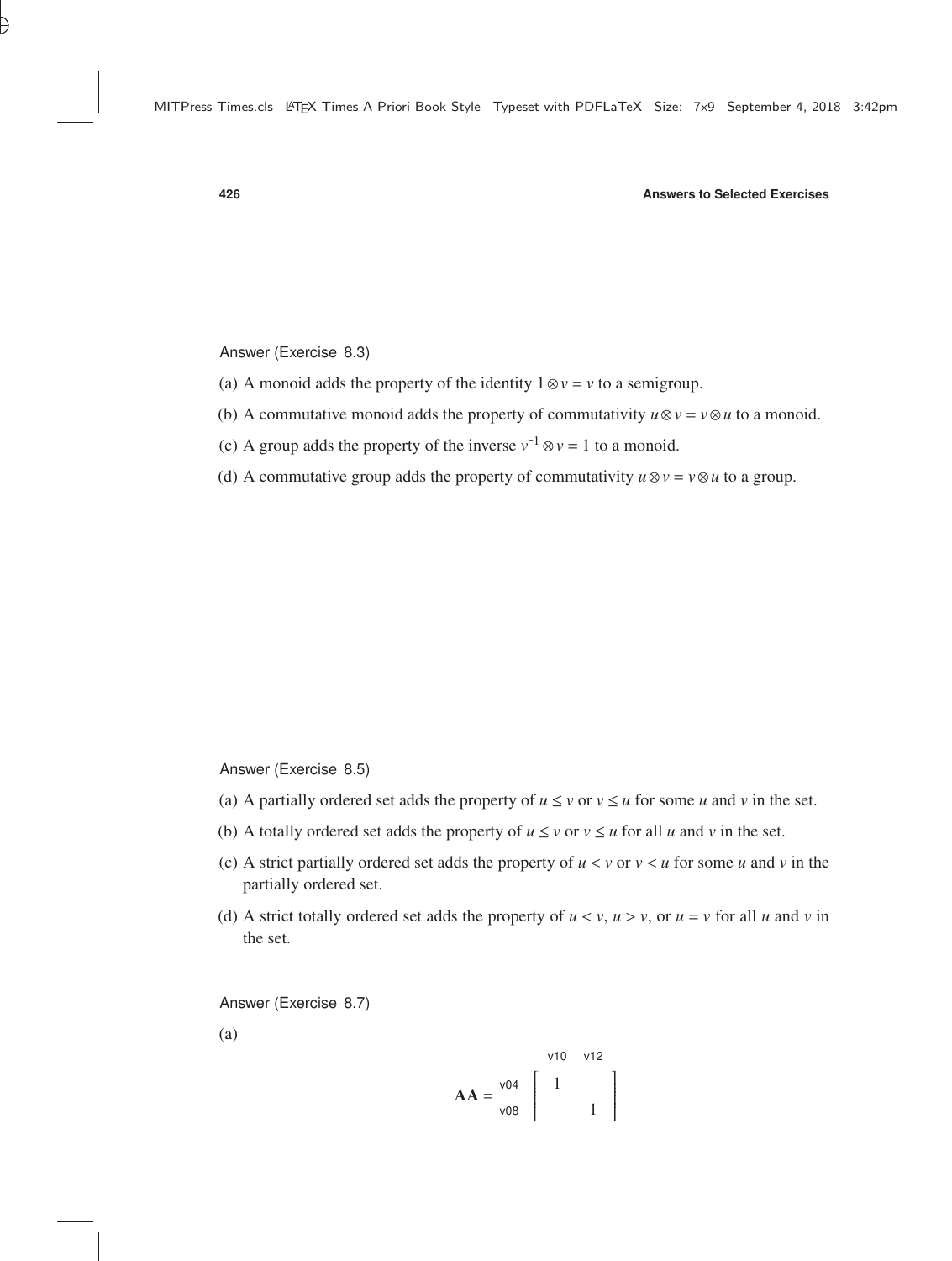Answer (Exercise 8.3)

(a) A monoid adds the property of the identity $1 \otimes v = v$ to a semigroup.

(b) A commutative monoid adds the property of commutativity $u \otimes v = v \otimes u$ to a monoid.

(c) A group adds the property of the inverse $v^{-1} \otimes v = 1$ to a monoid.

(d) A commutative group adds the property of commutativity $u \otimes v = v \otimes u$ to a group.

Answer (Exercise 8.5)

(a) A partially ordered set adds the property of $u \leq v$ or $v \leq u$ for some $u$ and $v$ in the set.

(b) A totally ordered set adds the property of $u \leq v$ or $v \leq u$ for all $u$ and $v$ in the set.

(c) A strict partially ordered set adds the property of $u < v$ or $v < u$ for some $u$ and $v$ in the partially ordered set.

(d) A strict totally ordered set adds the property of $u < v$, $u > v$, or $u = v$ for all $u$ and $v$ in the set.

Answer (Exercise 8.7)

(a)

$$\mathbf{AA} = \begin{array}{c} \\ \text{v04} \\ \text{v08} \end{array} \begin{array}{c} \begin{array}{cc} \text{v10} & \text{v12} \end{array} \\ \left[ \begin{array}{cc} 1 & \\ & 1 \end{array} \right] \end{array}$$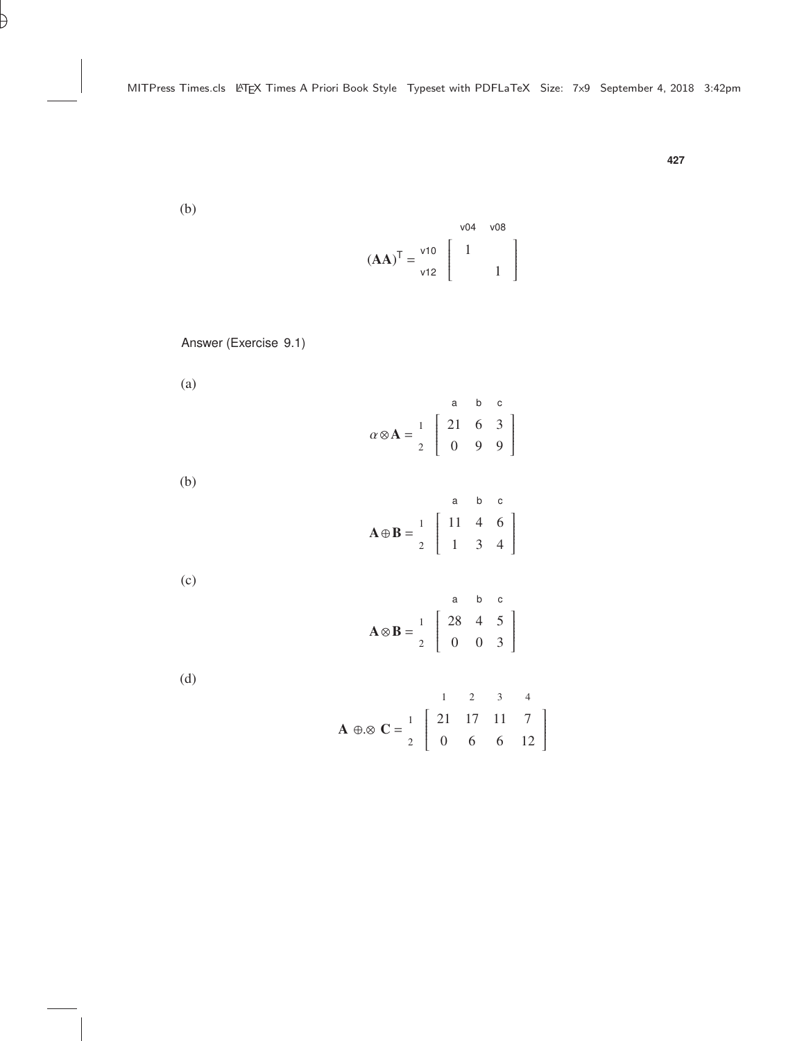(b)

$$
(\mathbf{AA})^{\mathsf{T}} = \begin{array}{c} \\ \mathsf{v10} \\ \mathsf{v12} \end{array} \begin{array}{c} \begin{array}{cc} \mathsf{v04} & \mathsf{v08} \end{array} \\ \left[ \begin{array}{cc} 1 & \\ & 1 \end{array} \right] \end{array}
$$

Answer (Exercise 9.1)

(a)

$$
\alpha \otimes \mathbf{A} = \begin{array}{c} \\ 1 \\ 2 \end{array} \begin{array}{c} \begin{array}{ccc} \mathsf{a} & \mathsf{b} & \mathsf{c} \end{array} \\ \left[ \begin{array}{ccc} 21 & 6 & 3 \\ 0 & 9 & 9 \end{array} \right] \end{array}
$$

(b)

$$
\mathbf{A} \oplus \mathbf{B} = \begin{array}{c} \\ 1 \\ 2 \end{array} \begin{array}{c} \begin{array}{ccc} \mathsf{a} & \mathsf{b} & \mathsf{c} \end{array} \\ \left[ \begin{array}{ccc} 11 & 4 & 6 \\ 1 & 3 & 4 \end{array} \right] \end{array}
$$

(c)

$$
\mathbf{A} \otimes \mathbf{B} = \begin{array}{c} \\ 1 \\ 2 \end{array} \begin{array}{c} \begin{array}{ccc} \mathsf{a} & \mathsf{b} & \mathsf{c} \end{array} \\ \left[ \begin{array}{ccc} 28 & 4 & 5 \\ 0 & 0 & 3 \end{array} \right] \end{array}
$$

(d)

$$
\mathbf{A} \oplus.\otimes \mathbf{C} = \begin{array}{c} \\ 1 \\ 2 \end{array} \begin{array}{c} \begin{array}{cccc} 1 & 2 & 3 & 4 \end{array} \\ \left[ \begin{array}{cccc} 21 & 17 & 11 & 7 \\ 0 & 6 & 6 & 12 \end{array} \right] \end{array}
$$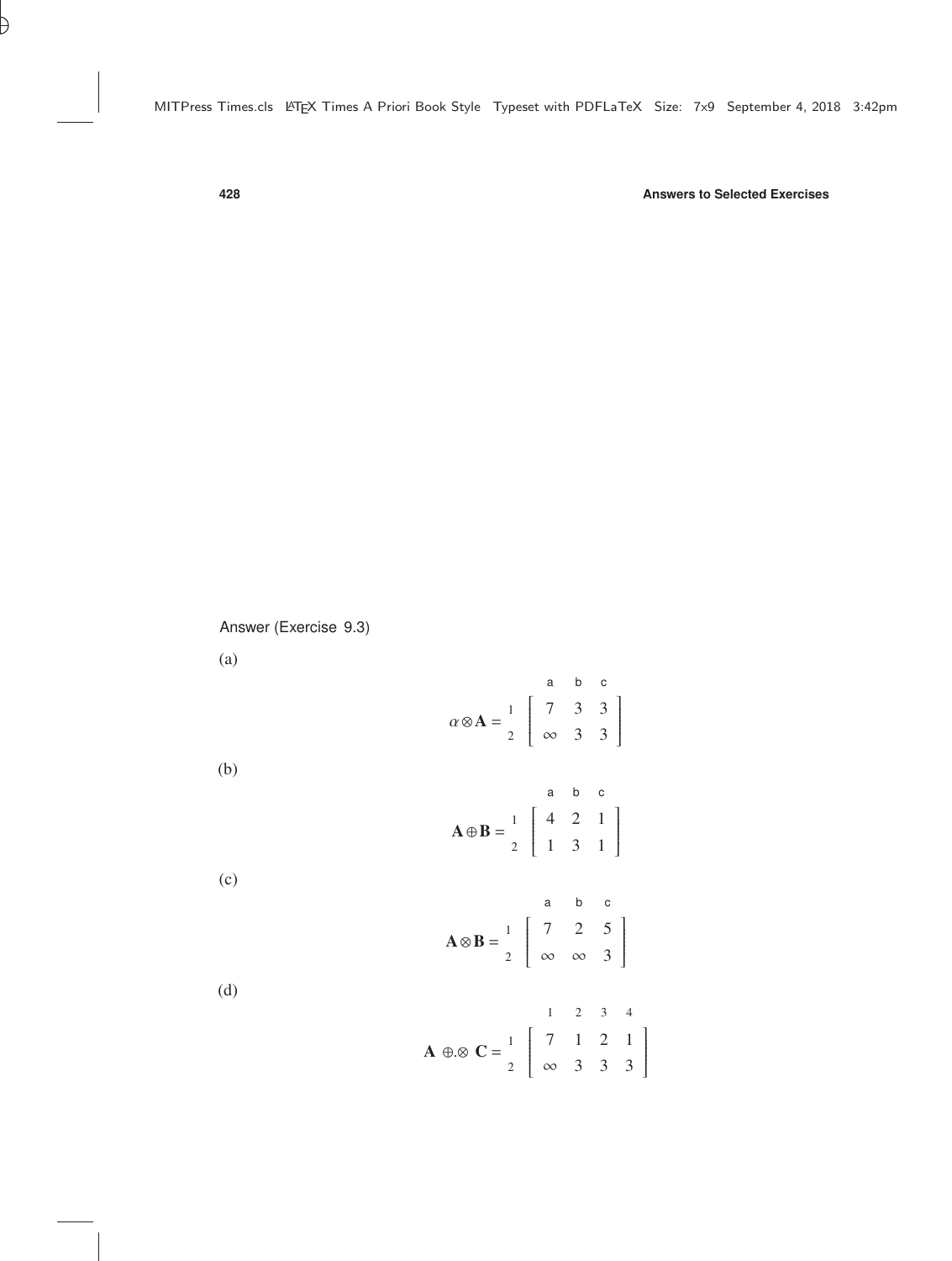Answer (Exercise 9.3)

(a)

$$\alpha \otimes \mathbf{A} = \begin{array}{c} \\ 1 \\ 2 \end{array} \begin{array}{c} \begin{array}{ccc} \mathsf{a} & \mathsf{b} & \mathsf{c} \end{array} \\ \left[ \begin{array}{ccc} 7 & 3 & 3 \\ \infty & 3 & 3 \end{array} \right] \end{array}$$

(b)

$$\mathbf{A} \oplus \mathbf{B} = \begin{array}{c} \\ 1 \\ 2 \end{array} \begin{array}{c} \begin{array}{ccc} \mathsf{a} & \mathsf{b} & \mathsf{c} \end{array} \\ \left[ \begin{array}{ccc} 4 & 2 & 1 \\ 1 & 3 & 1 \end{array} \right] \end{array}$$

(c)

$$\mathbf{A} \otimes \mathbf{B} = \begin{array}{c} \\ 1 \\ 2 \end{array} \begin{array}{c} \begin{array}{ccc} \mathsf{a} & \mathsf{b} & \mathsf{c} \end{array} \\ \left[ \begin{array}{ccc} 7 & 2 & 5 \\ \infty & \infty & 3 \end{array} \right] \end{array}$$

(d)

$$\mathbf{A} \oplus.\otimes \mathbf{C} = \begin{array}{c} \\ 1 \\ 2 \end{array} \begin{array}{c} \begin{array}{cccc} 1 & 2 & 3 & 4 \end{array} \\ \left[ \begin{array}{cccc} 7 & 1 & 2 & 1 \\ \infty & 3 & 3 & 3 \end{array} \right] \end{array}$$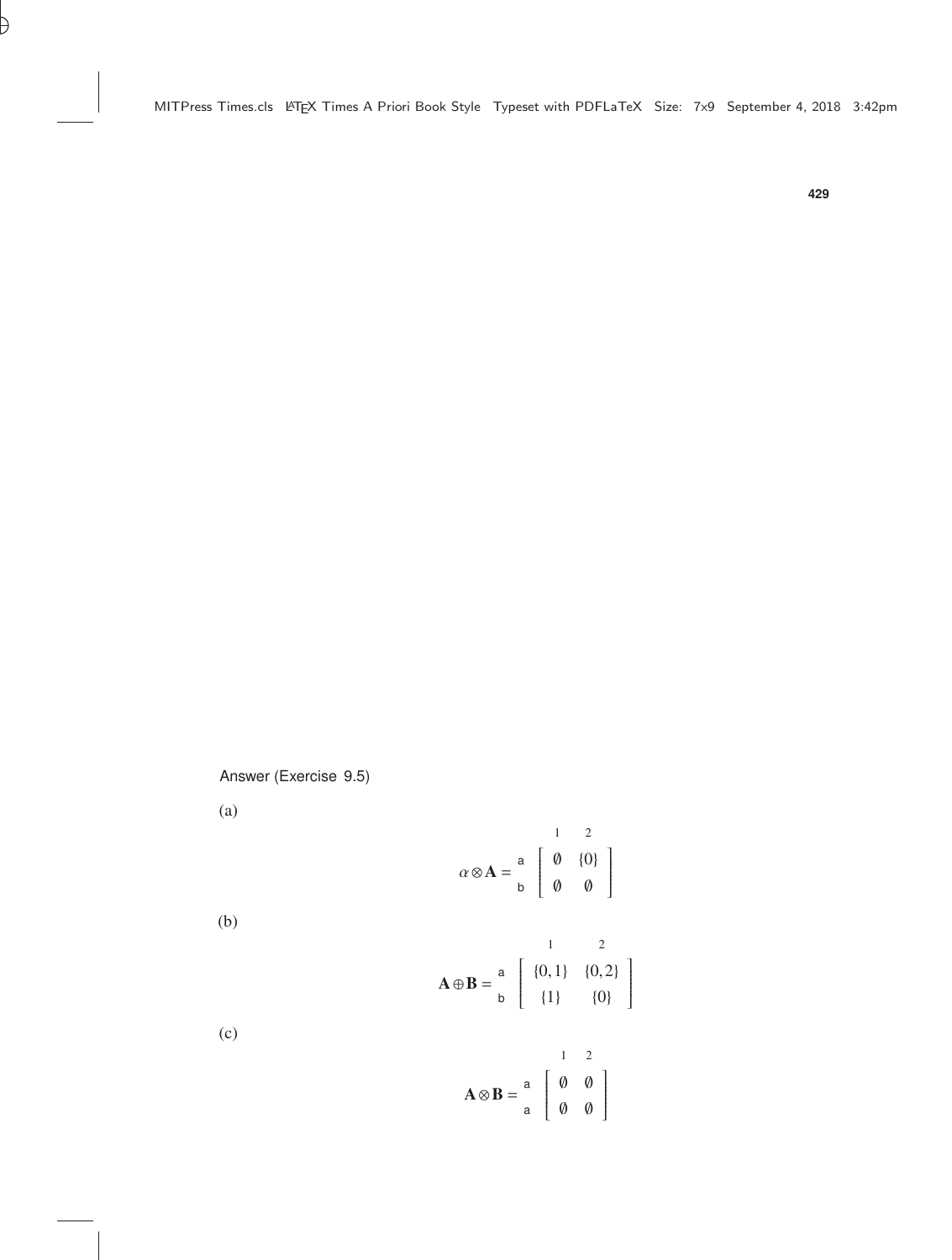Answer (Exercise 9.5)

(a)

$$\alpha \otimes \mathbf{A} = \begin{array}{c} \\ \mathsf{a} \\ \mathsf{b} \end{array} \begin{array}{c} \begin{array}{cc} 1 & 2 \end{array} \\ \left[ \begin{array}{cc} \emptyset & \{0\} \\ \emptyset & \emptyset \end{array} \right] \end{array}$$

(b)

$$\mathbf{A} \oplus \mathbf{B} = \begin{array}{c} \\ \mathsf{a} \\ \mathsf{b} \end{array} \begin{array}{c} \begin{array}{cc} 1 & 2 \end{array} \\ \left[ \begin{array}{cc} \{0,1\} & \{0,2\} \\ \{1\} & \{0\} \end{array} \right] \end{array}$$

(c)

$$\mathbf{A} \otimes \mathbf{B} = \begin{array}{c} \\ \mathsf{a} \\ \mathsf{a} \end{array} \begin{array}{c} \begin{array}{cc} 1 & 2 \end{array} \\ \left[ \begin{array}{cc} \emptyset & \emptyset \\ \emptyset & \emptyset \end{array} \right] \end{array}$$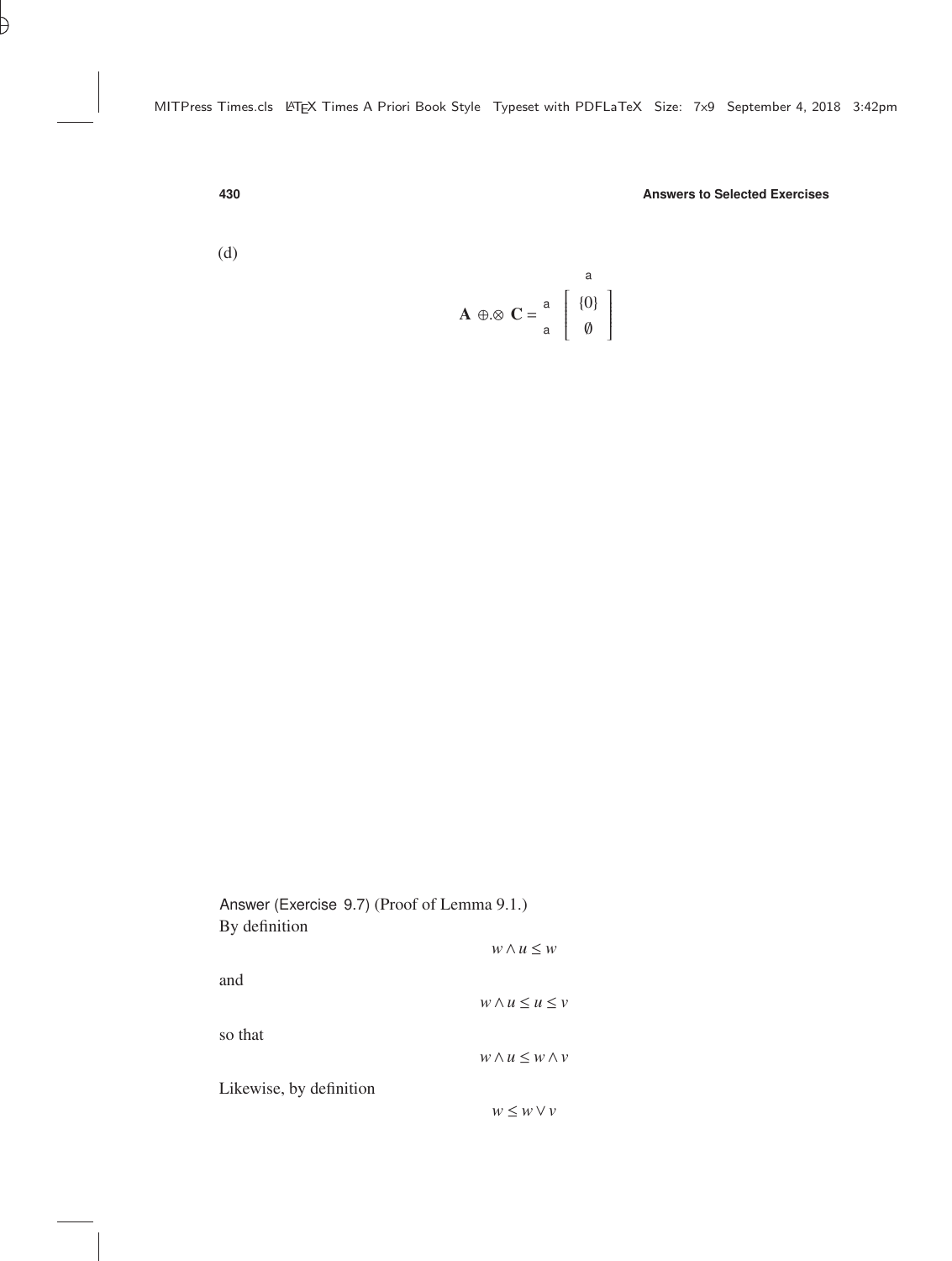(d)

$$\mathbf{A} \oplus.\otimes \mathbf{C} = \begin{array}{c} \\ \mathsf{a} \\ \mathsf{a} \end{array} \begin{array}{c} \mathsf{a} \\ \left[ \begin{array}{c} \{0\} \\ \emptyset \end{array} \right] \end{array}$$

Answer (Exercise 9.7) (Proof of Lemma 9.1.)
By definition

$$w \wedge u \leq w$$

and

$$w \wedge u \leq u \leq v$$

so that

$$w \wedge u \leq w \wedge v$$

Likewise, by definition

$$w \leq w \vee v$$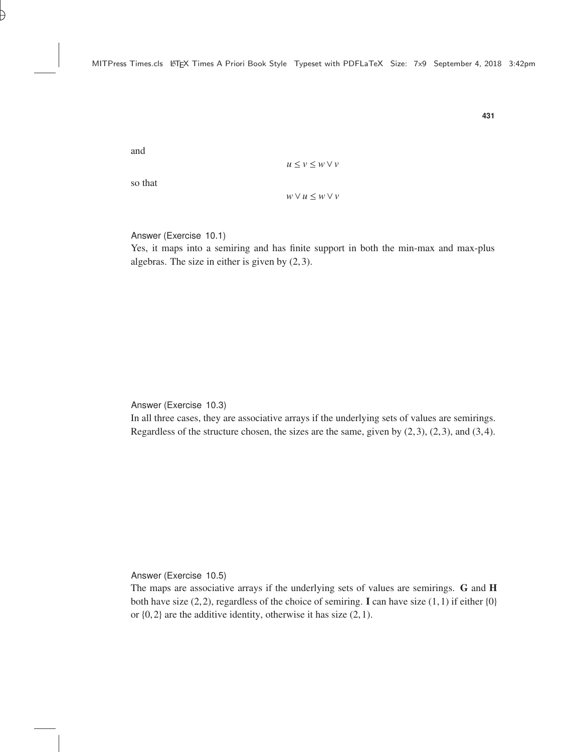and

$$u \leq v \leq w \vee v$$

so that

$$w \vee u \leq w \vee v$$

Answer (Exercise 10.1)

Yes, it maps into a semiring and has finite support in both the min-max and max-plus algebras. The size in either is given by $(2, 3)$.

Answer (Exercise 10.3)

In all three cases, they are associative arrays if the underlying sets of values are semirings. Regardless of the structure chosen, the sizes are the same, given by $(2, 3)$, $(2, 3)$, and $(3, 4)$.

Answer (Exercise 10.5)

The maps are associative arrays if the underlying sets of values are semirings. **G** and **H** both have size $(2, 2)$, regardless of the choice of semiring. **I** can have size $(1, 1)$ if either $\{0\}$ or $\{0, 2\}$ are the additive identity, otherwise it has size $(2, 1)$.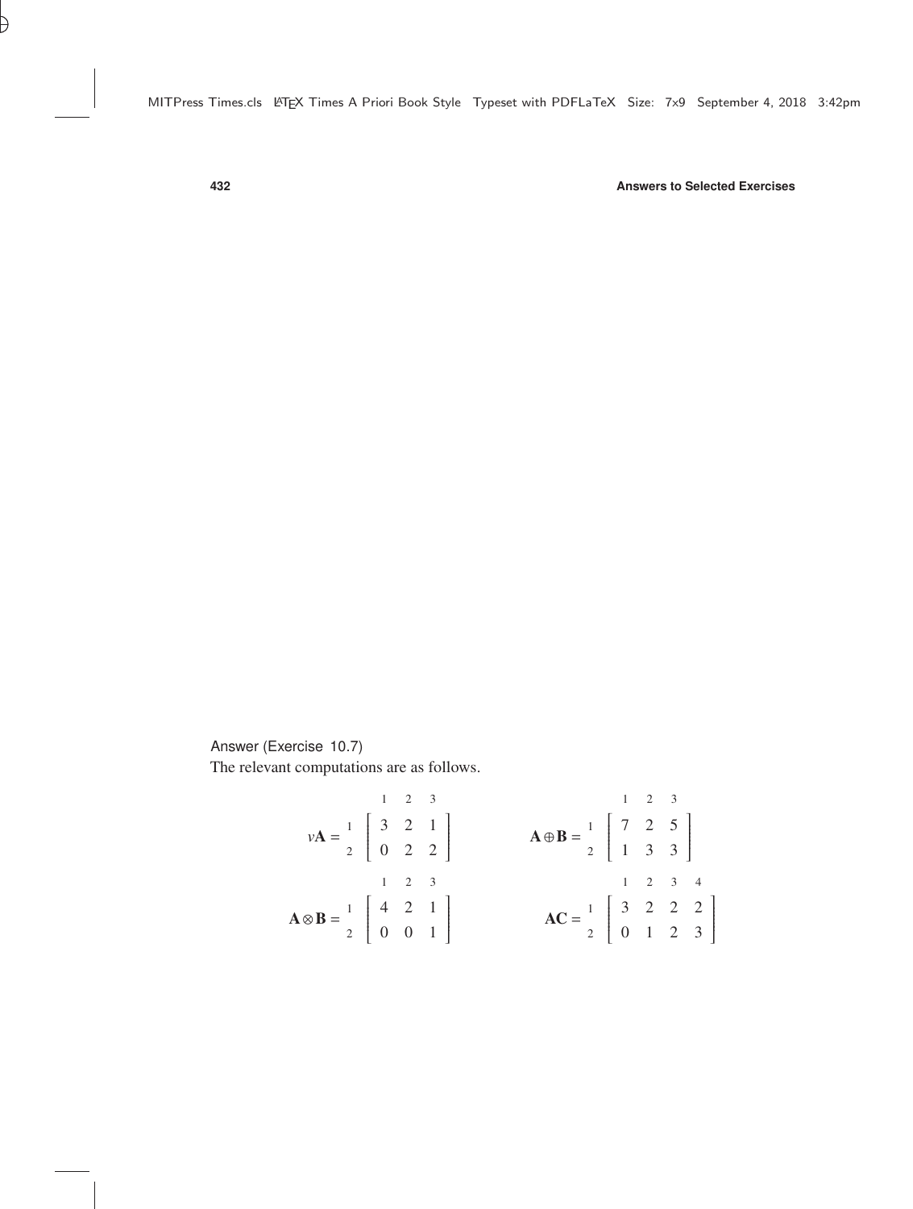Answer (Exercise 10.7)

The relevant computations are as follows.

$$v\mathbf{A} = \begin{array}{c} \\ 1 \\ 2 \end{array} \begin{array}{c} \begin{array}{ccc} 1 & 2 & 3 \end{array} \\ \left[ \begin{array}{ccc} 3 & 2 & 1 \\ 0 & 2 & 2 \end{array} \right] \end{array} \qquad \mathbf{A} \oplus \mathbf{B} = \begin{array}{c} \\ 1 \\ 2 \end{array} \begin{array}{c} \begin{array}{ccc} 1 & 2 & 3 \end{array} \\ \left[ \begin{array}{ccc} 7 & 2 & 5 \\ 1 & 3 & 3 \end{array} \right] \end{array}$$

$$\mathbf{A} \otimes \mathbf{B} = \begin{array}{c} \\ 1 \\ 2 \end{array} \begin{array}{c} \begin{array}{ccc} 1 & 2 & 3 \end{array} \\ \left[ \begin{array}{ccc} 4 & 2 & 1 \\ 0 & 0 & 1 \end{array} \right] \end{array} \qquad \mathbf{AC} = \begin{array}{c} \\ 1 \\ 2 \end{array} \begin{array}{c} \begin{array}{cccc} 1 & 2 & 3 & 4 \end{array} \\ \left[ \begin{array}{cccc} 3 & 2 & 2 & 2 \\ 0 & 1 & 2 & 3 \end{array} \right] \end{array}$$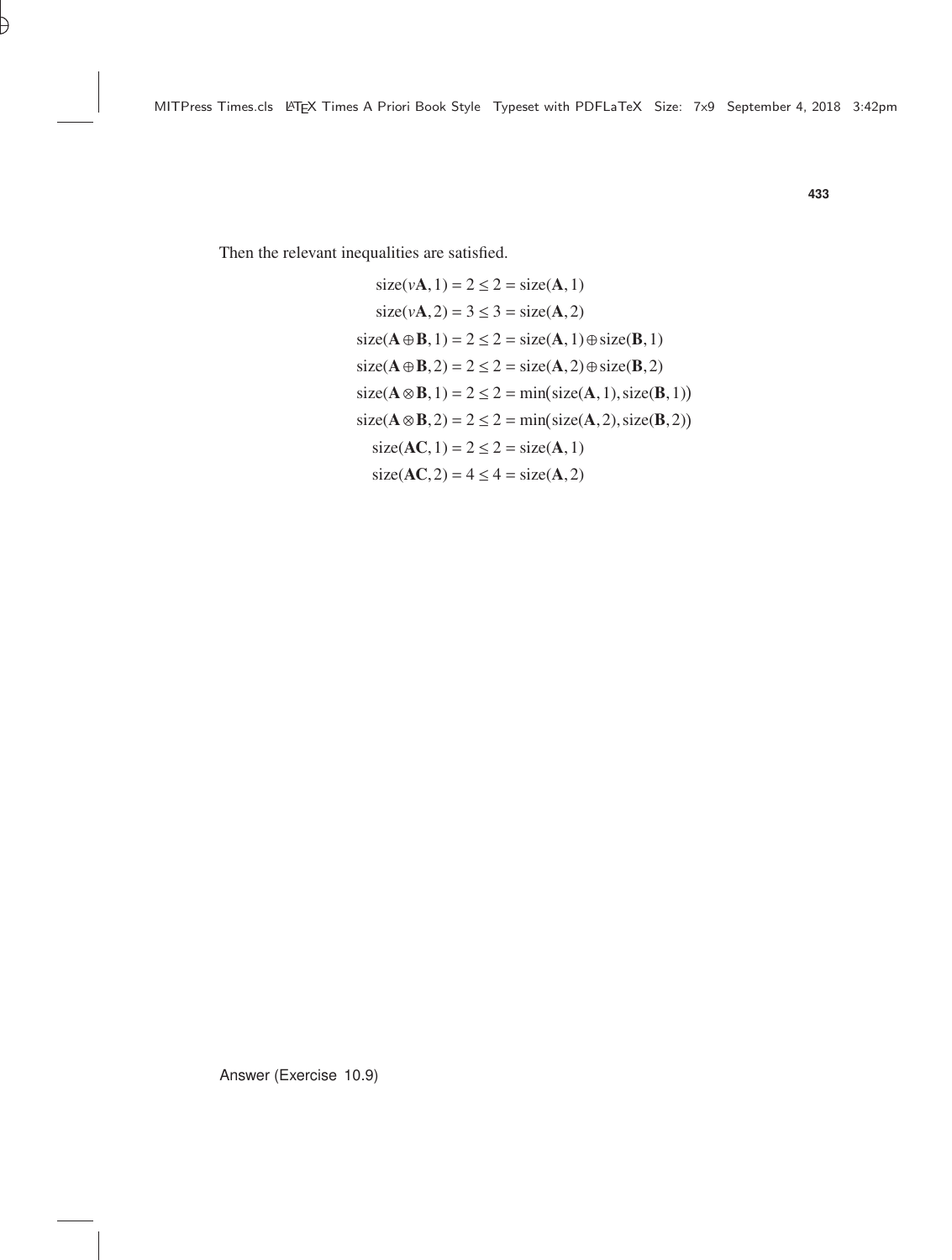Then the relevant inequalities are satisfied.

$$
\begin{aligned}
\text{size}(v\mathbf{A},1) &= 2 \leq 2 = \text{size}(\mathbf{A},1) \\
\text{size}(v\mathbf{A},2) &= 3 \leq 3 = \text{size}(\mathbf{A},2) \\
\text{size}(\mathbf{A} \oplus \mathbf{B},1) &= 2 \leq 2 = \text{size}(\mathbf{A},1) \oplus \text{size}(\mathbf{B},1) \\
\text{size}(\mathbf{A} \oplus \mathbf{B},2) &= 2 \leq 2 = \text{size}(\mathbf{A},2) \oplus \text{size}(\mathbf{B},2) \\
\text{size}(\mathbf{A} \otimes \mathbf{B},1) &= 2 \leq 2 = \min(\text{size}(\mathbf{A},1),\text{size}(\mathbf{B},1)) \\
\text{size}(\mathbf{A} \otimes \mathbf{B},2) &= 2 \leq 2 = \min(\text{size}(\mathbf{A},2),\text{size}(\mathbf{B},2)) \\
\text{size}(\mathbf{AC},1) &= 2 \leq 2 = \text{size}(\mathbf{A},1) \\
\text{size}(\mathbf{AC},2) &= 4 \leq 4 = \text{size}(\mathbf{A},2)
\end{aligned}
$$

Answer (Exercise 10.9)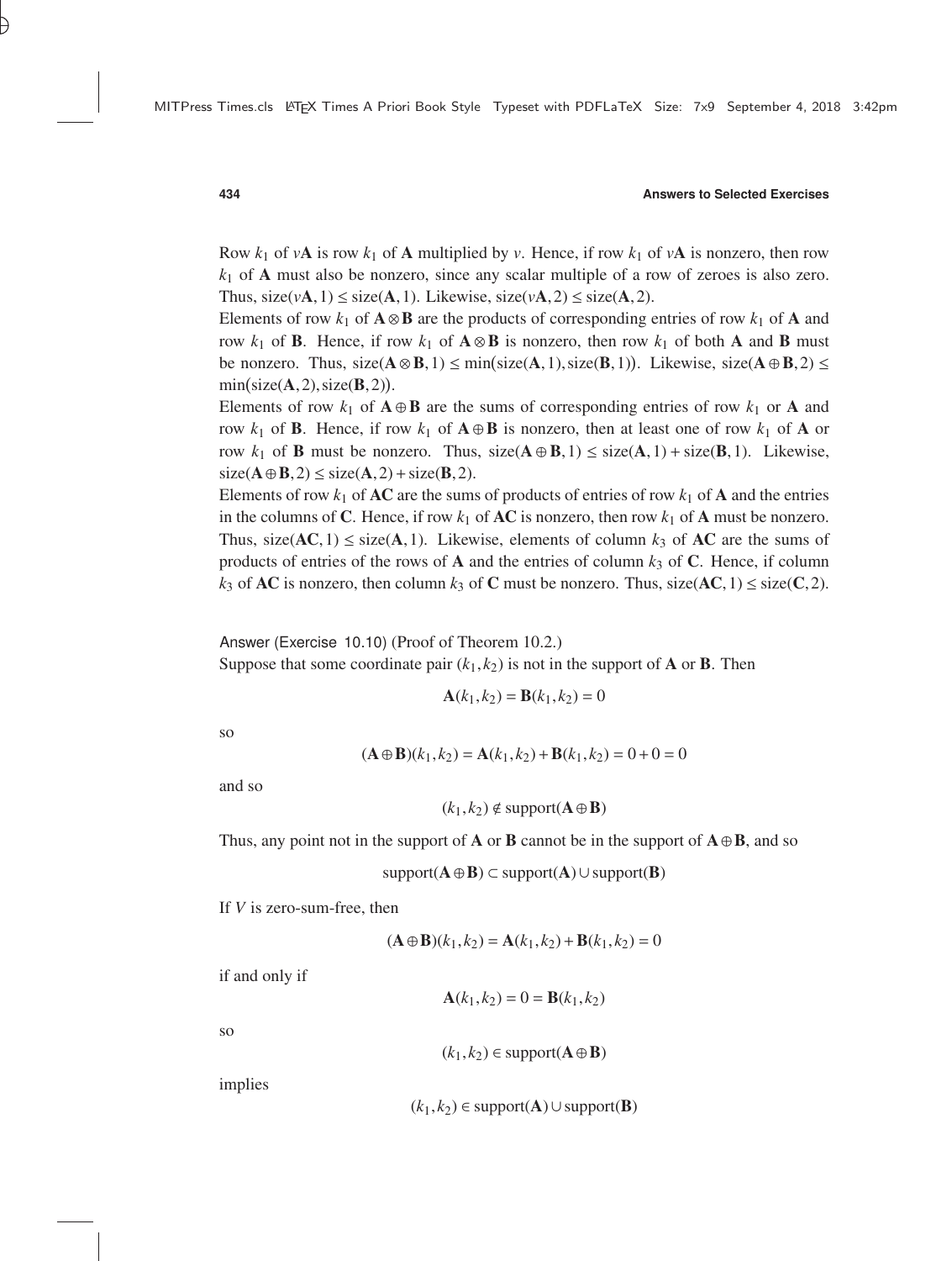Row $k_1$ of $v\mathbf{A}$ is row $k_1$ of $\mathbf{A}$ multiplied by $v$. Hence, if row $k_1$ of $v\mathbf{A}$ is nonzero, then row $k_1$ of $\mathbf{A}$ must also be nonzero, since any scalar multiple of a row of zeroes is also zero. Thus, $\text{size}(v\mathbf{A}, 1) \leq \text{size}(\mathbf{A}, 1)$. Likewise, $\text{size}(v\mathbf{A}, 2) \leq \text{size}(\mathbf{A}, 2)$.

Elements of row $k_1$ of $\mathbf{A} \otimes \mathbf{B}$ are the products of corresponding entries of row $k_1$ of $\mathbf{A}$ and row $k_1$ of $\mathbf{B}$. Hence, if row $k_1$ of $\mathbf{A} \otimes \mathbf{B}$ is nonzero, then row $k_1$ of both $\mathbf{A}$ and $\mathbf{B}$ must be nonzero. Thus, $\text{size}(\mathbf{A} \otimes \mathbf{B}, 1) \leq \min(\text{size}(\mathbf{A}, 1), \text{size}(\mathbf{B}, 1))$. Likewise, $\text{size}(\mathbf{A} \oplus \mathbf{B}, 2) \leq \min(\text{size}(\mathbf{A}, 2), \text{size}(\mathbf{B}, 2))$.

Elements of row $k_1$ of $\mathbf{A} \oplus \mathbf{B}$ are the sums of corresponding entries of row $k_1$ or $\mathbf{A}$ and row $k_1$ of $\mathbf{B}$. Hence, if row $k_1$ of $\mathbf{A} \oplus \mathbf{B}$ is nonzero, then at least one of row $k_1$ of $\mathbf{A}$ or row $k_1$ of $\mathbf{B}$ must be nonzero. Thus, $\text{size}(\mathbf{A} \oplus \mathbf{B}, 1) \leq \text{size}(\mathbf{A}, 1) + \text{size}(\mathbf{B}, 1)$. Likewise, $\text{size}(\mathbf{A} \oplus \mathbf{B}, 2) \leq \text{size}(\mathbf{A}, 2) + \text{size}(\mathbf{B}, 2)$.

Elements of row $k_1$ of $\mathbf{AC}$ are the sums of products of entries of row $k_1$ of $\mathbf{A}$ and the entries in the columns of $\mathbf{C}$. Hence, if row $k_1$ of $\mathbf{AC}$ is nonzero, then row $k_1$ of $\mathbf{A}$ must be nonzero. Thus, $\text{size}(\mathbf{AC}, 1) \leq \text{size}(\mathbf{A}, 1)$. Likewise, elements of column $k_3$ of $\mathbf{AC}$ are the sums of products of entries of the rows of $\mathbf{A}$ and the entries of column $k_3$ of $\mathbf{C}$. Hence, if column $k_3$ of $\mathbf{AC}$ is nonzero, then column $k_3$ of $\mathbf{C}$ must be nonzero. Thus, $\text{size}(\mathbf{AC}, 1) \leq \text{size}(\mathbf{C}, 2)$.

Answer (Exercise 10.10) (Proof of Theorem 10.2.)

Suppose that some coordinate pair $(k_1, k_2)$ is not in the support of $\mathbf{A}$ or $\mathbf{B}$. Then

$$\mathbf{A}(k_1, k_2) = \mathbf{B}(k_1, k_2) = 0$$

so

$$(\mathbf{A} \oplus \mathbf{B})(k_1, k_2) = \mathbf{A}(k_1, k_2) + \mathbf{B}(k_1, k_2) = 0 + 0 = 0$$

and so

$$(k_1, k_2) \notin \text{support}(\mathbf{A} \oplus \mathbf{B})$$

Thus, any point not in the support of $\mathbf{A}$ or $\mathbf{B}$ cannot be in the support of $\mathbf{A} \oplus \mathbf{B}$, and so

$$\text{support}(\mathbf{A} \oplus \mathbf{B}) \subset \text{support}(\mathbf{A}) \cup \text{support}(\mathbf{B})$$

If $V$ is zero-sum-free, then

$$(\mathbf{A} \oplus \mathbf{B})(k_1, k_2) = \mathbf{A}(k_1, k_2) + \mathbf{B}(k_1, k_2) = 0$$

if and only if

$$\mathbf{A}(k_1, k_2) = 0 = \mathbf{B}(k_1, k_2)$$

so

$$(k_1, k_2) \in \text{support}(\mathbf{A} \oplus \mathbf{B})$$

implies

$$(k_1, k_2) \in \text{support}(\mathbf{A}) \cup \text{support}(\mathbf{B})$$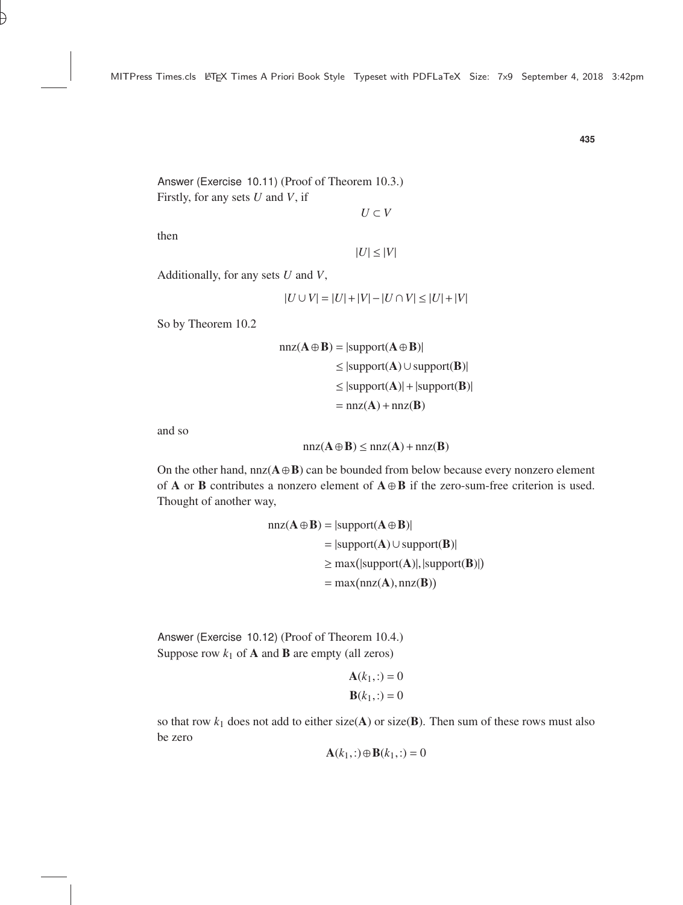Answer (Exercise 10.11) (Proof of Theorem 10.3.)
Firstly, for any sets $U$ and $V$, if

$$U \subset V$$

then

$$|U| \leq |V|$$

Additionally, for any sets $U$ and $V$,

$$|U \cup V| = |U| + |V| - |U \cap V| \leq |U| + |V|$$

So by Theorem 10.2

$$\begin{aligned}
\text{nnz}(\mathbf{A} \oplus \mathbf{B}) &= |\text{support}(\mathbf{A} \oplus \mathbf{B})| \\
&\leq |\text{support}(\mathbf{A}) \cup \text{support}(\mathbf{B})| \\
&\leq |\text{support}(\mathbf{A})| + |\text{support}(\mathbf{B})| \\
&= \text{nnz}(\mathbf{A}) + \text{nnz}(\mathbf{B})
\end{aligned}$$

and so

$$\text{nnz}(\mathbf{A} \oplus \mathbf{B}) \leq \text{nnz}(\mathbf{A}) + \text{nnz}(\mathbf{B})$$

On the other hand, $\text{nnz}(\mathbf{A} \oplus \mathbf{B})$ can be bounded from below because every nonzero element of $\mathbf{A}$ or $\mathbf{B}$ contributes a nonzero element of $\mathbf{A} \oplus \mathbf{B}$ if the zero-sum-free criterion is used. Thought of another way,

$$\begin{aligned}
\text{nnz}(\mathbf{A} \oplus \mathbf{B}) &= |\text{support}(\mathbf{A} \oplus \mathbf{B})| \\
&= |\text{support}(\mathbf{A}) \cup \text{support}(\mathbf{B})| \\
&\geq \max\big(|\text{support}(\mathbf{A})|, |\text{support}(\mathbf{B})|\big) \\
&= \max(\text{nnz}(\mathbf{A}), \text{nnz}(\mathbf{B}))
\end{aligned}$$

Answer (Exercise 10.12) (Proof of Theorem 10.4.)
Suppose row $k_1$ of $\mathbf{A}$ and $\mathbf{B}$ are empty (all zeros)

$$\begin{aligned}
\mathbf{A}(k_1, :) &= 0 \\
\mathbf{B}(k_1, :) &= 0
\end{aligned}$$

so that row $k_1$ does not add to either $\text{size}(\mathbf{A})$ or $\text{size}(\mathbf{B})$. Then sum of these rows must also be zero

$$\mathbf{A}(k_1, :) \oplus \mathbf{B}(k_1, :) = 0$$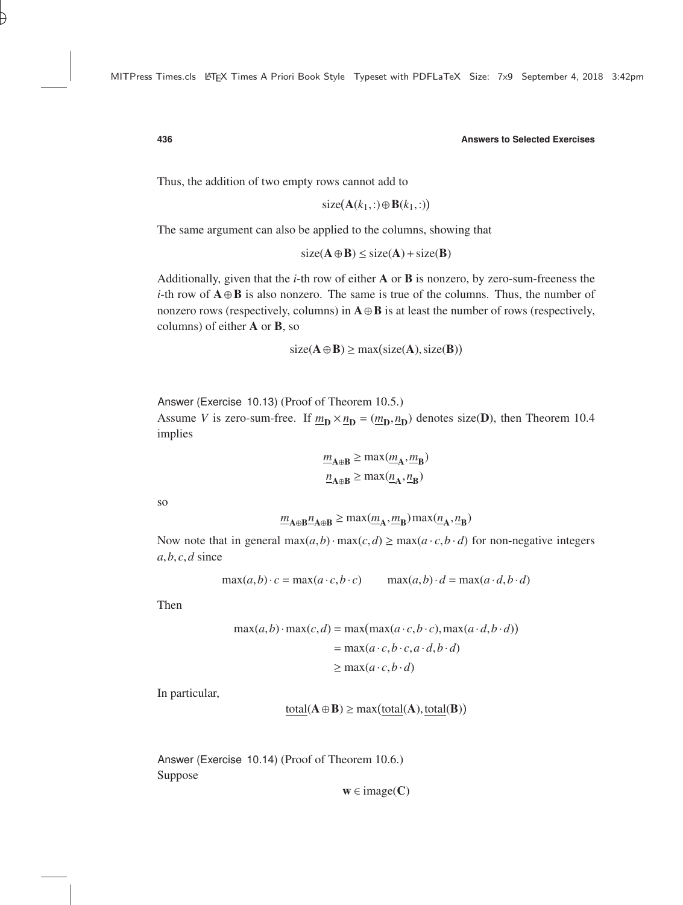Thus, the addition of two empty rows cannot add to

$$\text{size}(\mathbf{A}(k_1,:) \oplus \mathbf{B}(k_1,:))$$

The same argument can also be applied to the columns, showing that

$$\text{size}(\mathbf{A} \oplus \mathbf{B}) \leq \text{size}(\mathbf{A}) + \text{size}(\mathbf{B})$$

Additionally, given that the $i$-th row of either $\mathbf{A}$ or $\mathbf{B}$ is nonzero, by zero-sum-freeness the $i$-th row of $\mathbf{A} \oplus \mathbf{B}$ is also nonzero. The same is true of the columns. Thus, the number of nonzero rows (respectively, columns) in $\mathbf{A} \oplus \mathbf{B}$ is at least the number of rows (respectively, columns) of either $\mathbf{A}$ or $\mathbf{B}$, so

$$\text{size}(\mathbf{A} \oplus \mathbf{B}) \geq \max(\text{size}(\mathbf{A}), \text{size}(\mathbf{B}))$$

Answer (Exercise 10.13) (Proof of Theorem 10.5.)
Assume $V$ is zero-sum-free. If $\underline{m}_{\mathbf{D}} \times \underline{n}_{\mathbf{D}} = (\underline{m}_{\mathbf{D}}, \underline{n}_{\mathbf{D}})$ denotes size($\mathbf{D}$), then Theorem 10.4 implies

$$\underline{m}_{\mathbf{A}\oplus\mathbf{B}} \geq \max(\underline{m}_{\mathbf{A}}, \underline{m}_{\mathbf{B}})$$
$$\underline{n}_{\mathbf{A}\oplus\mathbf{B}} \geq \max(\underline{n}_{\mathbf{A}}, \underline{n}_{\mathbf{B}})$$

so

$$\underline{m}_{\mathbf{A}\oplus\mathbf{B}} \underline{n}_{\mathbf{A}\oplus\mathbf{B}} \geq \max(\underline{m}_{\mathbf{A}}, \underline{m}_{\mathbf{B}}) \max(\underline{n}_{\mathbf{A}}, \underline{n}_{\mathbf{B}})$$

Now note that in general $\max(a,b) \cdot \max(c,d) \geq \max(a \cdot c, b \cdot d)$ for non-negative integers $a, b, c, d$ since

$$\max(a,b) \cdot c = \max(a \cdot c, b \cdot c) \qquad \max(a,b) \cdot d = \max(a \cdot d, b \cdot d)$$

Then

$$\begin{aligned}
\max(a,b) \cdot \max(c,d) &= \max\big(\max(a \cdot c, b \cdot c), \max(a \cdot d, b \cdot d)\big) \\
&= \max(a \cdot c, b \cdot c, a \cdot d, b \cdot d) \\
&\geq \max(a \cdot c, b \cdot d)
\end{aligned}$$

In particular,

$$\underline{\text{total}}(\mathbf{A} \oplus \mathbf{B}) \geq \max\big(\underline{\text{total}}(\mathbf{A}), \underline{\text{total}}(\mathbf{B})\big)$$

Answer (Exercise 10.14) (Proof of Theorem 10.6.)
Suppose

$$\mathbf{w} \in \text{image}(\mathbf{C})$$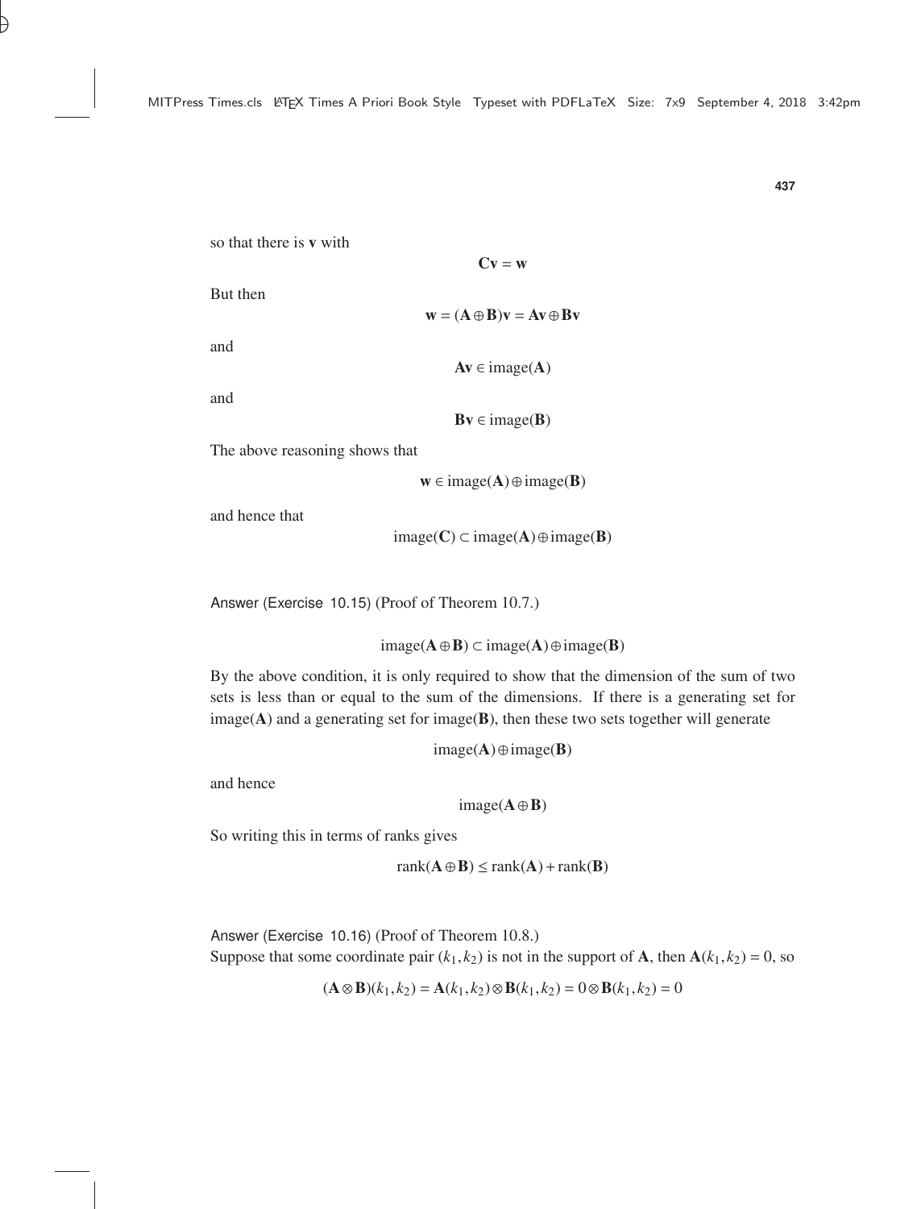so that there is $\mathbf{v}$ with

$$\mathbf{C}\mathbf{v} = \mathbf{w}$$

But then

$$\mathbf{w} = (\mathbf{A} \oplus \mathbf{B})\mathbf{v} = \mathbf{A}\mathbf{v} \oplus \mathbf{B}\mathbf{v}$$

and

$$\mathbf{A}\mathbf{v} \in \text{image}(\mathbf{A})$$

and

$$\mathbf{B}\mathbf{v} \in \text{image}(\mathbf{B})$$

The above reasoning shows that

$$\mathbf{w} \in \text{image}(\mathbf{A}) \oplus \text{image}(\mathbf{B})$$

and hence that

$$\text{image}(\mathbf{C}) \subset \text{image}(\mathbf{A}) \oplus \text{image}(\mathbf{B})$$

Answer (Exercise 10.15) (Proof of Theorem 10.7.)

$$\text{image}(\mathbf{A} \oplus \mathbf{B}) \subset \text{image}(\mathbf{A}) \oplus \text{image}(\mathbf{B})$$

By the above condition, it is only required to show that the dimension of the sum of two sets is less than or equal to the sum of the dimensions. If there is a generating set for image($\mathbf{A}$) and a generating set for image($\mathbf{B}$), then these two sets together will generate

$$\text{image}(\mathbf{A}) \oplus \text{image}(\mathbf{B})$$

and hence

$$\text{image}(\mathbf{A} \oplus \mathbf{B})$$

So writing this in terms of ranks gives

$$\text{rank}(\mathbf{A} \oplus \mathbf{B}) \leq \text{rank}(\mathbf{A}) + \text{rank}(\mathbf{B})$$

Answer (Exercise 10.16) (Proof of Theorem 10.8.)
Suppose that some coordinate pair $(k_1, k_2)$ is not in the support of $\mathbf{A}$, then $\mathbf{A}(k_1, k_2) = 0$, so

$$(\mathbf{A} \otimes \mathbf{B})(k_1, k_2) = \mathbf{A}(k_1, k_2) \otimes \mathbf{B}(k_1, k_2) = 0 \otimes \mathbf{B}(k_1, k_2) = 0$$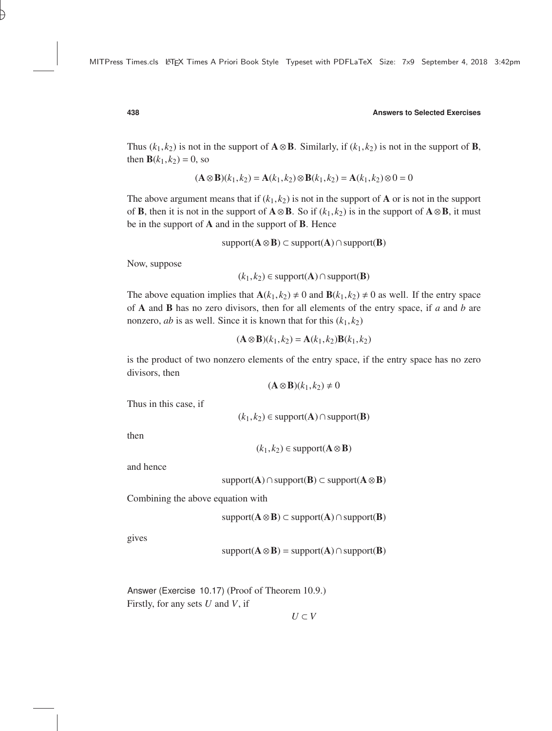Thus $(k_1, k_2)$ is not in the support of $\mathbf{A} \otimes \mathbf{B}$. Similarly, if $(k_1, k_2)$ is not in the support of $\mathbf{B}$, then $\mathbf{B}(k_1, k_2) = 0$, so

$$(\mathbf{A} \otimes \mathbf{B})(k_1, k_2) = \mathbf{A}(k_1, k_2) \otimes \mathbf{B}(k_1, k_2) = \mathbf{A}(k_1, k_2) \otimes 0 = 0$$

The above argument means that if $(k_1, k_2)$ is not in the support of $\mathbf{A}$ or is not in the support of $\mathbf{B}$, then it is not in the support of $\mathbf{A} \otimes \mathbf{B}$. So if $(k_1, k_2)$ is in the support of $\mathbf{A} \otimes \mathbf{B}$, it must be in the support of $\mathbf{A}$ and in the support of $\mathbf{B}$. Hence

$$\text{support}(\mathbf{A} \otimes \mathbf{B}) \subset \text{support}(\mathbf{A}) \cap \text{support}(\mathbf{B})$$

Now, suppose

$$(k_1, k_2) \in \text{support}(\mathbf{A}) \cap \text{support}(\mathbf{B})$$

The above equation implies that $\mathbf{A}(k_1, k_2) \neq 0$ and $\mathbf{B}(k_1, k_2) \neq 0$ as well. If the entry space of $\mathbf{A}$ and $\mathbf{B}$ has no zero divisors, then for all elements of the entry space, if $a$ and $b$ are nonzero, $ab$ is as well. Since it is known that for this $(k_1, k_2)$

$$(\mathbf{A} \otimes \mathbf{B})(k_1, k_2) = \mathbf{A}(k_1, k_2)\mathbf{B}(k_1, k_2)$$

is the product of two nonzero elements of the entry space, if the entry space has no zero divisors, then

$$(\mathbf{A} \otimes \mathbf{B})(k_1, k_2) \neq 0$$

Thus in this case, if

$$(k_1, k_2) \in \text{support}(\mathbf{A}) \cap \text{support}(\mathbf{B})$$

then

$$(k_1, k_2) \in \text{support}(\mathbf{A} \otimes \mathbf{B})$$

and hence

$$\text{support}(\mathbf{A}) \cap \text{support}(\mathbf{B}) \subset \text{support}(\mathbf{A} \otimes \mathbf{B})$$

Combining the above equation with

$$\text{support}(\mathbf{A} \otimes \mathbf{B}) \subset \text{support}(\mathbf{A}) \cap \text{support}(\mathbf{B})$$

gives

$$\text{support}(\mathbf{A} \otimes \mathbf{B}) = \text{support}(\mathbf{A}) \cap \text{support}(\mathbf{B})$$

Answer (Exercise 10.17) (Proof of Theorem 10.9.)
Firstly, for any sets $U$ and $V$, if

$$U \subset V$$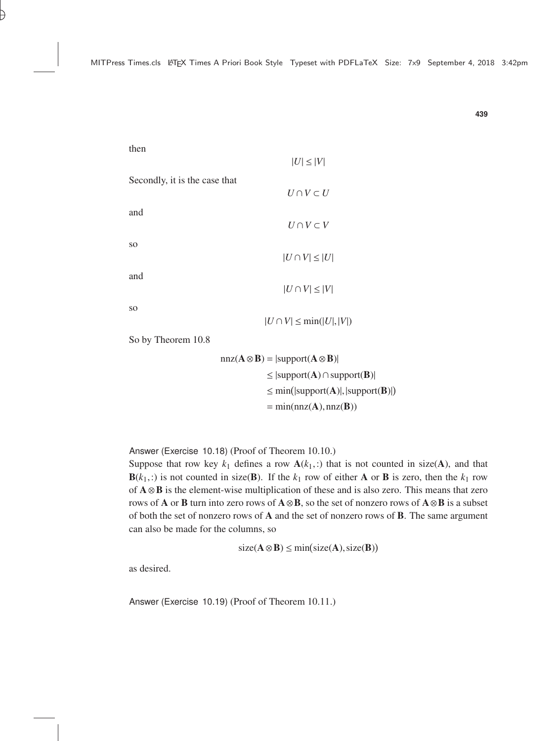then

$$|U| \leq |V|$$

Secondly, it is the case that

$$U \cap V \subset U$$

and

$$U \cap V \subset V$$

so

$$|U \cap V| \leq |U|$$

and

$$|U \cap V| \leq |V|$$

so

$$|U \cap V| \leq \min(|U|, |V|)$$

So by Theorem 10.8

$$\begin{aligned}
\text{nnz}(\mathbf{A} \otimes \mathbf{B}) &= |\text{support}(\mathbf{A} \otimes \mathbf{B})| \\
&\leq |\text{support}(\mathbf{A}) \cap \text{support}(\mathbf{B})| \\
&\leq \min\big(|\text{support}(\mathbf{A})|, |\text{support}(\mathbf{B})|\big) \\
&= \min(\text{nnz}(\mathbf{A}), \text{nnz}(\mathbf{B}))
\end{aligned}$$

Answer (Exercise 10.18) (Proof of Theorem 10.10.)
Suppose that row key $k_1$ defines a row $\mathbf{A}(k_1, :)$ that is not counted in size($\mathbf{A}$), and that $\mathbf{B}(k_1, :)$ is not counted in size($\mathbf{B}$). If the $k_1$ row of either $\mathbf{A}$ or $\mathbf{B}$ is zero, then the $k_1$ row of $\mathbf{A} \otimes \mathbf{B}$ is the element-wise multiplication of these and is also zero. This means that zero rows of $\mathbf{A}$ or $\mathbf{B}$ turn into zero rows of $\mathbf{A} \otimes \mathbf{B}$, so the set of nonzero rows of $\mathbf{A} \otimes \mathbf{B}$ is a subset of both the set of nonzero rows of $\mathbf{A}$ and the set of nonzero rows of $\mathbf{B}$. The same argument can also be made for the columns, so

$$\text{size}(\mathbf{A} \otimes \mathbf{B}) \leq \min\big(\text{size}(\mathbf{A}), \text{size}(\mathbf{B})\big)$$

as desired.

Answer (Exercise 10.19) (Proof of Theorem 10.11.)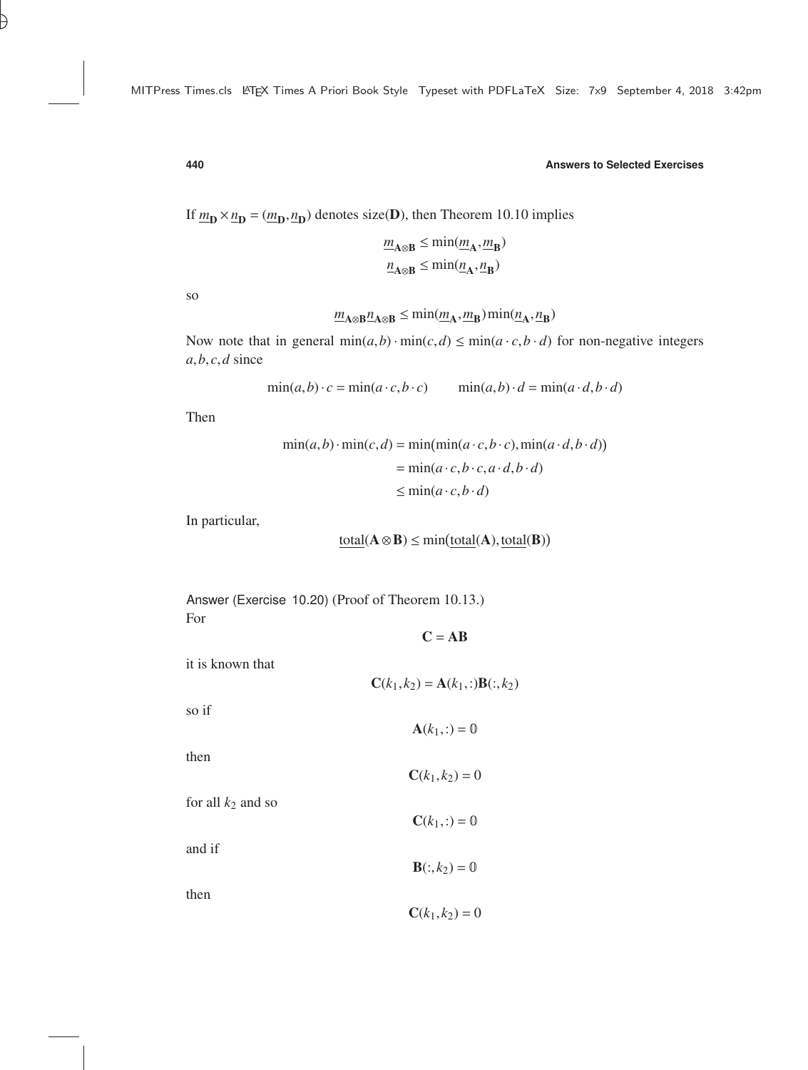If $\underline{m}_{\mathbf{D}} \times \underline{n}_{\mathbf{D}} = (\underline{m}_{\mathbf{D}}, \underline{n}_{\mathbf{D}})$ denotes size($\mathbf{D}$), then Theorem 10.10 implies

$$\underline{m}_{\mathbf{A}\otimes\mathbf{B}} \leq \min(\underline{m}_{\mathbf{A}}, \underline{m}_{\mathbf{B}})$$
$$\underline{n}_{\mathbf{A}\otimes\mathbf{B}} \leq \min(\underline{n}_{\mathbf{A}}, \underline{n}_{\mathbf{B}})$$

so

$$\underline{m}_{\mathbf{A}\otimes\mathbf{B}}\underline{n}_{\mathbf{A}\otimes\mathbf{B}} \leq \min(\underline{m}_{\mathbf{A}}, \underline{m}_{\mathbf{B}})\min(\underline{n}_{\mathbf{A}}, \underline{n}_{\mathbf{B}})$$

Now note that in general $\min(a,b)\cdot\min(c,d) \leq \min(a\cdot c, b\cdot d)$ for non-negative integers $a, b, c, d$ since

$$\min(a,b)\cdot c = \min(a\cdot c, b\cdot c) \qquad \min(a,b)\cdot d = \min(a\cdot d, b\cdot d)$$

Then

$$\begin{aligned}
\min(a,b)\cdot\min(c,d) &= \min(\min(a\cdot c, b\cdot c), \min(a\cdot d, b\cdot d)) \\
&= \min(a\cdot c, b\cdot c, a\cdot d, b\cdot d) \\
&\leq \min(a\cdot c, b\cdot d)
\end{aligned}$$

In particular,

$$\underline{\text{total}}(\mathbf{A}\otimes\mathbf{B}) \leq \min(\underline{\text{total}}(\mathbf{A}), \underline{\text{total}}(\mathbf{B}))$$

Answer (Exercise 10.20) (Proof of Theorem 10.13.)
For

$$\mathbf{C} = \mathbf{AB}$$

it is known that

$$\mathbf{C}(k_1, k_2) = \mathbf{A}(k_1, :)\mathbf{B}(:, k_2)$$

so if

$$\mathbf{A}(k_1, :) = \mathbb{0}$$

then

$$\mathbf{C}(k_1, k_2) = 0$$

for all $k_2$ and so

$$\mathbf{C}(k_1, :) = \mathbb{0}$$

and if

$$\mathbf{B}(:, k_2) = \mathbb{0}$$

then

$$\mathbf{C}(k_1, k_2) = 0$$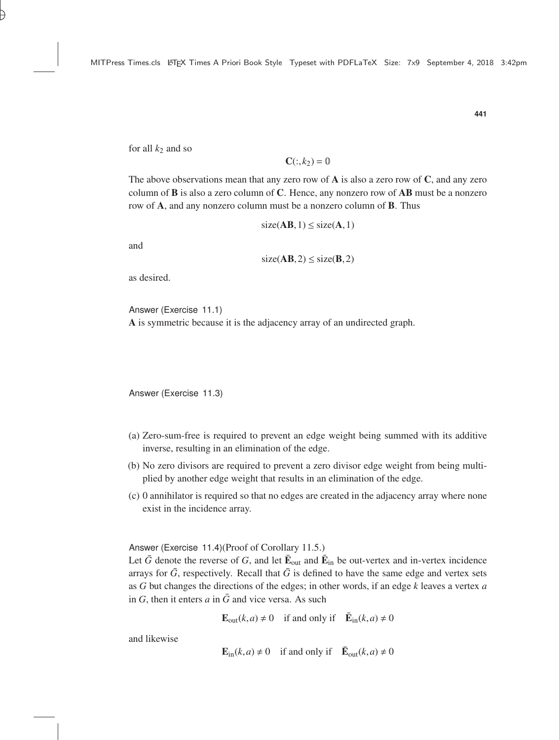for all $k_2$ and so

$$\mathbf{C}(:,k_2) = \mathbb{0}$$

The above observations mean that any zero row of $\mathbf{A}$ is also a zero row of $\mathbf{C}$, and any zero column of $\mathbf{B}$ is also a zero column of $\mathbf{C}$. Hence, any nonzero row of $\mathbf{AB}$ must be a nonzero row of $\mathbf{A}$, and any nonzero column must be a nonzero column of $\mathbf{B}$. Thus

$$\text{size}(\mathbf{AB},1) \leq \text{size}(\mathbf{A},1)$$

and

$$\text{size}(\mathbf{AB},2) \leq \text{size}(\mathbf{B},2)$$

as desired.

Answer (Exercise 11.1)
$\mathbf{A}$ is symmetric because it is the adjacency array of an undirected graph.

Answer (Exercise 11.3)

(a) Zero-sum-free is required to prevent an edge weight being summed with its additive inverse, resulting in an elimination of the edge.

(b) No zero divisors are required to prevent a zero divisor edge weight from being multiplied by another edge weight that results in an elimination of the edge.

(c) 0 annihilator is required so that no edges are created in the adjacency array where none exist in the incidence array.

Answer (Exercise 11.4)(Proof of Corollary 11.5.)
Let $\bar{G}$ denote the reverse of $G$, and let $\bar{\mathbf{E}}_{\text{out}}$ and $\bar{\mathbf{E}}_{\text{in}}$ be out-vertex and in-vertex incidence arrays for $\bar{G}$, respectively. Recall that $\bar{G}$ is defined to have the same edge and vertex sets as $G$ but changes the directions of the edges; in other words, if an edge $k$ leaves a vertex $a$ in $G$, then it enters $a$ in $\bar{G}$ and vice versa. As such

$$\mathbf{E}_{\text{out}}(k,a) \neq 0 \quad \text{if and only if} \quad \bar{\mathbf{E}}_{\text{in}}(k,a) \neq 0$$

and likewise

$$\mathbf{E}_{\text{in}}(k,a) \neq 0 \quad \text{if and only if} \quad \bar{\mathbf{E}}_{\text{out}}(k,a) \neq 0$$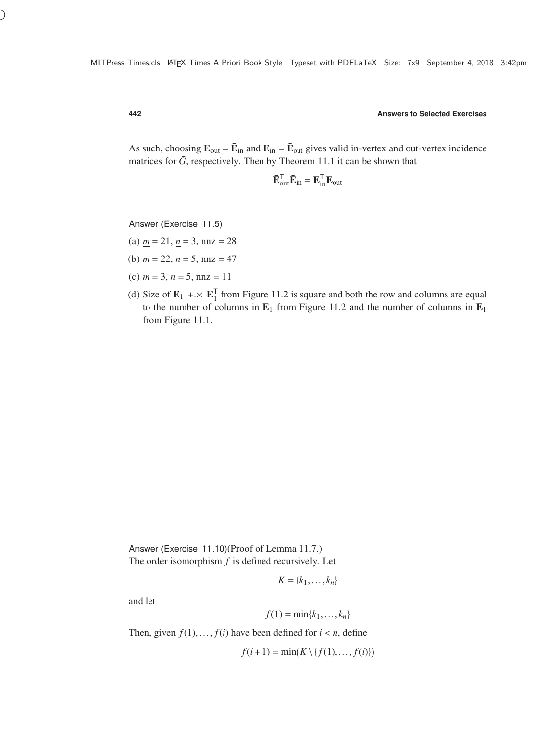As such, choosing $\mathbf{E}_{\text{out}} = \bar{\mathbf{E}}_{\text{in}}$ and $\mathbf{E}_{\text{in}} = \bar{\mathbf{E}}_{\text{out}}$ gives valid in-vertex and out-vertex incidence matrices for $\bar{G}$, respectively. Then by Theorem 11.1 it can be shown that

$$\bar{\mathbf{E}}_{\text{out}}^{\mathsf{T}}\bar{\mathbf{E}}_{\text{in}} = \mathbf{E}_{\text{in}}^{\mathsf{T}}\mathbf{E}_{\text{out}}$$

Answer (Exercise 11.5)

(a) $\underline{m} = 21$, $\underline{n} = 3$, nnz = 28

(b) $\underline{m} = 22$, $\underline{n} = 5$, nnz = 47

(c) $\underline{m} = 3$, $\underline{n} = 5$, nnz = 11

(d) Size of $\mathbf{E}_1 \ {+}.{\times}\ \mathbf{E}_1^{\mathsf{T}}$ from Figure 11.2 is square and both the row and columns are equal to the number of columns in $\mathbf{E}_1$ from Figure 11.2 and the number of columns in $\mathbf{E}_1$ from Figure 11.1.

Answer (Exercise 11.10)(Proof of Lemma 11.7.)
The order isomorphism $f$ is defined recursively. Let

$$K = \{k_1, \ldots, k_n\}$$

and let

$$f(1) = \min\{k_1, \ldots, k_n\}$$

Then, given $f(1), \ldots, f(i)$ have been defined for $i < n$, define

$$f(i+1) = \min\big(K \setminus \{f(1), \ldots, f(i)\}\big)$$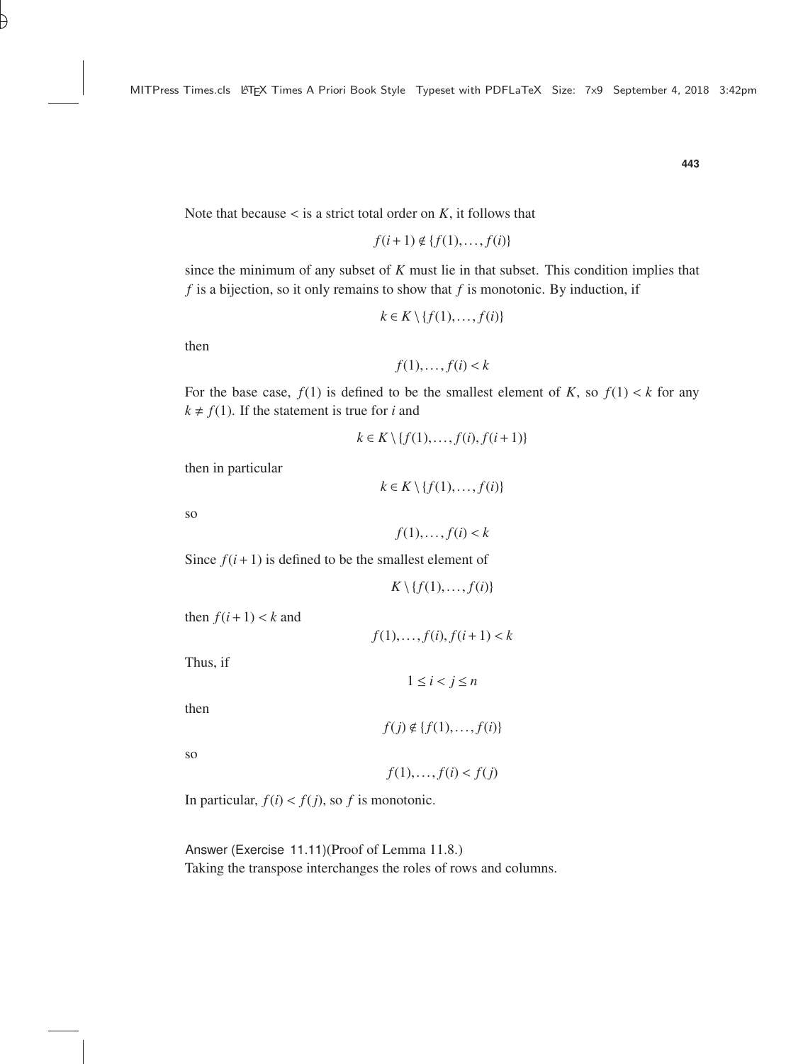Note that because $<$ is a strict total order on $K$, it follows that

$$f(i+1) \notin \{f(1), \ldots, f(i)\}$$

since the minimum of any subset of $K$ must lie in that subset. This condition implies that $f$ is a bijection, so it only remains to show that $f$ is monotonic. By induction, if

$$k \in K \setminus \{f(1), \ldots, f(i)\}$$

then

$$f(1), \ldots, f(i) < k$$

For the base case, $f(1)$ is defined to be the smallest element of $K$, so $f(1) < k$ for any $k \neq f(1)$. If the statement is true for $i$ and

$$k \in K \setminus \{f(1), \ldots, f(i), f(i+1)\}$$

then in particular

$$k \in K \setminus \{f(1), \ldots, f(i)\}$$

so

$$f(1), \ldots, f(i) < k$$

Since $f(i+1)$ is defined to be the smallest element of

$$K \setminus \{f(1), \ldots, f(i)\}$$

then $f(i+1) < k$ and

$$f(1), \ldots, f(i), f(i+1) < k$$

Thus, if

$$1 \leq i < j \leq n$$

then

$$f(j) \notin \{f(1), \ldots, f(i)\}$$

so

$$f(1), \ldots, f(i) < f(j)$$

In particular, $f(i) < f(j)$, so $f$ is monotonic.

Answer (Exercise 11.11)(Proof of Lemma 11.8.)
Taking the transpose interchanges the roles of rows and columns.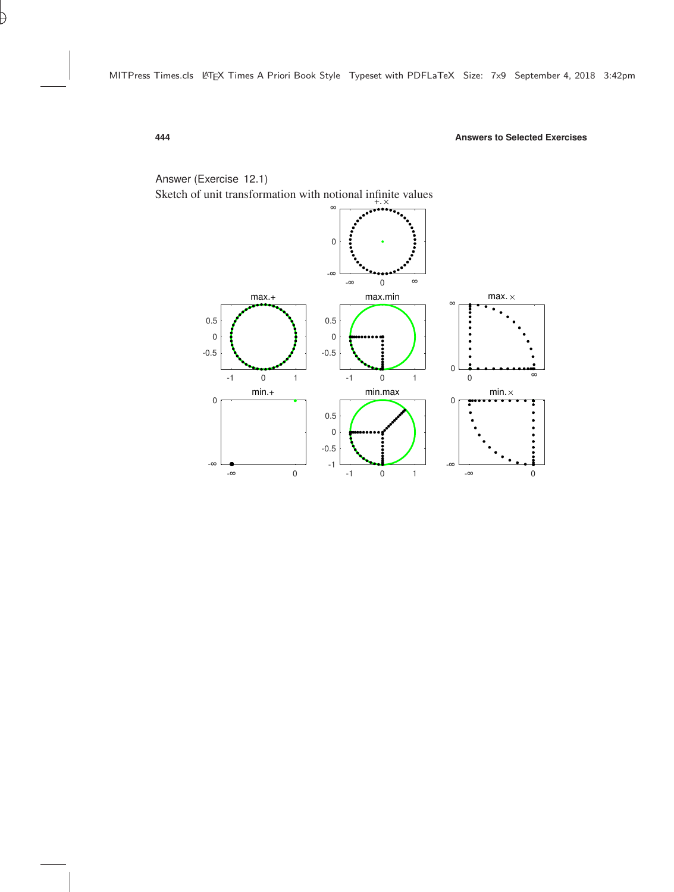Answer (Exercise 12.1)

Sketch of unit transformation with notional infinite values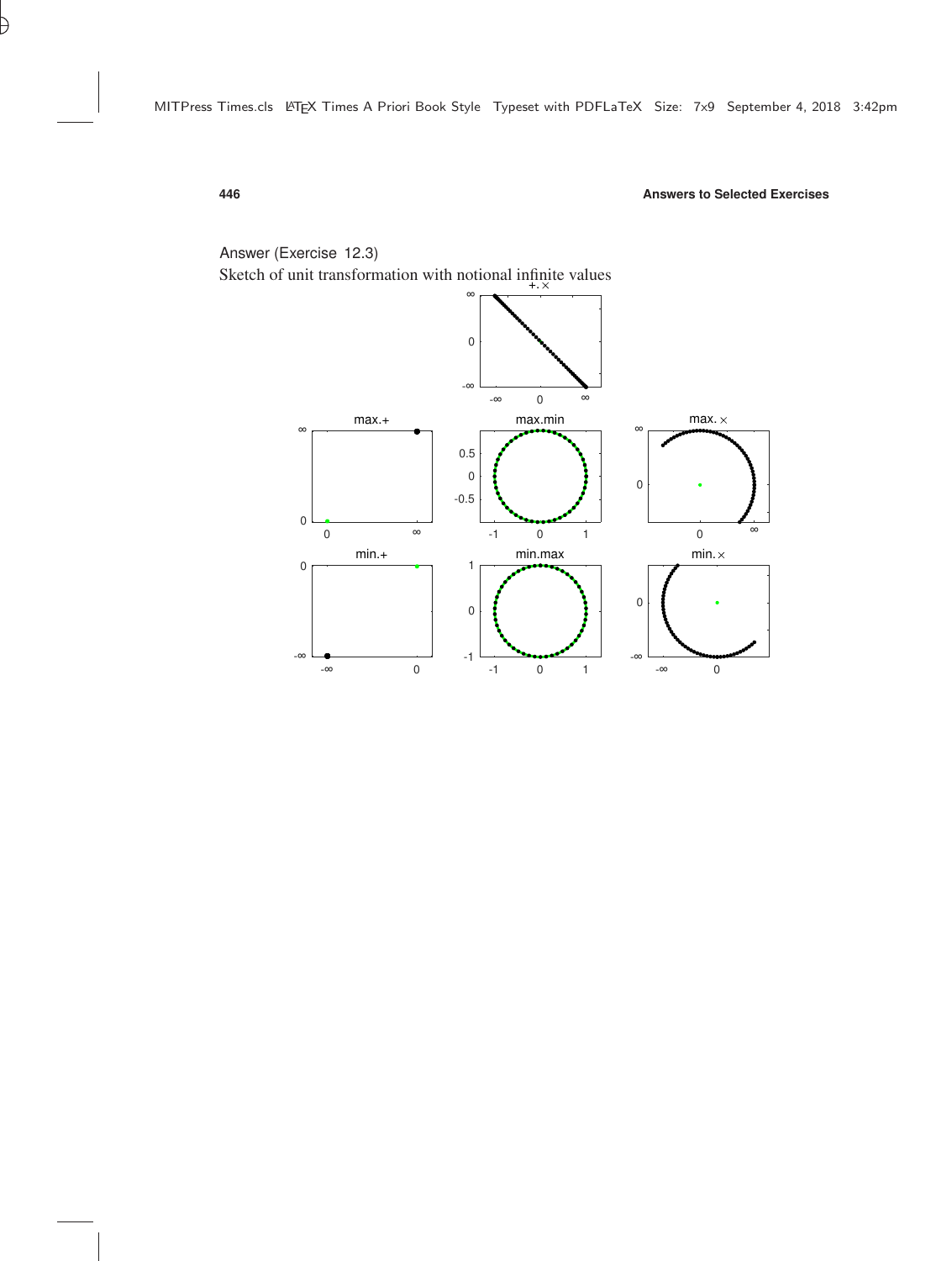Answer (Exercise 12.3)

Sketch of unit transformation with notional infinite values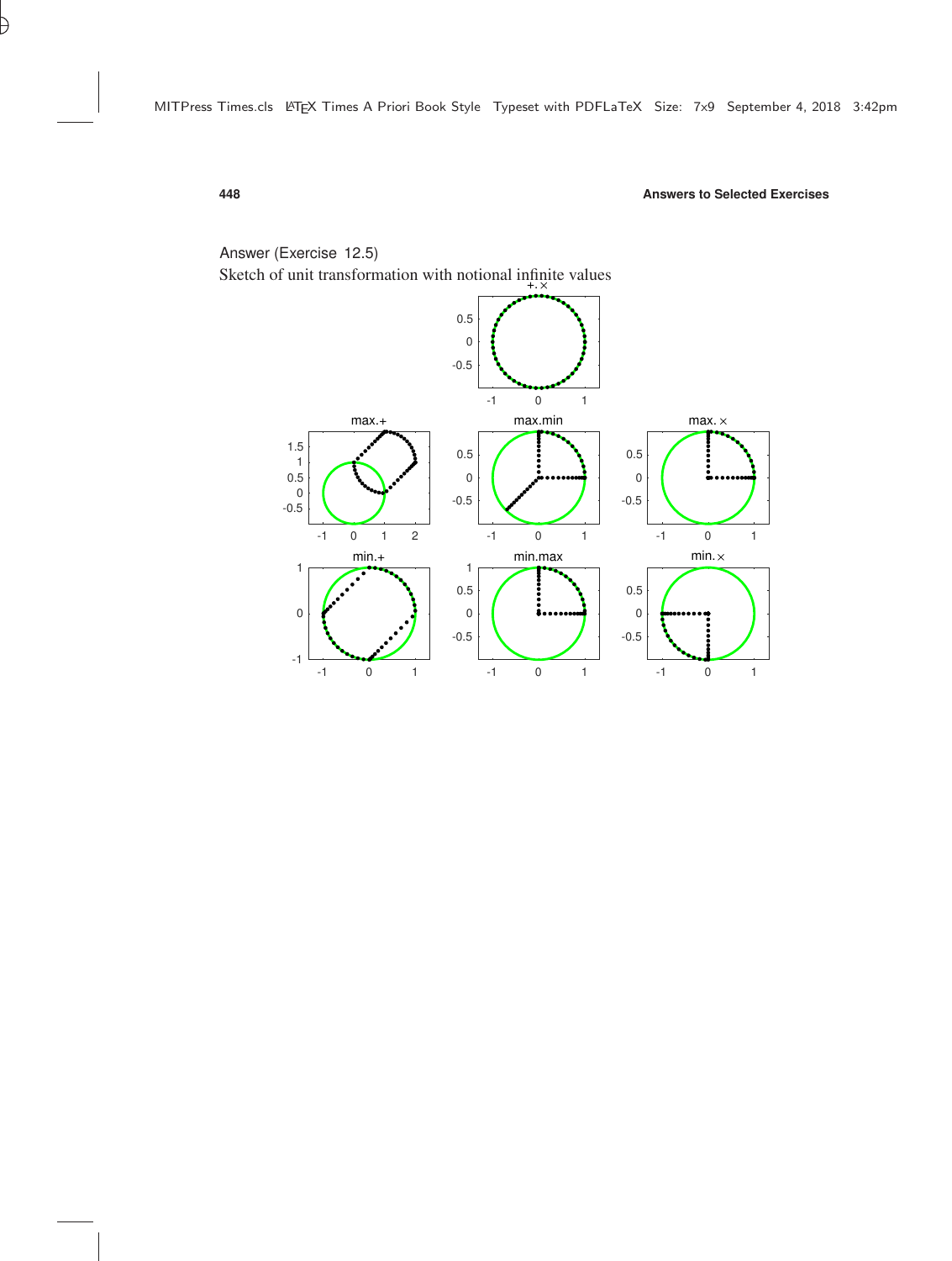Answer (Exercise 12.5)

Sketch of unit transformation with notional infinite values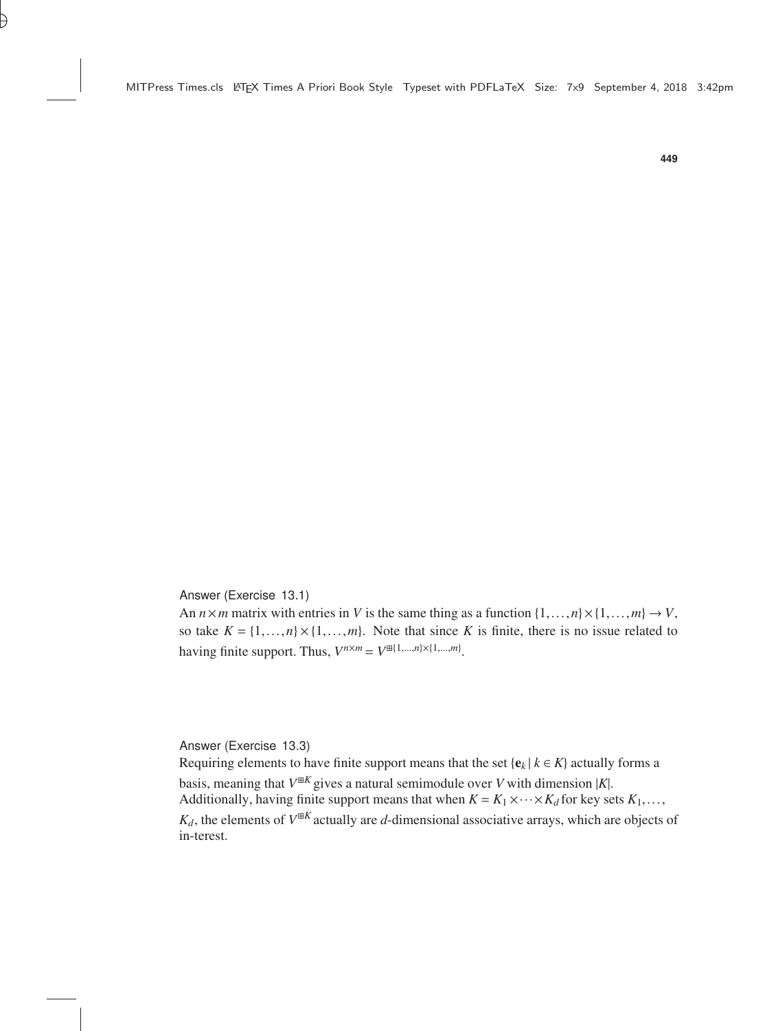Answer (Exercise 13.1)

An $n \times m$ matrix with entries in $V$ is the same thing as a function $\{1, \ldots, n\} \times \{1, \ldots, m\} \to V$, so take $K = \{1, \ldots, n\} \times \{1, \ldots, m\}$. Note that since $K$ is finite, there is no issue related to having finite support. Thus, $V^{n \times m} = V^{\boxplus \{1,\ldots,n\} \times \{1,\ldots,m\}}$.

Answer (Exercise 13.3)

Requiring elements to have finite support means that the set $\{\mathbf{e}_k \mid k \in K\}$ actually forms a basis, meaning that $V^{\boxplus K}$ gives a natural semimodule over $V$ with dimension $|K|$. Additionally, having finite support means that when $K = K_1 \times \cdots \times K_d$ for key sets $K_1, \ldots, K_d$, the elements of $V^{\boxplus K}$ actually are $d$-dimensional associative arrays, which are objects of in-terest.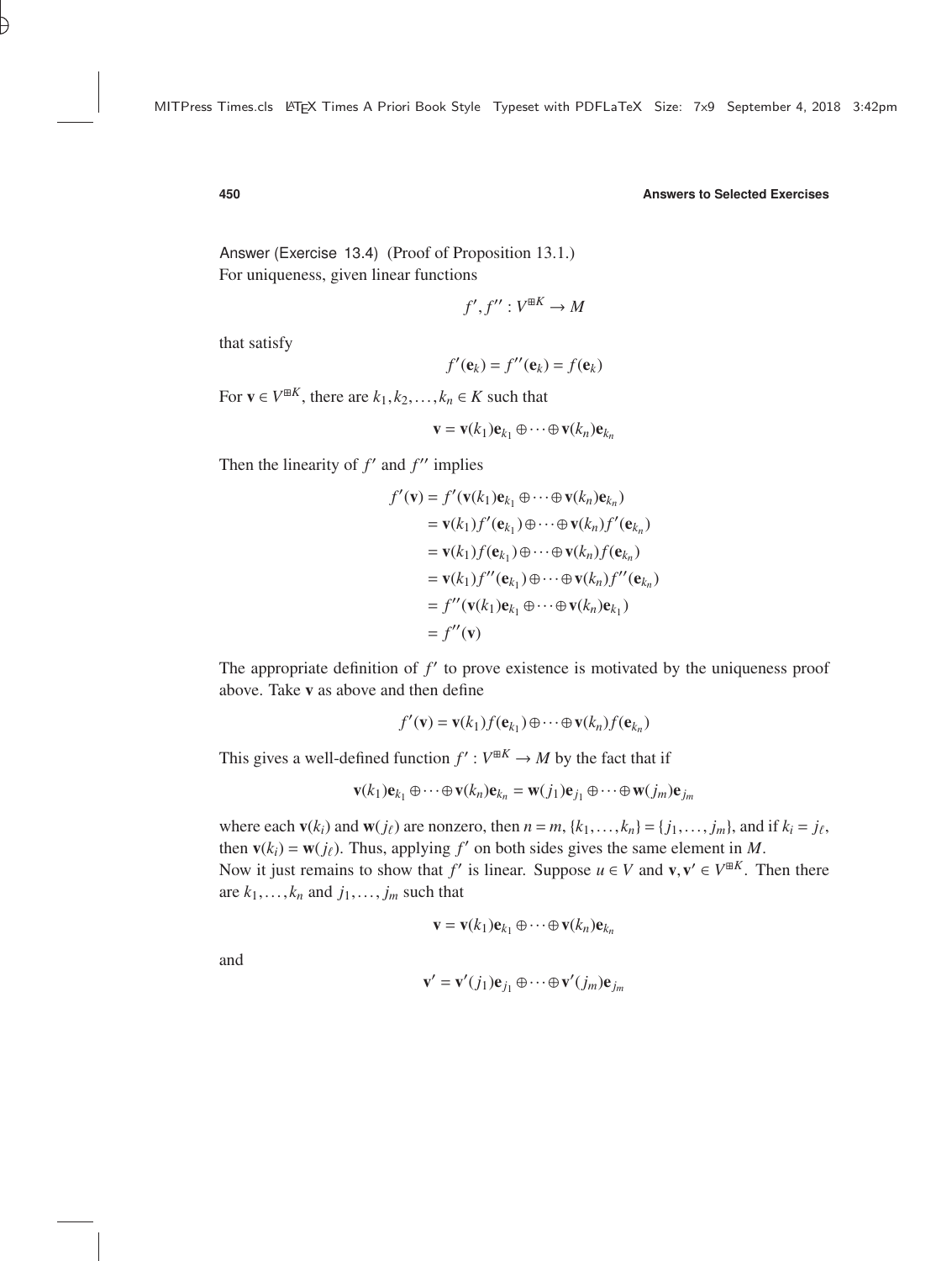Answer (Exercise 13.4) (Proof of Proposition 13.1.)
For uniqueness, given linear functions

$$f', f'' : V^{\boxplus K} \to M$$

that satisfy

$$f'(\mathbf{e}_k) = f''(\mathbf{e}_k) = f(\mathbf{e}_k)$$

For $\mathbf{v} \in V^{\boxplus K}$, there are $k_1, k_2, \ldots, k_n \in K$ such that

$$\mathbf{v} = \mathbf{v}(k_1)\mathbf{e}_{k_1} \oplus \cdots \oplus \mathbf{v}(k_n)\mathbf{e}_{k_n}$$

Then the linearity of $f'$ and $f''$ implies

$$\begin{aligned}
f'(\mathbf{v}) &= f'(\mathbf{v}(k_1)\mathbf{e}_{k_1} \oplus \cdots \oplus \mathbf{v}(k_n)\mathbf{e}_{k_n}) \\
&= \mathbf{v}(k_1)f'(\mathbf{e}_{k_1}) \oplus \cdots \oplus \mathbf{v}(k_n)f'(\mathbf{e}_{k_n}) \\
&= \mathbf{v}(k_1)f(\mathbf{e}_{k_1}) \oplus \cdots \oplus \mathbf{v}(k_n)f(\mathbf{e}_{k_n}) \\
&= \mathbf{v}(k_1)f''(\mathbf{e}_{k_1}) \oplus \cdots \oplus \mathbf{v}(k_n)f''(\mathbf{e}_{k_n}) \\
&= f''(\mathbf{v}(k_1)\mathbf{e}_{k_1} \oplus \cdots \oplus \mathbf{v}(k_n)\mathbf{e}_{k_1}) \\
&= f''(\mathbf{v})
\end{aligned}$$

The appropriate definition of $f'$ to prove existence is motivated by the uniqueness proof above. Take $\mathbf{v}$ as above and then define

$$f'(\mathbf{v}) = \mathbf{v}(k_1)f(\mathbf{e}_{k_1}) \oplus \cdots \oplus \mathbf{v}(k_n)f(\mathbf{e}_{k_n})$$

This gives a well-defined function $f' : V^{\boxplus K} \to M$ by the fact that if

$$\mathbf{v}(k_1)\mathbf{e}_{k_1} \oplus \cdots \oplus \mathbf{v}(k_n)\mathbf{e}_{k_n} = \mathbf{w}(j_1)\mathbf{e}_{j_1} \oplus \cdots \oplus \mathbf{w}(j_m)\mathbf{e}_{j_m}$$

where each $\mathbf{v}(k_i)$ and $\mathbf{w}(j_\ell)$ are nonzero, then $n = m$, $\{k_1, \ldots, k_n\} = \{j_1, \ldots, j_m\}$, and if $k_i = j_\ell$, then $\mathbf{v}(k_i) = \mathbf{w}(j_\ell)$. Thus, applying $f'$ on both sides gives the same element in $M$.
Now it just remains to show that $f'$ is linear. Suppose $u \in V$ and $\mathbf{v}, \mathbf{v}' \in V^{\boxplus K}$. Then there are $k_1, \ldots, k_n$ and $j_1, \ldots, j_m$ such that

$$\mathbf{v} = \mathbf{v}(k_1)\mathbf{e}_{k_1} \oplus \cdots \oplus \mathbf{v}(k_n)\mathbf{e}_{k_n}$$

and

$$\mathbf{v}' = \mathbf{v}'(j_1)\mathbf{e}_{j_1} \oplus \cdots \oplus \mathbf{v}'(j_m)\mathbf{e}_{j_m}$$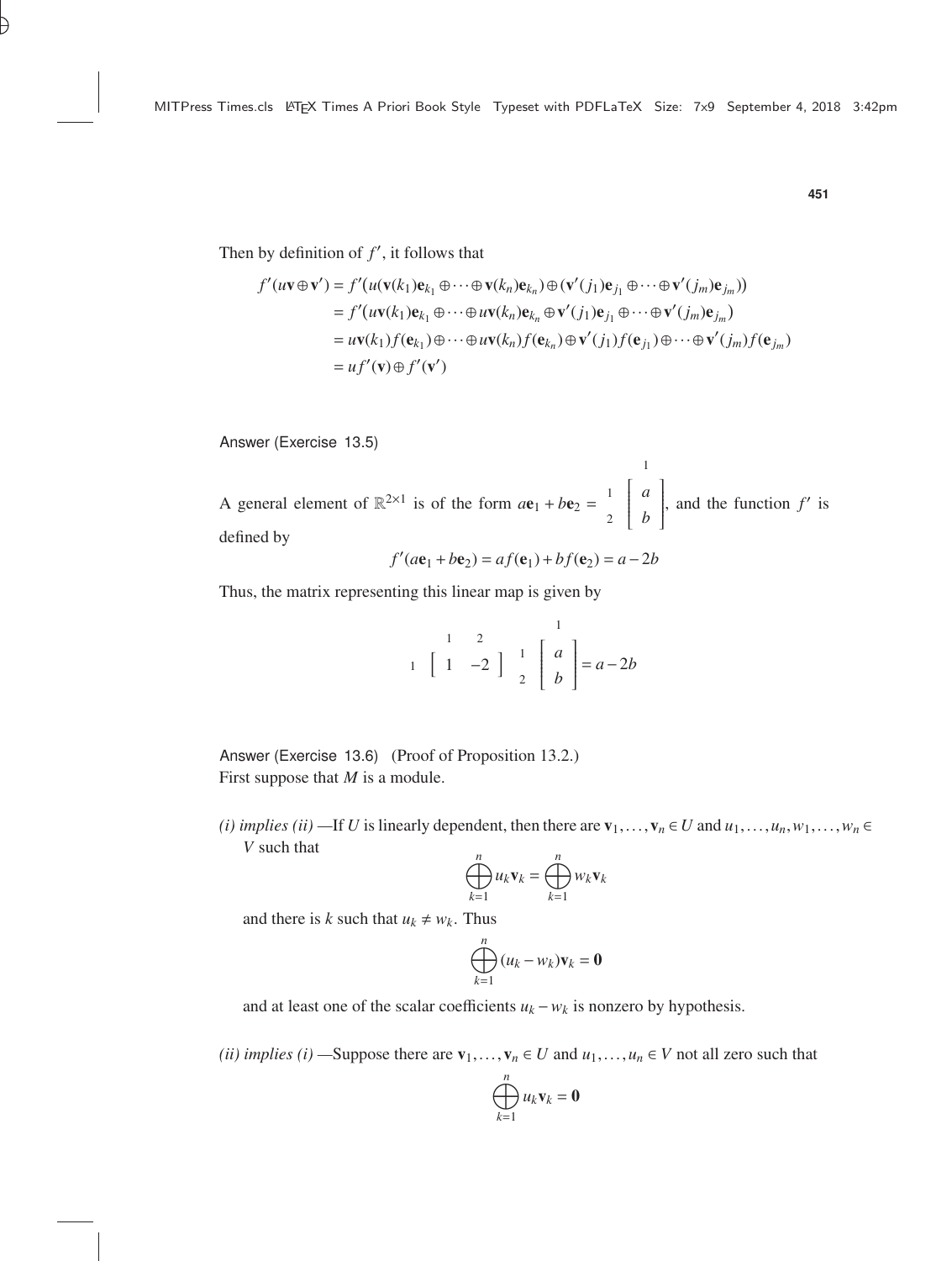Then by definition of $f'$, it follows that

$$
\begin{aligned}
f'(u\mathbf{v} \oplus \mathbf{v}') &= f'\big(u(\mathbf{v}(k_1)\mathbf{e}_{k_1} \oplus \cdots \oplus \mathbf{v}(k_n)\mathbf{e}_{k_n}) \oplus (\mathbf{v}'(j_1)\mathbf{e}_{j_1} \oplus \cdots \oplus \mathbf{v}'(j_m)\mathbf{e}_{j_m})\big) \\
&= f'\big(u\mathbf{v}(k_1)\mathbf{e}_{k_1} \oplus \cdots \oplus u\mathbf{v}(k_n)\mathbf{e}_{k_n} \oplus \mathbf{v}'(j_1)\mathbf{e}_{j_1} \oplus \cdots \oplus \mathbf{v}'(j_m)\mathbf{e}_{j_m}\big) \\
&= u\mathbf{v}(k_1)f(\mathbf{e}_{k_1}) \oplus \cdots \oplus u\mathbf{v}(k_n)f(\mathbf{e}_{k_n}) \oplus \mathbf{v}'(j_1)f(\mathbf{e}_{j_1}) \oplus \cdots \oplus \mathbf{v}'(j_m)f(\mathbf{e}_{j_m}) \\
&= uf'(\mathbf{v}) \oplus f'(\mathbf{v}')
\end{aligned}
$$

Answer (Exercise 13.5)

A general element of $\mathbb{R}^{2\times 1}$ is of the form $a\mathbf{e}_1 + b\mathbf{e}_2 = \begin{array}{c} \\ 1 \\ 2 \end{array}\!\!\begin{array}{c} 1 \\ \left[\begin{array}{c} a \\ b \end{array}\right] \end{array}$, and the function $f'$ is defined by

$$f'(a\mathbf{e}_1 + b\mathbf{e}_2) = af(\mathbf{e}_1) + bf(\mathbf{e}_2) = a - 2b$$

Thus, the matrix representing this linear map is given by

$$\begin{array}{c} \\ 1 \end{array}\!\!\begin{array}{cc} 1 & 2 \\ \multicolumn{2}{c}{\left[\begin{array}{cc} 1 & -2 \end{array}\right]} \end{array} \;\; \begin{array}{c} \\ 1 \\ 2 \end{array}\!\!\begin{array}{c} 1 \\ \left[\begin{array}{c} a \\ b \end{array}\right] \end{array} = a - 2b$$

Answer (Exercise 13.6) (Proof of Proposition 13.2.)
First suppose that $M$ is a module.

*(i) implies (ii)* —If $U$ is linearly dependent, then there are $\mathbf{v}_1, \ldots, \mathbf{v}_n \in U$ and $u_1, \ldots, u_n, w_1, \ldots, w_n \in V$ such that

$$\bigoplus_{k=1}^{n} u_k \mathbf{v}_k = \bigoplus_{k=1}^{n} w_k \mathbf{v}_k$$

and there is $k$ such that $u_k \neq w_k$. Thus

$$\bigoplus_{k=1}^{n} (u_k - w_k)\mathbf{v}_k = \mathbf{0}$$

and at least one of the scalar coefficients $u_k - w_k$ is nonzero by hypothesis.

*(ii) implies (i)* —Suppose there are $\mathbf{v}_1, \ldots, \mathbf{v}_n \in U$ and $u_1, \ldots, u_n \in V$ not all zero such that

$$\bigoplus_{k=1}^{n} u_k \mathbf{v}_k = \mathbf{0}$$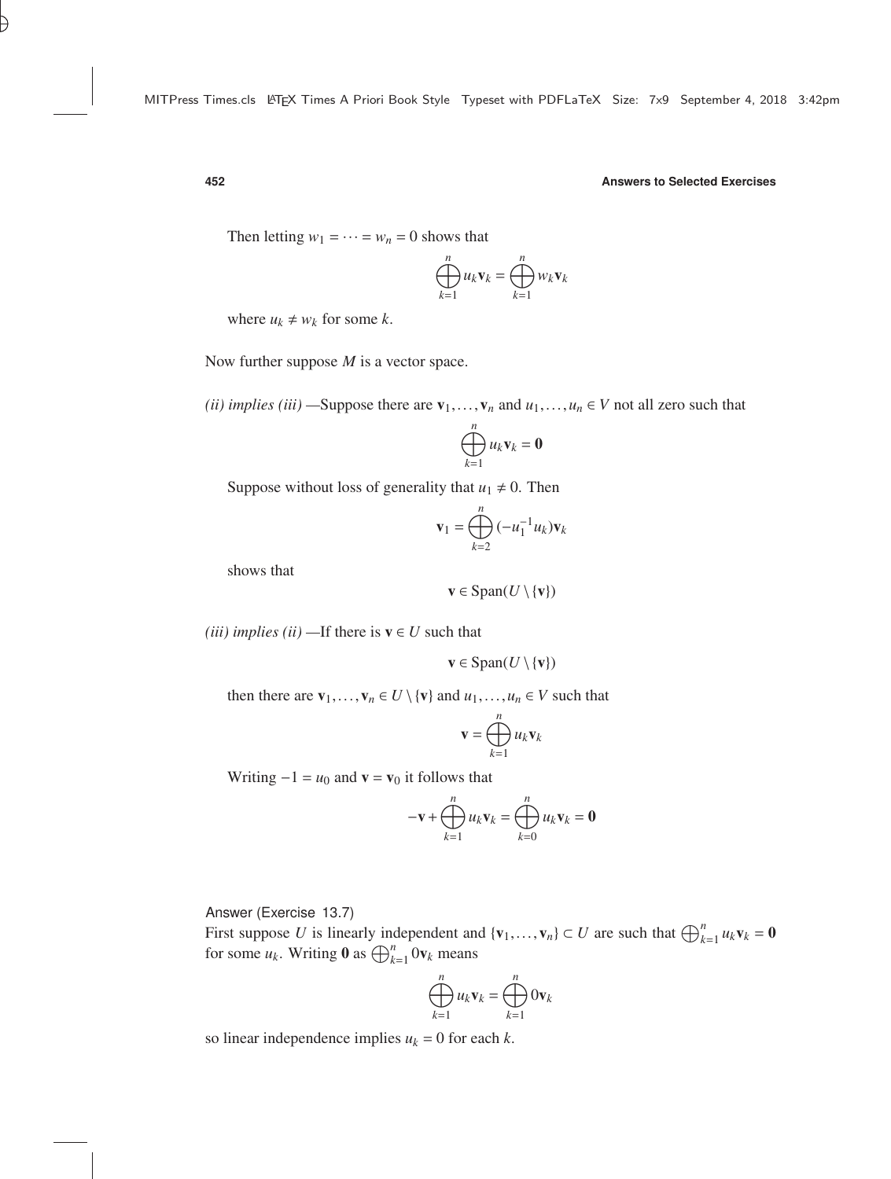Then letting $w_1 = \cdots = w_n = 0$ shows that

$$\bigoplus_{k=1}^{n} u_k \mathbf{v}_k = \bigoplus_{k=1}^{n} w_k \mathbf{v}_k$$

where $u_k \neq w_k$ for some $k$.

Now further suppose $M$ is a vector space.

*(ii) implies (iii)* —Suppose there are $\mathbf{v}_1, \ldots, \mathbf{v}_n$ and $u_1, \ldots, u_n \in V$ not all zero such that

$$\bigoplus_{k=1}^{n} u_k \mathbf{v}_k = \mathbf{0}$$

Suppose without loss of generality that $u_1 \neq 0$. Then

$$\mathbf{v}_1 = \bigoplus_{k=2}^{n} (-u_1^{-1} u_k) \mathbf{v}_k$$

shows that

$$\mathbf{v} \in \operatorname{Span}(U \setminus \{\mathbf{v}\})$$

*(iii) implies (ii)* —If there is $\mathbf{v} \in U$ such that

$$\mathbf{v} \in \operatorname{Span}(U \setminus \{\mathbf{v}\})$$

then there are $\mathbf{v}_1, \ldots, \mathbf{v}_n \in U \setminus \{\mathbf{v}\}$ and $u_1, \ldots, u_n \in V$ such that

$$\mathbf{v} = \bigoplus_{k=1}^{n} u_k \mathbf{v}_k$$

Writing $-1 = u_0$ and $\mathbf{v} = \mathbf{v}_0$ it follows that

$$-\mathbf{v} + \bigoplus_{k=1}^{n} u_k \mathbf{v}_k = \bigoplus_{k=0}^{n} u_k \mathbf{v}_k = \mathbf{0}$$

Answer (Exercise 13.7)

First suppose $U$ is linearly independent and $\{\mathbf{v}_1, \ldots, \mathbf{v}_n\} \subset U$ are such that $\bigoplus_{k=1}^{n} u_k \mathbf{v}_k = \mathbf{0}$ for some $u_k$. Writing $\mathbf{0}$ as $\bigoplus_{k=1}^{n} 0\mathbf{v}_k$ means

$$\bigoplus_{k=1}^{n} u_k \mathbf{v}_k = \bigoplus_{k=1}^{n} 0\mathbf{v}_k$$

so linear independence implies $u_k = 0$ for each $k$.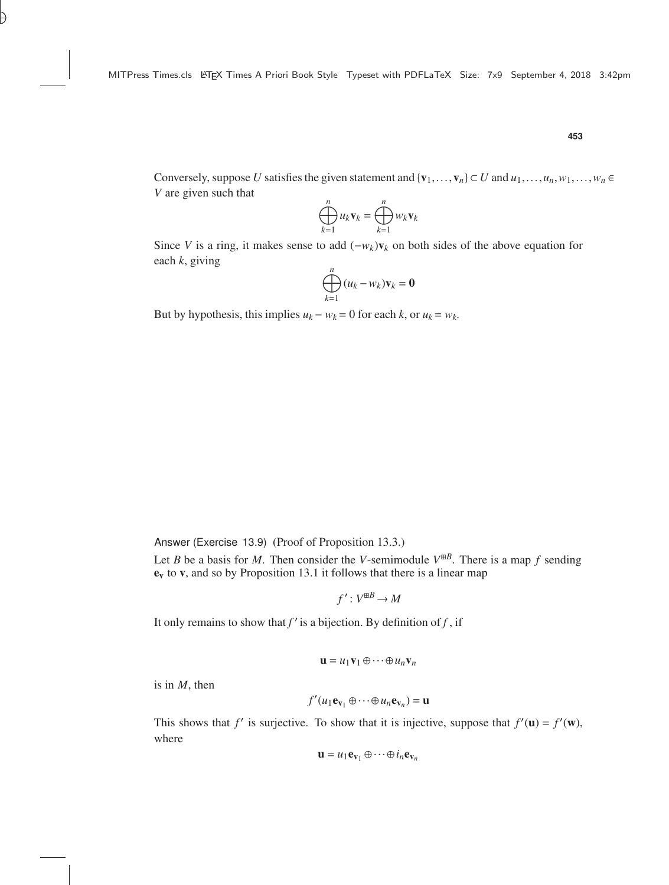Conversely, suppose $U$ satisfies the given statement and $\{\mathbf{v}_1, \ldots, \mathbf{v}_n\} \subset U$ and $u_1, \ldots, u_n, w_1, \ldots, w_n \in V$ are given such that

$$\bigoplus_{k=1}^{n} u_k \mathbf{v}_k = \bigoplus_{k=1}^{n} w_k \mathbf{v}_k$$

Since $V$ is a ring, it makes sense to add $(-w_k)\mathbf{v}_k$ on both sides of the above equation for each $k$, giving

$$\bigoplus_{k=1}^{n} (u_k - w_k)\mathbf{v}_k = \mathbf{0}$$

But by hypothesis, this implies $u_k - w_k = 0$ for each $k$, or $u_k = w_k$.

Answer (Exercise 13.9) (Proof of Proposition 13.3.)

Let $B$ be a basis for $M$. Then consider the $V$-semimodule $V^{\boxplus B}$. There is a map $f$ sending $\mathbf{e}_\mathbf{v}$ to $\mathbf{v}$, and so by Proposition 13.1 it follows that there is a linear map

$$f' : V^{\boxplus B} \to M$$

It only remains to show that $f'$ is a bijection. By definition of $f$, if

$$\mathbf{u} = u_1 \mathbf{v}_1 \oplus \cdots \oplus u_n \mathbf{v}_n$$

is in $M$, then

$$f'(u_1 \mathbf{e}_{\mathbf{v}_1} \oplus \cdots \oplus u_n \mathbf{e}_{\mathbf{v}_n}) = \mathbf{u}$$

This shows that $f'$ is surjective. To show that it is injective, suppose that $f'(\mathbf{u}) = f'(\mathbf{w})$, where

$$\mathbf{u} = u_1 \mathbf{e}_{\mathbf{v}_1} \oplus \cdots \oplus i_n \mathbf{e}_{\mathbf{v}_n}$$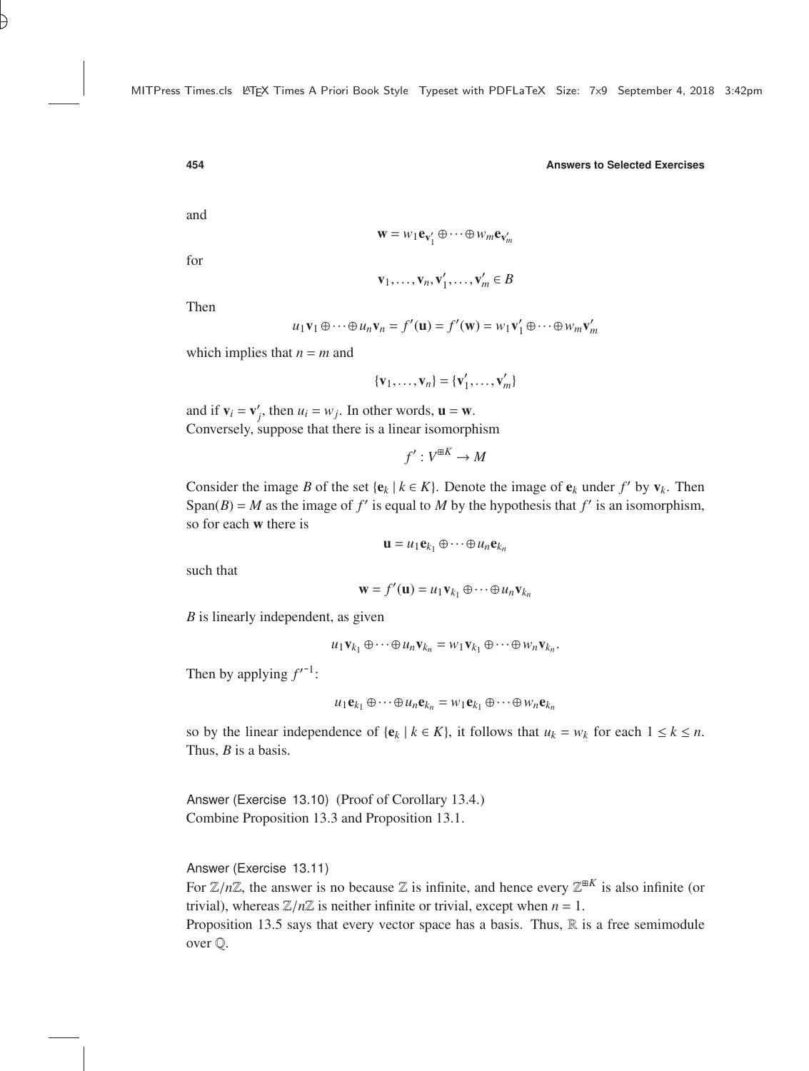and

$$\mathbf{w} = w_1\mathbf{e}_{\mathbf{v}'_1} \oplus \cdots \oplus w_m\mathbf{e}_{\mathbf{v}'_m}$$

for

$$\mathbf{v}_1, \ldots, \mathbf{v}_n, \mathbf{v}'_1, \ldots, \mathbf{v}'_m \in B$$

Then

$$u_1\mathbf{v}_1 \oplus \cdots \oplus u_n\mathbf{v}_n = f'(\mathbf{u}) = f'(\mathbf{w}) = w_1\mathbf{v}'_1 \oplus \cdots \oplus w_m\mathbf{v}'_m$$

which implies that $n = m$ and

$$\{\mathbf{v}_1, \ldots, \mathbf{v}_n\} = \{\mathbf{v}'_1, \ldots, \mathbf{v}'_m\}$$

and if $\mathbf{v}_i = \mathbf{v}'_j$, then $u_i = w_j$. In other words, $\mathbf{u} = \mathbf{w}$.
Conversely, suppose that there is a linear isomorphism

$$f' : V^{\boxplus K} \to M$$

Consider the image $B$ of the set $\{\mathbf{e}_k \mid k \in K\}$. Denote the image of $\mathbf{e}_k$ under $f'$ by $\mathbf{v}_k$. Then $\mathrm{Span}(B) = M$ as the image of $f'$ is equal to $M$ by the hypothesis that $f'$ is an isomorphism, so for each $\mathbf{w}$ there is

$$\mathbf{u} = u_1\mathbf{e}_{k_1} \oplus \cdots \oplus u_n\mathbf{e}_{k_n}$$

such that

$$\mathbf{w} = f'(\mathbf{u}) = u_1\mathbf{v}_{k_1} \oplus \cdots \oplus u_n\mathbf{v}_{k_n}$$

$B$ is linearly independent, as given

$$u_1\mathbf{v}_{k_1} \oplus \cdots \oplus u_n\mathbf{v}_{k_n} = w_1\mathbf{v}_{k_1} \oplus \cdots \oplus w_n\mathbf{v}_{k_n}.$$

Then by applying ${f'}^{-1}$:

$$u_1\mathbf{e}_{k_1} \oplus \cdots \oplus u_n\mathbf{e}_{k_n} = w_1\mathbf{e}_{k_1} \oplus \cdots \oplus w_n\mathbf{e}_{k_n}$$

so by the linear independence of $\{\mathbf{e}_k \mid k \in K\}$, it follows that $u_k = w_k$ for each $1 \leq k \leq n$. Thus, $B$ is a basis.

Answer (Exercise 13.10) (Proof of Corollary 13.4.)
Combine Proposition 13.3 and Proposition 13.1.

Answer (Exercise 13.11)
For $\mathbb{Z}/n\mathbb{Z}$, the answer is no because $\mathbb{Z}$ is infinite, and hence every $\mathbb{Z}^{\boxplus K}$ is also infinite (or trivial), whereas $\mathbb{Z}/n\mathbb{Z}$ is neither infinite or trivial, except when $n = 1$.
Proposition 13.5 says that every vector space has a basis. Thus, $\mathbb{R}$ is a free semimodule over $\mathbb{Q}$.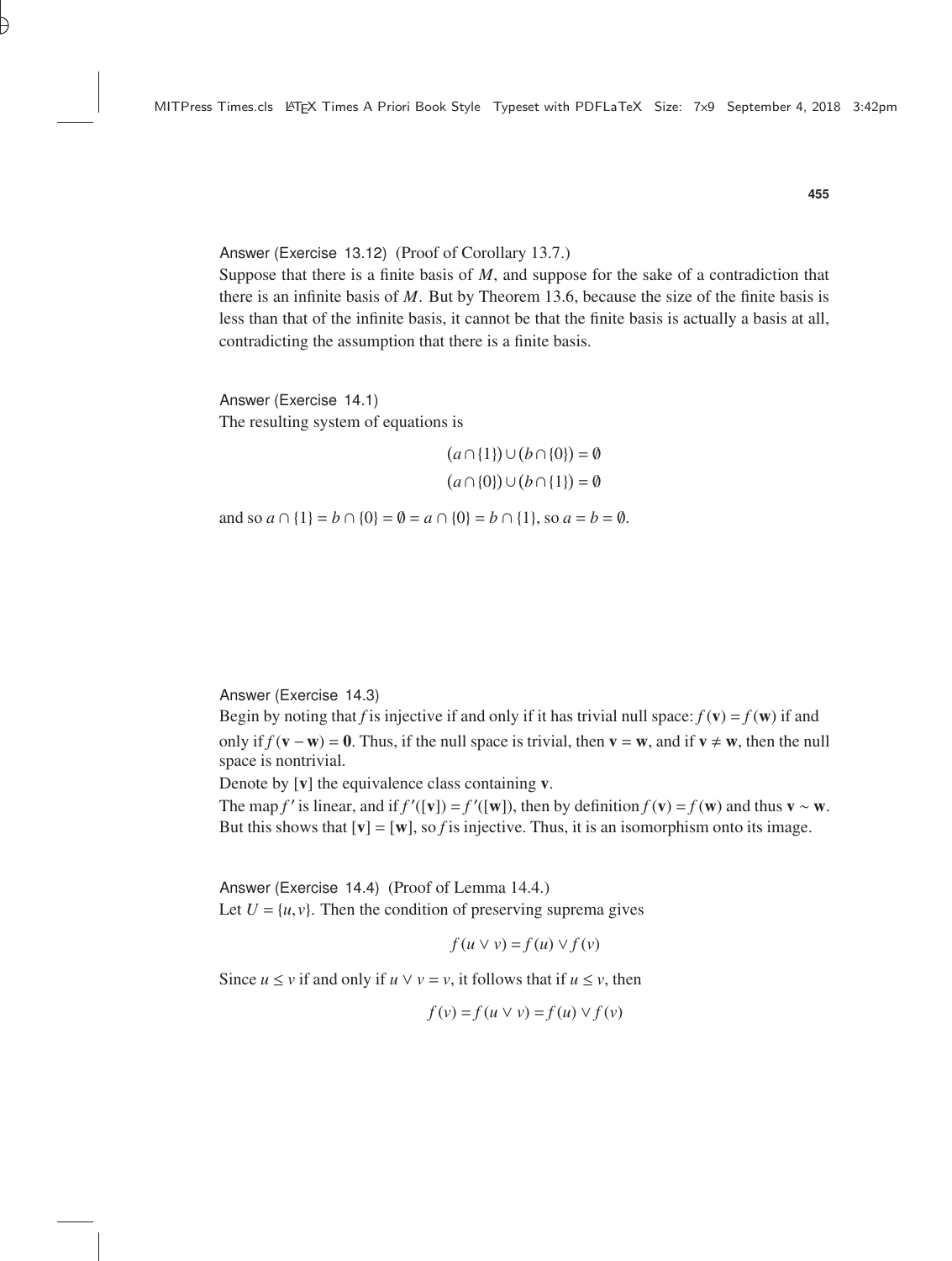Answer (Exercise 13.12) (Proof of Corollary 13.7.)

Suppose that there is a finite basis of $M$, and suppose for the sake of a contradiction that there is an infinite basis of $M$. But by Theorem 13.6, because the size of the finite basis is less than that of the infinite basis, it cannot be that the finite basis is actually a basis at all, contradicting the assumption that there is a finite basis.

Answer (Exercise 14.1)

The resulting system of equations is

$$(a \cap \{1\}) \cup (b \cap \{0\}) = \emptyset$$

$$(a \cap \{0\}) \cup (b \cap \{1\}) = \emptyset$$

and so $a \cap \{1\} = b \cap \{0\} = \emptyset = a \cap \{0\} = b \cap \{1\}$, so $a = b = \emptyset$.

Answer (Exercise 14.3)

Begin by noting that $f$ is injective if and only if it has trivial null space: $f(\mathbf{v}) = f(\mathbf{w})$ if and only if $f(\mathbf{v} - \mathbf{w}) = \mathbf{0}$. Thus, if the null space is trivial, then $\mathbf{v} = \mathbf{w}$, and if $\mathbf{v} \neq \mathbf{w}$, then the null space is nontrivial.

Denote by $[\mathbf{v}]$ the equivalence class containing $\mathbf{v}$.

The map $f'$ is linear, and if $f'([\mathbf{v}]) = f'([\mathbf{w}])$, then by definition $f(\mathbf{v}) = f(\mathbf{w})$ and thus $\mathbf{v} \sim \mathbf{w}$. But this shows that $[\mathbf{v}] = [\mathbf{w}]$, so $f$ is injective. Thus, it is an isomorphism onto its image.

Answer (Exercise 14.4) (Proof of Lemma 14.4.)

Let $U = \{u, v\}$. Then the condition of preserving suprema gives

$$f(u \vee v) = f(u) \vee f(v)$$

Since $u \leq v$ if and only if $u \vee v = v$, it follows that if $u \leq v$, then

$$f(v) = f(u \vee v) = f(u) \vee f(v)$$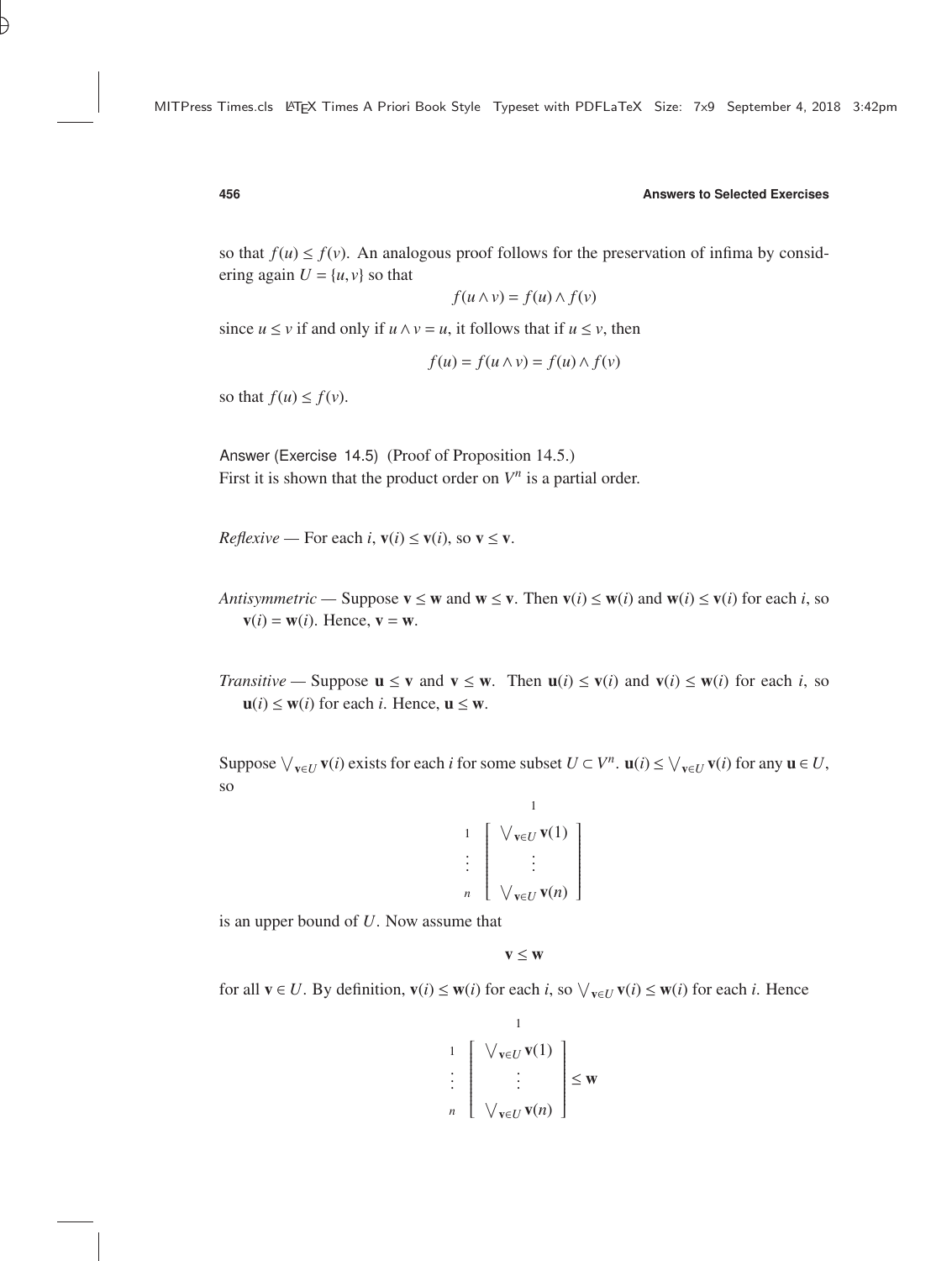so that $f(u) \leq f(v)$. An analogous proof follows for the preservation of infima by considering again $U = \{u, v\}$ so that

$$f(u \wedge v) = f(u) \wedge f(v)$$

since $u \leq v$ if and only if $u \wedge v = u$, it follows that if $u \leq v$, then

$$f(u) = f(u \wedge v) = f(u) \wedge f(v)$$

so that $f(u) \leq f(v)$.

Answer (Exercise 14.5) (Proof of Proposition 14.5.)
First it is shown that the product order on $V^n$ is a partial order.

*Reflexive* — For each $i$, $\mathbf{v}(i) \leq \mathbf{v}(i)$, so $\mathbf{v} \leq \mathbf{v}$.

*Antisymmetric* — Suppose $\mathbf{v} \leq \mathbf{w}$ and $\mathbf{w} \leq \mathbf{v}$. Then $\mathbf{v}(i) \leq \mathbf{w}(i)$ and $\mathbf{w}(i) \leq \mathbf{v}(i)$ for each $i$, so $\mathbf{v}(i) = \mathbf{w}(i)$. Hence, $\mathbf{v} = \mathbf{w}$.

*Transitive* — Suppose $\mathbf{u} \leq \mathbf{v}$ and $\mathbf{v} \leq \mathbf{w}$. Then $\mathbf{u}(i) \leq \mathbf{v}(i)$ and $\mathbf{v}(i) \leq \mathbf{w}(i)$ for each $i$, so $\mathbf{u}(i) \leq \mathbf{w}(i)$ for each $i$. Hence, $\mathbf{u} \leq \mathbf{w}$.

Suppose $\bigvee_{\mathbf{v} \in U} \mathbf{v}(i)$ exists for each $i$ for some subset $U \subset V^n$. $\mathbf{u}(i) \leq \bigvee_{\mathbf{v} \in U} \mathbf{v}(i)$ for any $\mathbf{u} \in U$, so

$$\begin{array}{c} \\ 1 \\ \vdots \\ n \end{array} \begin{array}{c} 1 \\ \left[ \begin{array}{c} \bigvee_{\mathbf{v} \in U} \mathbf{v}(1) \\ \vdots \\ \bigvee_{\mathbf{v} \in U} \mathbf{v}(n) \end{array} \right] \end{array}$$

is an upper bound of $U$. Now assume that

$$\mathbf{v} \leq \mathbf{w}$$

for all $\mathbf{v} \in U$. By definition, $\mathbf{v}(i) \leq \mathbf{w}(i)$ for each $i$, so $\bigvee_{\mathbf{v} \in U} \mathbf{v}(i) \leq \mathbf{w}(i)$ for each $i$. Hence

$$\begin{array}{c} \\ 1 \\ \vdots \\ n \end{array} \begin{array}{c} 1 \\ \left[ \begin{array}{c} \bigvee_{\mathbf{v} \in U} \mathbf{v}(1) \\ \vdots \\ \bigvee_{\mathbf{v} \in U} \mathbf{v}(n) \end{array} \right] \end{array} \leq \mathbf{w}$$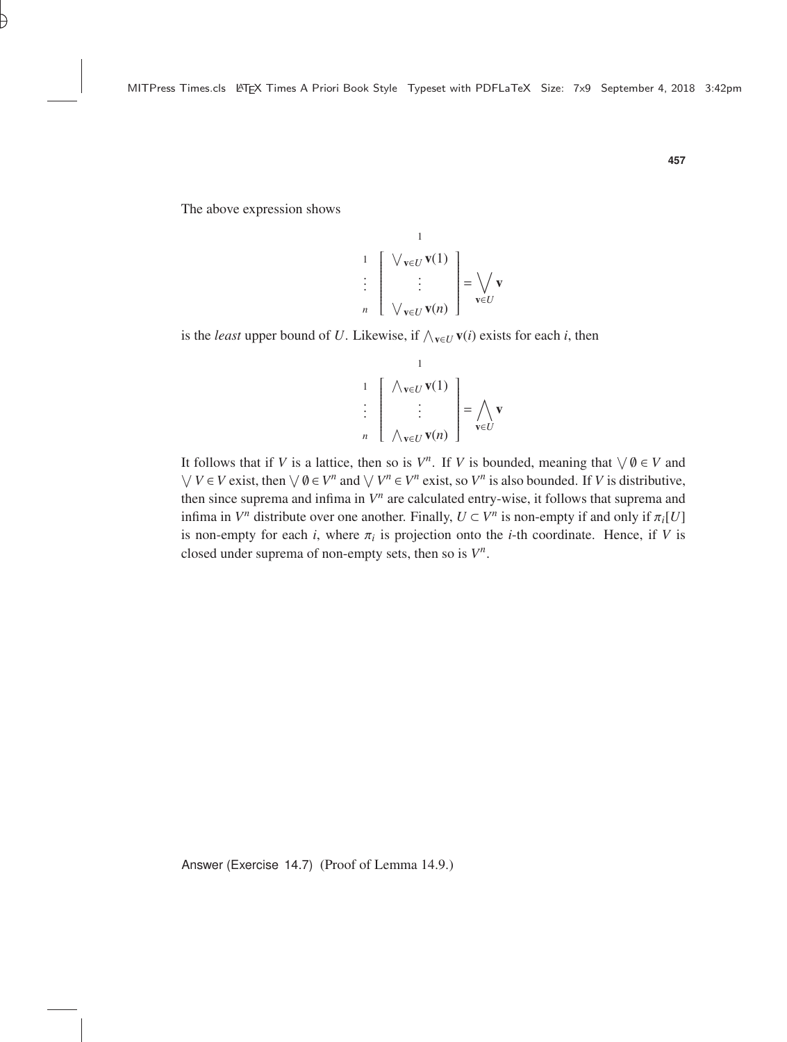The above expression shows

$$\begin{array}{c} \\ 1 \\ \vdots \\ n \end{array} \begin{array}{c} 1 \\ \left[ \begin{array}{c} \bigvee_{\mathbf{v}\in U} \mathbf{v}(1) \\ \vdots \\ \bigvee_{\mathbf{v}\in U} \mathbf{v}(n) \end{array} \right] \end{array} = \bigvee_{\mathbf{v}\in U} \mathbf{v}$$

is the *least* upper bound of $U$. Likewise, if $\bigwedge_{\mathbf{v}\in U} \mathbf{v}(i)$ exists for each $i$, then

$$\begin{array}{c} \\ 1 \\ \vdots \\ n \end{array} \begin{array}{c} 1 \\ \left[ \begin{array}{c} \bigwedge_{\mathbf{v}\in U} \mathbf{v}(1) \\ \vdots \\ \bigwedge_{\mathbf{v}\in U} \mathbf{v}(n) \end{array} \right] \end{array} = \bigwedge_{\mathbf{v}\in U} \mathbf{v}$$

It follows that if $V$ is a lattice, then so is $V^n$. If $V$ is bounded, meaning that $\bigvee \emptyset \in V$ and $\bigvee V \in V$ exist, then $\bigvee \emptyset \in V^n$ and $\bigvee V^n \in V^n$ exist, so $V^n$ is also bounded. If $V$ is distributive, then since suprema and infima in $V^n$ are calculated entry-wise, it follows that suprema and infima in $V^n$ distribute over one another. Finally, $U \subset V^n$ is non-empty if and only if $\pi_i[U]$ is non-empty for each $i$, where $\pi_i$ is projection onto the $i$-th coordinate. Hence, if $V$ is closed under suprema of non-empty sets, then so is $V^n$.

Answer (Exercise 14.7) (Proof of Lemma 14.9.)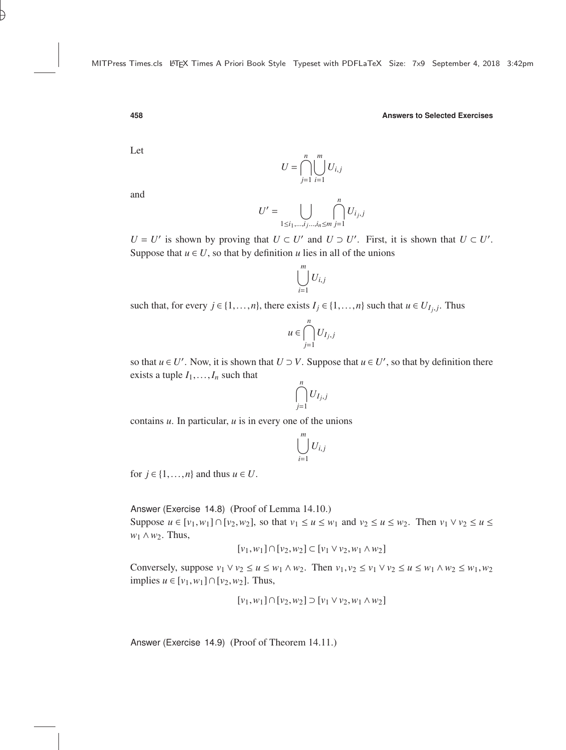Let

$$U = \bigcap_{j=1}^{n} \bigcup_{i=1}^{m} U_{i,j}$$

and

$$U' = \bigcup_{1 \le i_1,\ldots,i_j\ldots,i_n \le m} \bigcap_{j=1}^{n} U_{i_j,j}$$

$U = U'$ is shown by proving that $U \subset U'$ and $U \supset U'$. First, it is shown that $U \subset U'$. Suppose that $u \in U$, so that by definition $u$ lies in all of the unions

$$\bigcup_{i=1}^{m} U_{i,j}$$

such that, for every $j \in \{1,\ldots,n\}$, there exists $I_j \in \{1,\ldots,n\}$ such that $u \in U_{I_j,j}$. Thus

$$u \in \bigcap_{j=1}^{n} U_{I_j,j}$$

so that $u \in U'$. Now, it is shown that $U \supset V$. Suppose that $u \in U'$, so that by definition there exists a tuple $I_1,\ldots,I_n$ such that

$$\bigcap_{j=1}^{n} U_{I_j,j}$$

contains $u$. In particular, $u$ is in every one of the unions

$$\bigcup_{i=1}^{m} U_{i,j}$$

for $j \in \{1,\ldots,n\}$ and thus $u \in U$.

Answer (Exercise 14.8) (Proof of Lemma 14.10.)
Suppose $u \in [v_1, w_1] \cap [v_2, w_2]$, so that $v_1 \le u \le w_1$ and $v_2 \le u \le w_2$. Then $v_1 \vee v_2 \le u \le w_1 \wedge w_2$. Thus,

$$[v_1, w_1] \cap [v_2, w_2] \subset [v_1 \vee v_2, w_1 \wedge w_2]$$

Conversely, suppose $v_1 \vee v_2 \le u \le w_1 \wedge w_2$. Then $v_1, v_2 \le v_1 \vee v_2 \le u \le w_1 \wedge w_2 \le w_1, w_2$ implies $u \in [v_1, w_1] \cap [v_2, w_2]$. Thus,

$$[v_1, w_1] \cap [v_2, w_2] \supset [v_1 \vee v_2, w_1 \wedge w_2]$$

Answer (Exercise 14.9) (Proof of Theorem 14.11.)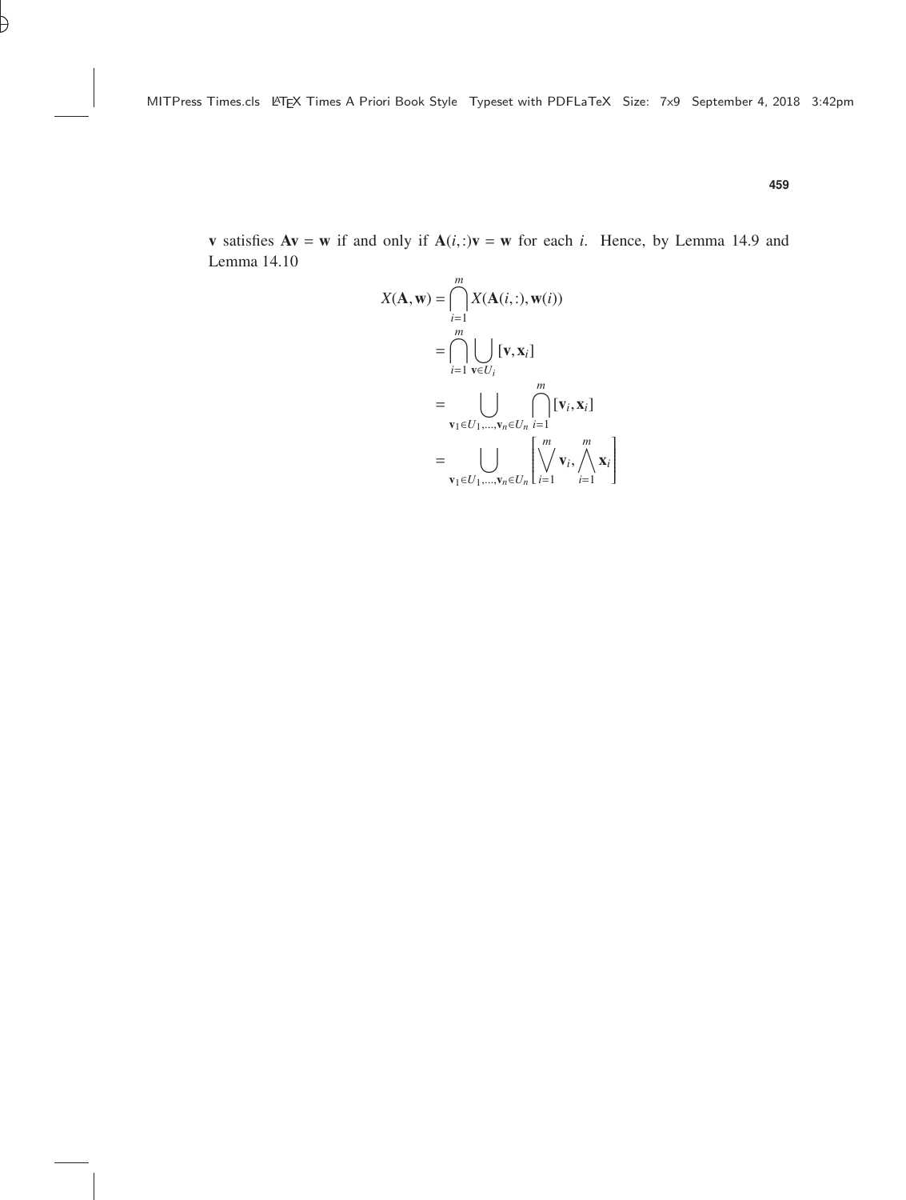$\mathbf{v}$ satisfies $\mathbf{Av} = \mathbf{w}$ if and only if $\mathbf{A}(i,:)\mathbf{v} = \mathbf{w}$ for each $i$. Hence, by Lemma 14.9 and Lemma 14.10

$$
\begin{aligned}
X(\mathbf{A}, \mathbf{w}) &= \bigcap_{i=1}^{m} X(\mathbf{A}(i,:), \mathbf{w}(i)) \\
&= \bigcap_{i=1}^{m} \bigcup_{\mathbf{v} \in U_i} [\mathbf{v}, \mathbf{x}_i] \\
&= \bigcup_{\mathbf{v}_1 \in U_1, \ldots, \mathbf{v}_n \in U_n} \bigcap_{i=1}^{m} [\mathbf{v}_i, \mathbf{x}_i] \\
&= \bigcup_{\mathbf{v}_1 \in U_1, \ldots, \mathbf{v}_n \in U_n} \left[ \bigvee_{i=1}^{m} \mathbf{v}_i, \bigwedge_{i=1}^{m} \mathbf{x}_i \right]
\end{aligned}
$$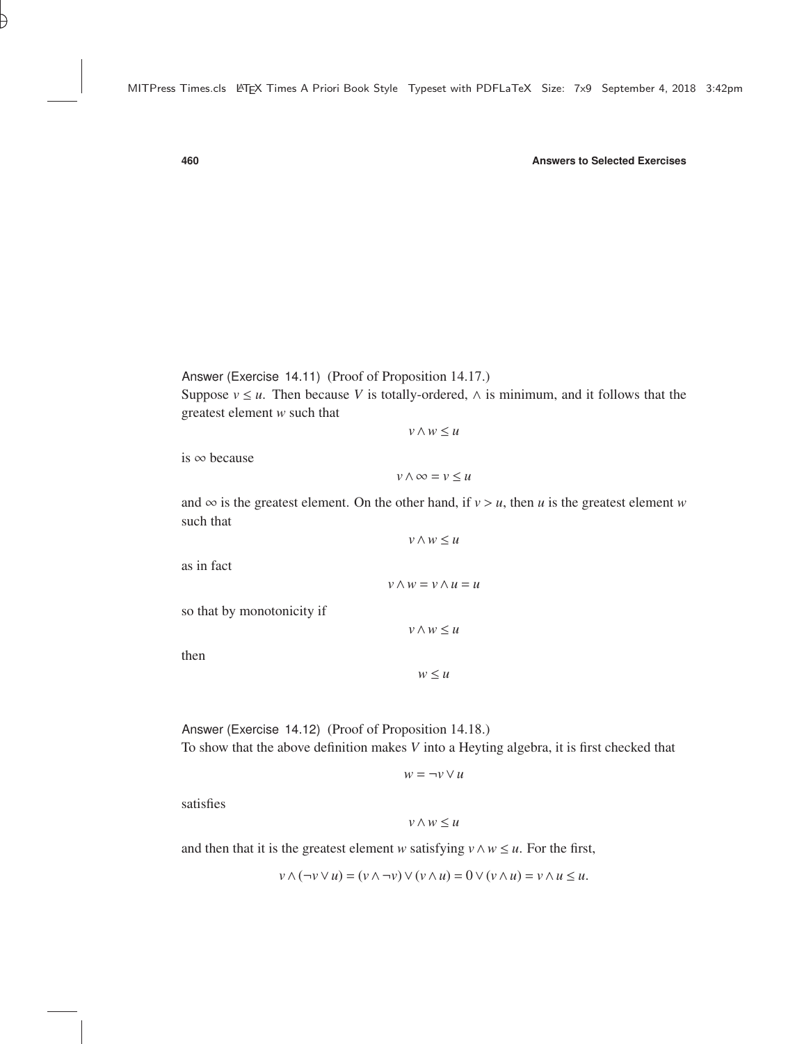Answer (Exercise 14.11) (Proof of Proposition 14.17.)
Suppose $v \leq u$. Then because $V$ is totally-ordered, $\wedge$ is minimum, and it follows that the greatest element $w$ such that

$$v \wedge w \leq u$$

is $\infty$ because

$$v \wedge \infty = v \leq u$$

and $\infty$ is the greatest element. On the other hand, if $v > u$, then $u$ is the greatest element $w$ such that

$$v \wedge w \leq u$$

as in fact

$$v \wedge w = v \wedge u = u$$

so that by monotonicity if

$$v \wedge w \leq u$$

then

$$w \leq u$$

Answer (Exercise 14.12) (Proof of Proposition 14.18.)
To show that the above definition makes $V$ into a Heyting algebra, it is first checked that

$$w = \neg v \vee u$$

satisfies

$$v \wedge w \leq u$$

and then that it is the greatest element $w$ satisfying $v \wedge w \leq u$. For the first,

$$v \wedge (\neg v \vee u) = (v \wedge \neg v) \vee (v \wedge u) = 0 \vee (v \wedge u) = v \wedge u \leq u.$$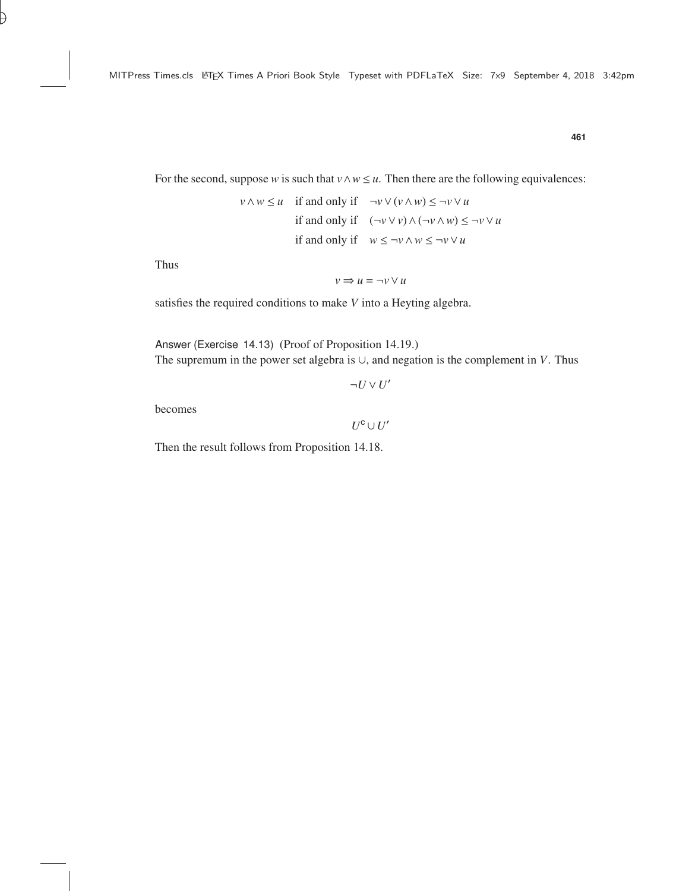For the second, suppose $w$ is such that $v \wedge w \leq u$. Then there are the following equivalences:

$$
\begin{aligned}
v \wedge w \leq u \quad & \text{if and only if} \quad \neg v \vee (v \wedge w) \leq \neg v \vee u \\
& \text{if and only if} \quad (\neg v \vee v) \wedge (\neg v \wedge w) \leq \neg v \vee u \\
& \text{if and only if} \quad w \leq \neg v \wedge w \leq \neg v \vee u
\end{aligned}
$$

Thus

$$v \Rightarrow u = \neg v \vee u$$

satisfies the required conditions to make $V$ into a Heyting algebra.

Answer (Exercise 14.13) (Proof of Proposition 14.19.)
The supremum in the power set algebra is $\cup$, and negation is the complement in $V$. Thus

$$\neg U \vee U'$$

becomes

$$U^{\mathsf{c}} \cup U'$$

Then the result follows from Proposition 14.18.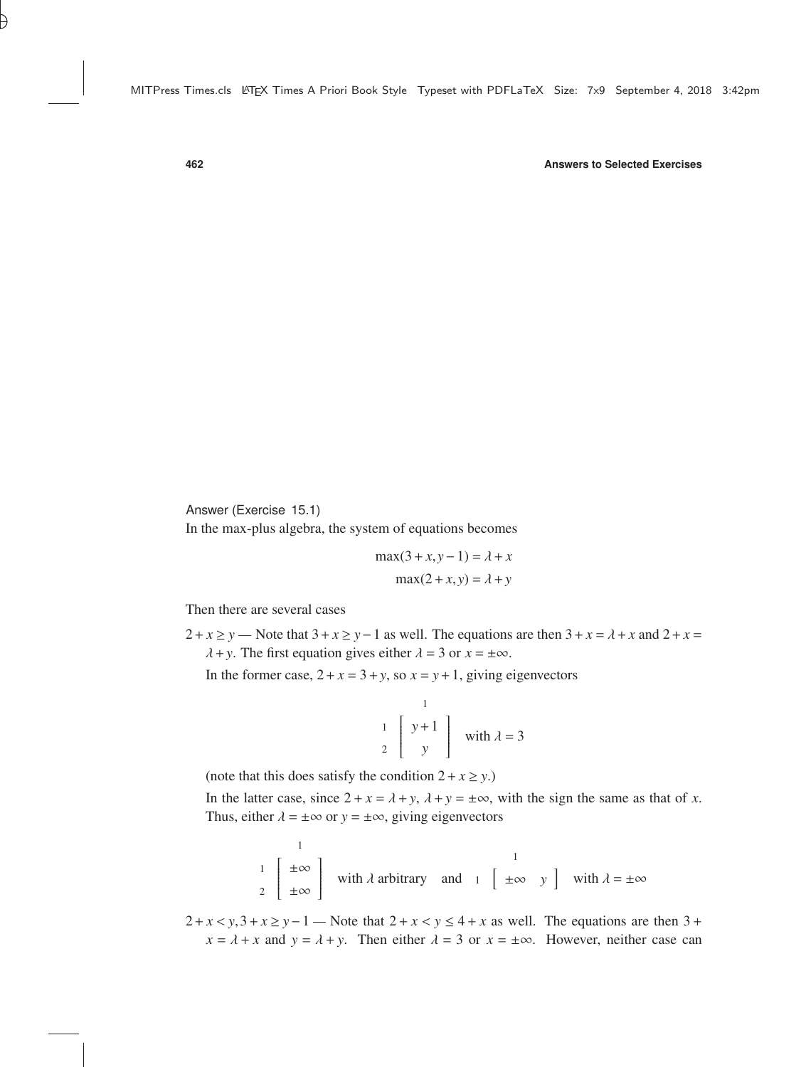Answer (Exercise 15.1)

In the max-plus algebra, the system of equations becomes

$$\max(3 + x, y - 1) = \lambda + x$$
$$\max(2 + x, y) = \lambda + y$$

Then there are several cases

$2 + x \geq y$ — Note that $3 + x \geq y - 1$ as well. The equations are then $3 + x = \lambda + x$ and $2 + x = \lambda + y$. The first equation gives either $\lambda = 3$ or $x = \pm\infty$.

In the former case, $2 + x = 3 + y$, so $x = y + 1$, giving eigenvectors

$$\begin{array}{c} \\ 1 \\ 2 \end{array}\begin{array}{c} 1 \\ \left[\begin{array}{c} y+1 \\ y \end{array}\right] \end{array} \quad \text{with } \lambda = 3$$

(note that this does satisfy the condition $2 + x \geq y$.)

In the latter case, since $2 + x = \lambda + y$, $\lambda + y = \pm\infty$, with the sign the same as that of $x$. Thus, either $\lambda = \pm\infty$ or $y = \pm\infty$, giving eigenvectors

$$\begin{array}{c} \\ 1 \\ 2 \end{array}\begin{array}{c} 1 \\ \left[\begin{array}{c} \pm\infty \\ \pm\infty \end{array}\right] \end{array} \quad \text{with } \lambda \text{ arbitrary} \quad \text{and} \quad \begin{array}{c} \\ 1 \end{array}\begin{array}{c} 1 \\ \left[\begin{array}{cc} \pm\infty & y \end{array}\right] \end{array} \quad \text{with } \lambda = \pm\infty$$

$2 + x < y, 3 + x \geq y - 1$ — Note that $2 + x < y \leq 4 + x$ as well. The equations are then $3 + x = \lambda + x$ and $y = \lambda + y$. Then either $\lambda = 3$ or $x = \pm\infty$. However, neither case can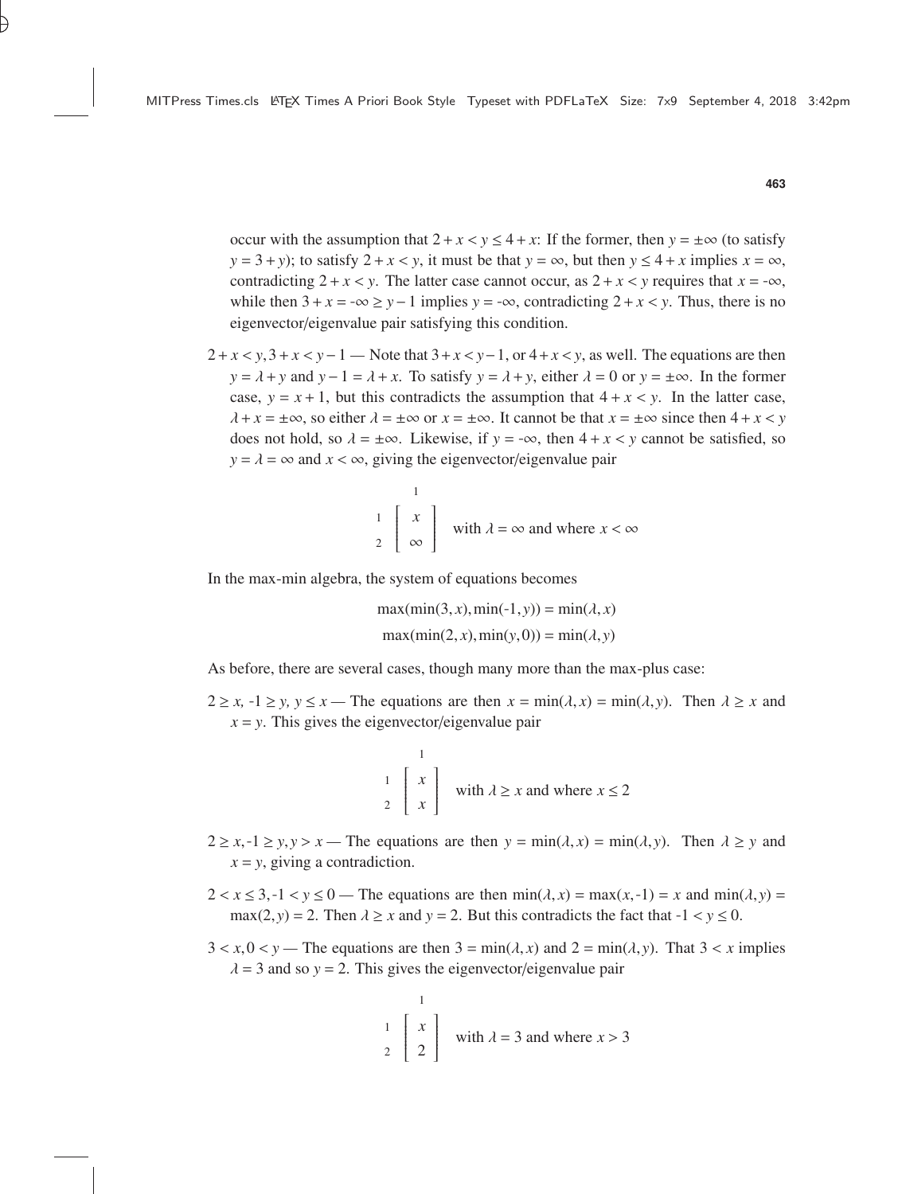occur with the assumption that $2 + x < y \leq 4 + x$: If the former, then $y = \pm\infty$ (to satisfy $y = 3 + y$); to satisfy $2 + x < y$, it must be that $y = \infty$, but then $y \leq 4 + x$ implies $x = \infty$, contradicting $2 + x < y$. The latter case cannot occur, as $2 + x < y$ requires that $x = -\infty$, while then $3 + x = -\infty \geq y - 1$ implies $y = -\infty$, contradicting $2 + x < y$. Thus, there is no eigenvector/eigenvalue pair satisfying this condition.

$2 + x < y, 3 + x < y - 1$ — Note that $3 + x < y - 1$, or $4 + x < y$, as well. The equations are then $y = \lambda + y$ and $y - 1 = \lambda + x$. To satisfy $y = \lambda + y$, either $\lambda = 0$ or $y = \pm\infty$. In the former case, $y = x + 1$, but this contradicts the assumption that $4 + x < y$. In the latter case, $\lambda + x = \pm\infty$, so either $\lambda = \pm\infty$ or $x = \pm\infty$. It cannot be that $x = \pm\infty$ since then $4 + x < y$ does not hold, so $\lambda = \pm\infty$. Likewise, if $y = -\infty$, then $4 + x < y$ cannot be satisfied, so $y = \lambda = \infty$ and $x < \infty$, giving the eigenvector/eigenvalue pair

$$\begin{array}{c} \\ 1 \\ 2 \end{array} \begin{array}{c} 1 \\ \left[ \begin{array}{c} x \\ \infty \end{array} \right] \end{array} \quad \text{with } \lambda = \infty \text{ and where } x < \infty$$

In the max-min algebra, the system of equations becomes

$$\max(\min(3, x), \min(-1, y)) = \min(\lambda, x)$$
$$\max(\min(2, x), \min(y, 0)) = \min(\lambda, y)$$

As before, there are several cases, though many more than the max-plus case:

$2 \geq x$, $-1 \geq y$, $y \leq x$ — The equations are then $x = \min(\lambda, x) = \min(\lambda, y)$. Then $\lambda \geq x$ and $x = y$. This gives the eigenvector/eigenvalue pair

$$\begin{array}{c} \\ 1 \\ 2 \end{array} \begin{array}{c} 1 \\ \left[ \begin{array}{c} x \\ x \end{array} \right] \end{array} \quad \text{with } \lambda \geq x \text{ and where } x \leq 2$$

$2 \geq x, -1 \geq y, y > x$ — The equations are then $y = \min(\lambda, x) = \min(\lambda, y)$. Then $\lambda \geq y$ and $x = y$, giving a contradiction.

$2 < x \leq 3, -1 < y \leq 0$ — The equations are then $\min(\lambda, x) = \max(x, -1) = x$ and $\min(\lambda, y) = \max(2, y) = 2$. Then $\lambda \geq x$ and $y = 2$. But this contradicts the fact that $-1 < y \leq 0$.

$3 < x, 0 < y$ — The equations are then $3 = \min(\lambda, x)$ and $2 = \min(\lambda, y)$. That $3 < x$ implies $\lambda = 3$ and so $y = 2$. This gives the eigenvector/eigenvalue pair

$$\begin{array}{c} \\ 1 \\ 2 \end{array} \begin{array}{c} 1 \\ \left[ \begin{array}{c} x \\ 2 \end{array} \right] \end{array} \quad \text{with } \lambda = 3 \text{ and where } x > 3$$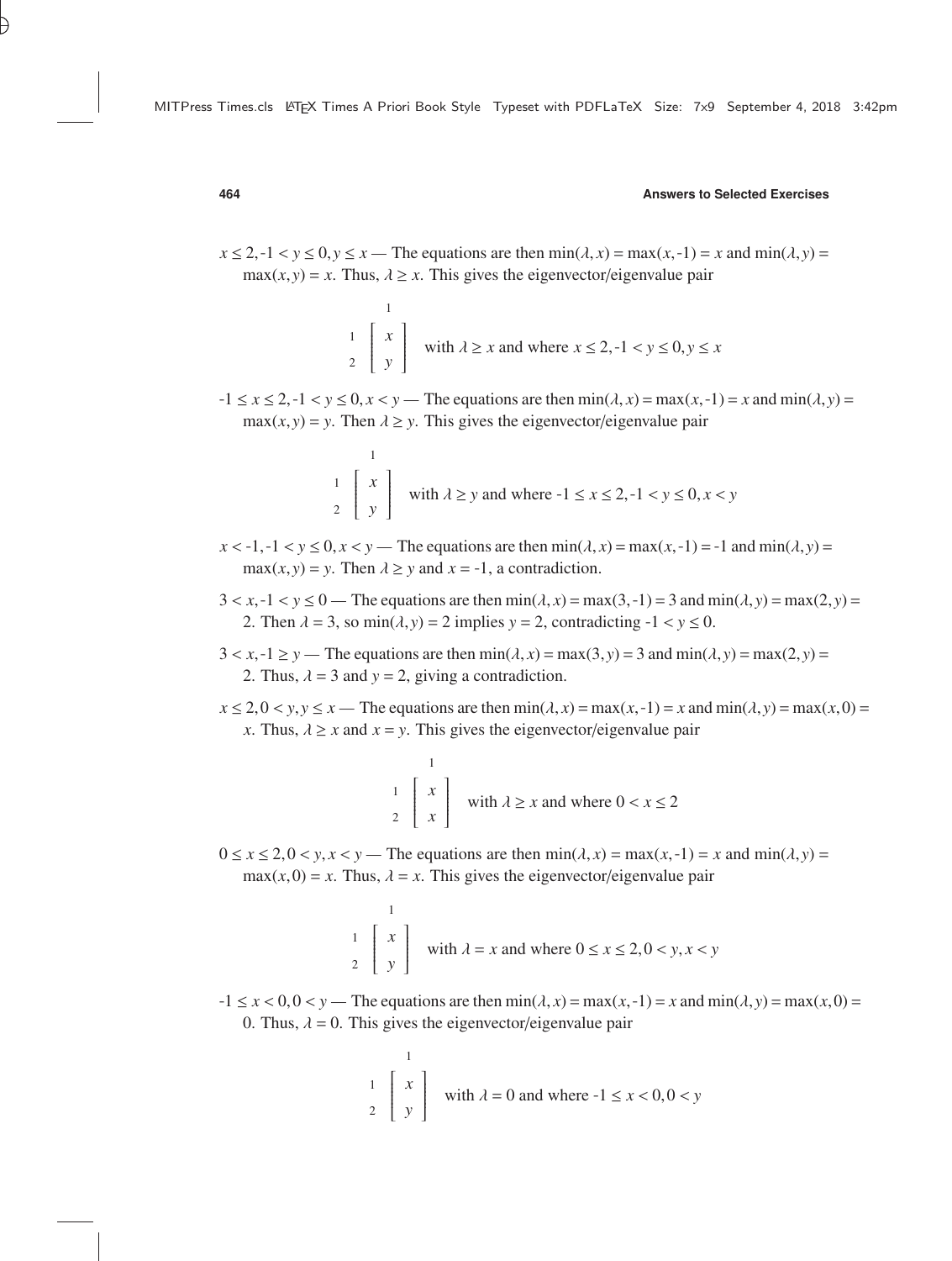$x \leq 2, \text{-}1 < y \leq 0, y \leq x$ — The equations are then $\min(\lambda, x) = \max(x, \text{-}1) = x$ and $\min(\lambda, y) = \max(x, y) = x$. Thus, $\lambda \geq x$. This gives the eigenvector/eigenvalue pair

$$\begin{array}{c c} & 1 \\ \begin{array}{c} 1 \\ 2 \end{array} & \left[ \begin{array}{c} x \\ y \end{array} \right] \end{array} \quad \text{with } \lambda \geq x \text{ and where } x \leq 2, \text{-}1 < y \leq 0, y \leq x$$

$\text{-}1 \leq x \leq 2, \text{-}1 < y \leq 0, x < y$ — The equations are then $\min(\lambda, x) = \max(x, \text{-}1) = x$ and $\min(\lambda, y) = \max(x, y) = y$. Then $\lambda \geq y$. This gives the eigenvector/eigenvalue pair

$$\begin{array}{c c} & 1 \\ \begin{array}{c} 1 \\ 2 \end{array} & \left[ \begin{array}{c} x \\ y \end{array} \right] \end{array} \quad \text{with } \lambda \geq y \text{ and where } \text{-}1 \leq x \leq 2, \text{-}1 < y \leq 0, x < y$$

$x < \text{-}1, \text{-}1 < y \leq 0, x < y$ — The equations are then $\min(\lambda, x) = \max(x, \text{-}1) = \text{-}1$ and $\min(\lambda, y) = \max(x, y) = y$. Then $\lambda \geq y$ and $x = \text{-}1$, a contradiction.

$3 < x, \text{-}1 < y \leq 0$ — The equations are then $\min(\lambda, x) = \max(3, \text{-}1) = 3$ and $\min(\lambda, y) = \max(2, y) = 2$. Then $\lambda = 3$, so $\min(\lambda, y) = 2$ implies $y = 2$, contradicting $\text{-}1 < y \leq 0$.

$3 < x, \text{-}1 \geq y$ — The equations are then $\min(\lambda, x) = \max(3, y) = 3$ and $\min(\lambda, y) = \max(2, y) = 2$. Thus, $\lambda = 3$ and $y = 2$, giving a contradiction.

$x \leq 2, 0 < y, y \leq x$ — The equations are then $\min(\lambda, x) = \max(x, \text{-}1) = x$ and $\min(\lambda, y) = \max(x, 0) = x$. Thus, $\lambda \geq x$ and $x = y$. This gives the eigenvector/eigenvalue pair

$$\begin{array}{c c} & 1 \\ \begin{array}{c} 1 \\ 2 \end{array} & \left[ \begin{array}{c} x \\ x \end{array} \right] \end{array} \quad \text{with } \lambda \geq x \text{ and where } 0 < x \leq 2$$

$0 \leq x \leq 2, 0 < y, x < y$ — The equations are then $\min(\lambda, x) = \max(x, \text{-}1) = x$ and $\min(\lambda, y) = \max(x, 0) = x$. Thus, $\lambda = x$. This gives the eigenvector/eigenvalue pair

$$\begin{array}{c c} & 1 \\ \begin{array}{c} 1 \\ 2 \end{array} & \left[ \begin{array}{c} x \\ y \end{array} \right] \end{array} \quad \text{with } \lambda = x \text{ and where } 0 \leq x \leq 2, 0 < y, x < y$$

$\text{-}1 \leq x < 0, 0 < y$ — The equations are then $\min(\lambda, x) = \max(x, \text{-}1) = x$ and $\min(\lambda, y) = \max(x, 0) = 0$. Thus, $\lambda = 0$. This gives the eigenvector/eigenvalue pair

$$\begin{array}{c c} & 1 \\ \begin{array}{c} 1 \\ 2 \end{array} & \left[ \begin{array}{c} x \\ y \end{array} \right] \end{array} \quad \text{with } \lambda = 0 \text{ and where } \text{-}1 \leq x < 0, 0 < y$$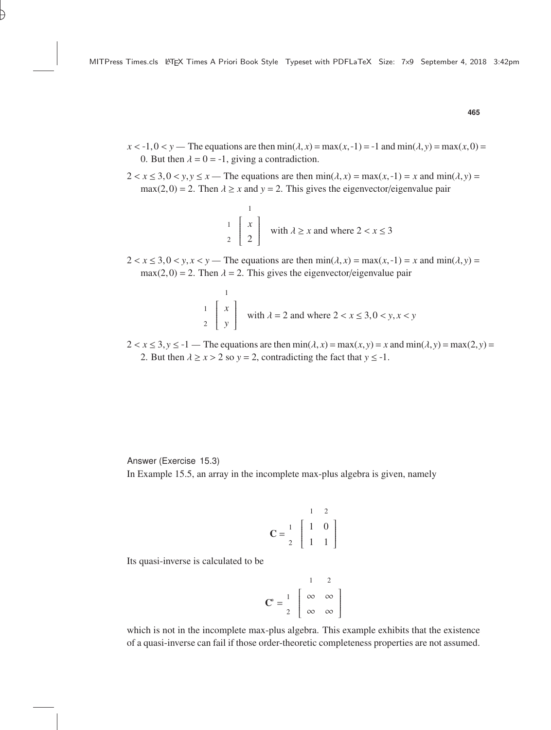$x < \text{-}1, 0 < y$ — The equations are then $\min(\lambda, x) = \max(x, \text{-}1) = \text{-}1$ and $\min(\lambda, y) = \max(x, 0) = 0$. But then $\lambda = 0 = \text{-}1$, giving a contradiction.

$2 < x \leq 3, 0 < y, y \leq x$ — The equations are then $\min(\lambda, x) = \max(x, \text{-}1) = x$ and $\min(\lambda, y) = \max(2, 0) = 2$. Then $\lambda \geq x$ and $y = 2$. This gives the eigenvector/eigenvalue pair

$$\begin{array}{c} \\ 1 \\ 2 \end{array} \begin{array}{c} 1 \\ \left[ \begin{array}{c} x \\ 2 \end{array} \right] \end{array} \quad \text{with } \lambda \geq x \text{ and where } 2 < x \leq 3$$

$2 < x \leq 3, 0 < y, x < y$ — The equations are then $\min(\lambda, x) = \max(x, \text{-}1) = x$ and $\min(\lambda, y) = \max(2, 0) = 2$. Then $\lambda = 2$. This gives the eigenvector/eigenvalue pair

$$\begin{array}{c} \\ 1 \\ 2 \end{array} \begin{array}{c} 1 \\ \left[ \begin{array}{c} x \\ y \end{array} \right] \end{array} \quad \text{with } \lambda = 2 \text{ and where } 2 < x \leq 3, 0 < y, x < y$$

$2 < x \leq 3, y \leq \text{-}1$ — The equations are then $\min(\lambda, x) = \max(x, y) = x$ and $\min(\lambda, y) = \max(2, y) = 2$. But then $\lambda \geq x > 2$ so $y = 2$, contradicting the fact that $y \leq \text{-}1$.

Answer (Exercise 15.3)
In Example 15.5, an array in the incomplete max-plus algebra is given, namely

$$\mathbf{C} = \begin{array}{c} \\ 1 \\ 2 \end{array} \begin{array}{c} \begin{array}{cc} 1 & 2 \end{array} \\ \left[ \begin{array}{cc} 1 & 0 \\ 1 & 1 \end{array} \right] \end{array}$$

Its quasi-inverse is calculated to be

$$\mathbf{C}^* = \begin{array}{c} \\ 1 \\ 2 \end{array} \begin{array}{c} \begin{array}{cc} 1 & 2 \end{array} \\ \left[ \begin{array}{cc} \infty & \infty \\ \infty & \infty \end{array} \right] \end{array}$$

which is not in the incomplete max-plus algebra. This example exhibits that the existence of a quasi-inverse can fail if those order-theoretic completeness properties are not assumed.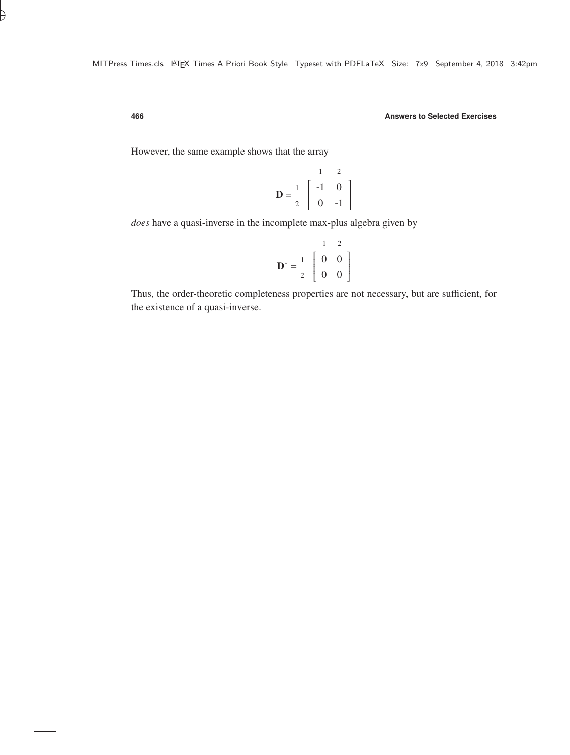However, the same example shows that the array

$$\mathbf{D} = \begin{array}{c} \\ 1 \\ 2 \end{array} \begin{array}{c} \begin{array}{cc} 1 & 2 \end{array} \\ \left[ \begin{array}{cc} -1 & 0 \\ 0 & -1 \end{array} \right] \end{array}$$

*does* have a quasi-inverse in the incomplete max-plus algebra given by

$$\mathbf{D}^* = \begin{array}{c} \\ 1 \\ 2 \end{array} \begin{array}{c} \begin{array}{cc} 1 & 2 \end{array} \\ \left[ \begin{array}{cc} 0 & 0 \\ 0 & 0 \end{array} \right] \end{array}$$

Thus, the order-theoretic completeness properties are not necessary, but are sufficient, for the existence of a quasi-inverse.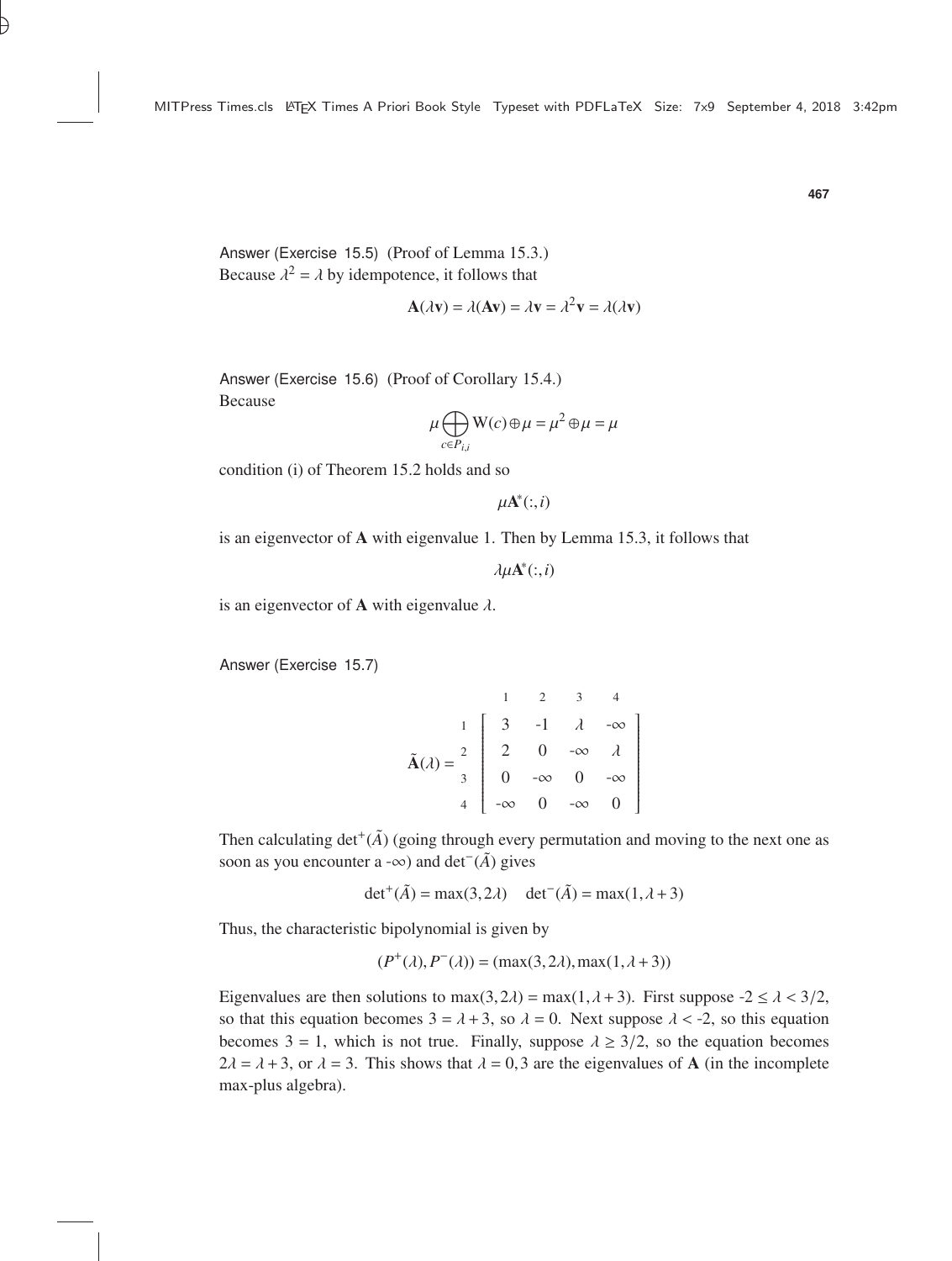Answer (Exercise 15.5) (Proof of Lemma 15.3.)
Because $\lambda^2 = \lambda$ by idempotence, it follows that

$$\mathbf{A}(\lambda\mathbf{v}) = \lambda(\mathbf{A}\mathbf{v}) = \lambda\mathbf{v} = \lambda^2\mathbf{v} = \lambda(\lambda\mathbf{v})$$

Answer (Exercise 15.6) (Proof of Corollary 15.4.)
Because

$$\mu \bigoplus_{c \in P_{i,i}} \mathrm{W}(c) \oplus \mu = \mu^2 \oplus \mu = \mu$$

condition (i) of Theorem 15.2 holds and so

$$\mu\mathbf{A}^*(:,i)$$

is an eigenvector of $\mathbf{A}$ with eigenvalue 1. Then by Lemma 15.3, it follows that

$$\lambda\mu\mathbf{A}^*(:,i)$$

is an eigenvector of $\mathbf{A}$ with eigenvalue $\lambda$.

Answer (Exercise 15.7)

$$\tilde{\mathbf{A}}(\lambda) = \begin{array}{c} \\ 1 \\ 2 \\ 3 \\ 4 \end{array} \begin{array}{c} \begin{array}{cccc} 1 & 2 & 3 & 4 \end{array} \\ \left[\begin{array}{cccc} 3 & -1 & \lambda & -\infty \\ 2 & 0 & -\infty & \lambda \\ 0 & -\infty & 0 & -\infty \\ -\infty & 0 & -\infty & 0 \end{array}\right] \end{array}$$

Then calculating $\det^+(\tilde{A})$ (going through every permutation and moving to the next one as soon as you encounter a $-\infty$) and $\det^-(\tilde{A})$ gives

$$\det{}^+(\tilde{A}) = \max(3, 2\lambda) \quad \det{}^-(\tilde{A}) = \max(1, \lambda + 3)$$

Thus, the characteristic bipolynomial is given by

$$(P^+(\lambda), P^-(\lambda)) = (\max(3, 2\lambda), \max(1, \lambda + 3))$$

Eigenvalues are then solutions to $\max(3, 2\lambda) = \max(1, \lambda + 3)$. First suppose $-2 \leq \lambda < 3/2$, so that this equation becomes $3 = \lambda + 3$, so $\lambda = 0$. Next suppose $\lambda < -2$, so this equation becomes $3 = 1$, which is not true. Finally, suppose $\lambda \geq 3/2$, so the equation becomes $2\lambda = \lambda + 3$, or $\lambda = 3$. This shows that $\lambda = 0, 3$ are the eigenvalues of $\mathbf{A}$ (in the incomplete max-plus algebra).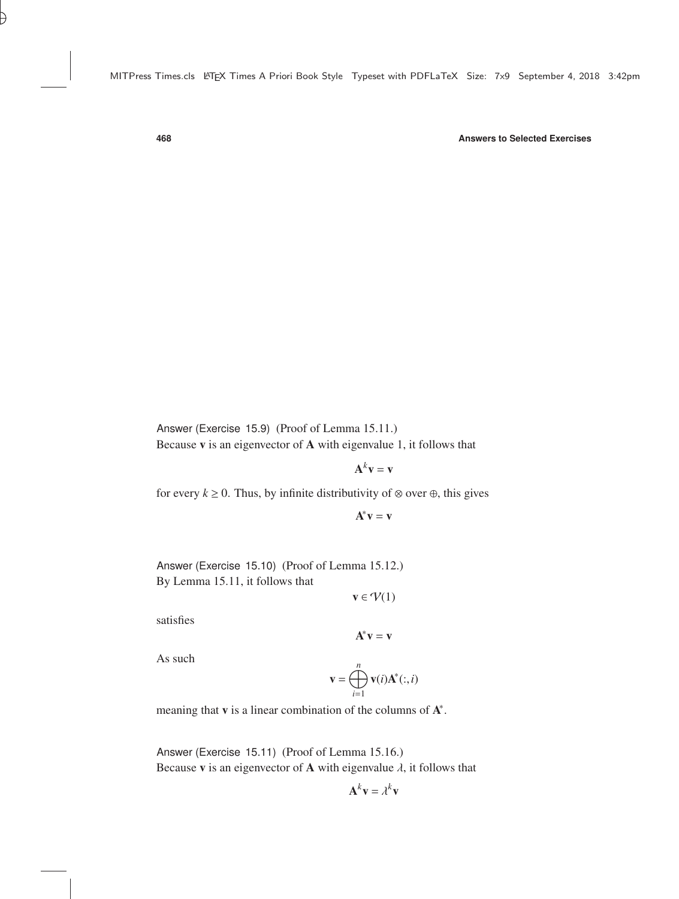**Answer (Exercise 15.9)** (Proof of Lemma 15.11.)
Because $\mathbf{v}$ is an eigenvector of $\mathbf{A}$ with eigenvalue 1, it follows that

$$\mathbf{A}^k\mathbf{v} = \mathbf{v}$$

for every $k \geq 0$. Thus, by infinite distributivity of $\otimes$ over $\oplus$, this gives

$$\mathbf{A}^*\mathbf{v} = \mathbf{v}$$

**Answer (Exercise 15.10)** (Proof of Lemma 15.12.)
By Lemma 15.11, it follows that

$$\mathbf{v} \in \mathcal{V}(1)$$

satisfies

$$\mathbf{A}^*\mathbf{v} = \mathbf{v}$$

As such

$$\mathbf{v} = \bigoplus_{i=1}^{n} \mathbf{v}(i)\mathbf{A}^*(:,i)$$

meaning that $\mathbf{v}$ is a linear combination of the columns of $\mathbf{A}^*$.

**Answer (Exercise 15.11)** (Proof of Lemma 15.16.)
Because $\mathbf{v}$ is an eigenvector of $\mathbf{A}$ with eigenvalue $\lambda$, it follows that

$$\mathbf{A}^k\mathbf{v} = \lambda^k\mathbf{v}$$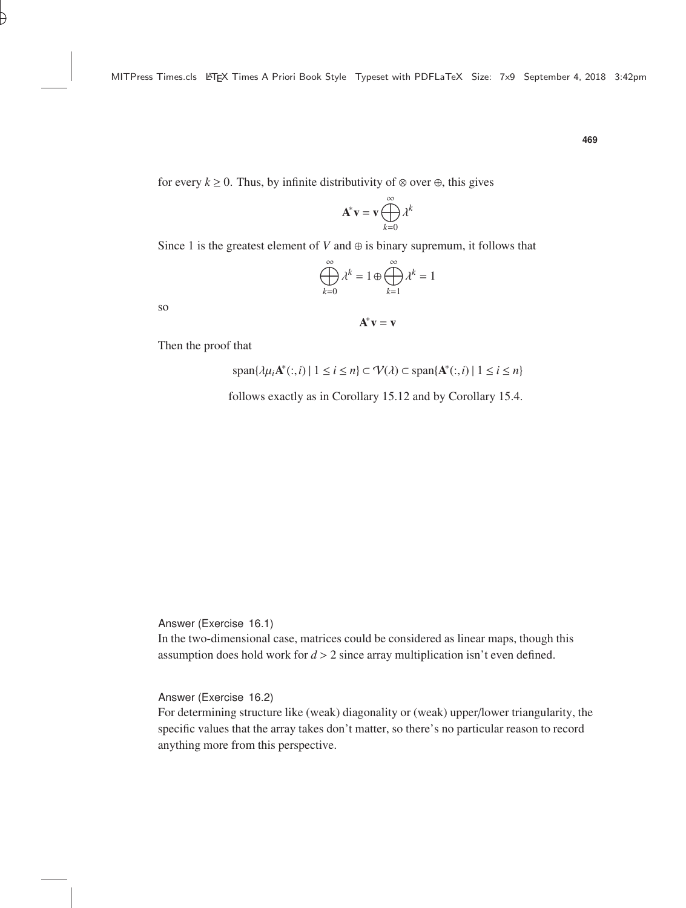for every $k \geq 0$. Thus, by infinite distributivity of $\otimes$ over $\oplus$, this gives

$$\mathbf{A}^* \mathbf{v} = \mathbf{v} \bigoplus_{k=0}^{\infty} \lambda^k$$

Since 1 is the greatest element of $V$ and $\oplus$ is binary supremum, it follows that

$$\bigoplus_{k=0}^{\infty} \lambda^k = 1 \oplus \bigoplus_{k=1}^{\infty} \lambda^k = 1$$

so

$$\mathbf{A}^* \mathbf{v} = \mathbf{v}$$

Then the proof that

$$\operatorname{span}\{\lambda \mu_i \mathbf{A}^*(:, i) \mid 1 \leq i \leq n\} \subset \mathcal{V}(\lambda) \subset \operatorname{span}\{\mathbf{A}^*(:, i) \mid 1 \leq i \leq n\}$$

follows exactly as in Corollary 15.12 and by Corollary 15.4.

Answer (Exercise 16.1)

In the two-dimensional case, matrices could be considered as linear maps, though this assumption does hold work for $d > 2$ since array multiplication isn't even defined.

Answer (Exercise 16.2)

For determining structure like (weak) diagonality or (weak) upper/lower triangularity, the specific values that the array takes don't matter, so there's no particular reason to record anything more from this perspective.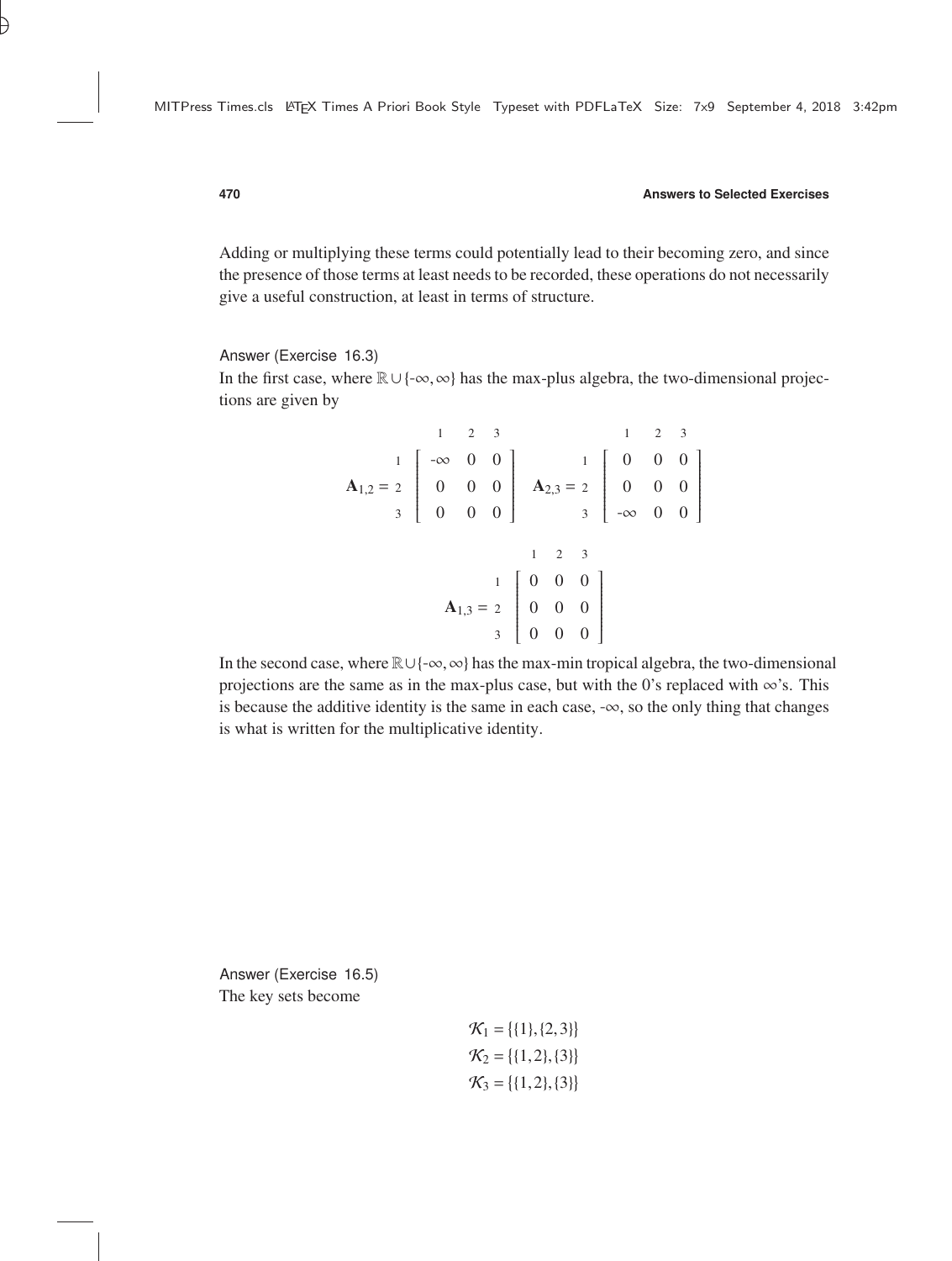Adding or multiplying these terms could potentially lead to their becoming zero, and since the presence of those terms at least needs to be recorded, these operations do not necessarily give a useful construction, at least in terms of structure.

Answer (Exercise 16.3)

In the first case, where $\mathbb{R} \cup \{-\infty, \infty\}$ has the max-plus algebra, the two-dimensional projections are given by

$$\mathbf{A}_{1,2} = \begin{array}{c} \\ 1 \\ 2 \\ 3 \end{array} \begin{array}{c} \begin{array}{ccc} 1 & 2 & 3 \end{array} \\ \left[ \begin{array}{ccc} -\infty & 0 & 0 \\ 0 & 0 & 0 \\ 0 & 0 & 0 \end{array} \right] \end{array} \quad \mathbf{A}_{2,3} = \begin{array}{c} \\ 1 \\ 2 \\ 3 \end{array} \begin{array}{c} \begin{array}{ccc} 1 & 2 & 3 \end{array} \\ \left[ \begin{array}{ccc} 0 & 0 & 0 \\ 0 & 0 & 0 \\ -\infty & 0 & 0 \end{array} \right] \end{array}$$

$$\mathbf{A}_{1,3} = \begin{array}{c} \\ 1 \\ 2 \\ 3 \end{array} \begin{array}{c} \begin{array}{ccc} 1 & 2 & 3 \end{array} \\ \left[ \begin{array}{ccc} 0 & 0 & 0 \\ 0 & 0 & 0 \\ 0 & 0 & 0 \end{array} \right] \end{array}$$

In the second case, where $\mathbb{R} \cup \{-\infty, \infty\}$ has the max-min tropical algebra, the two-dimensional projections are the same as in the max-plus case, but with the 0's replaced with $\infty$'s. This is because the additive identity is the same in each case, $-\infty$, so the only thing that changes is what is written for the multiplicative identity.

Answer (Exercise 16.5)

The key sets become

$$\mathcal{K}_1 = \{\{1\}, \{2, 3\}\}$$
$$\mathcal{K}_2 = \{\{1, 2\}, \{3\}\}$$
$$\mathcal{K}_3 = \{\{1, 2\}, \{3\}\}$$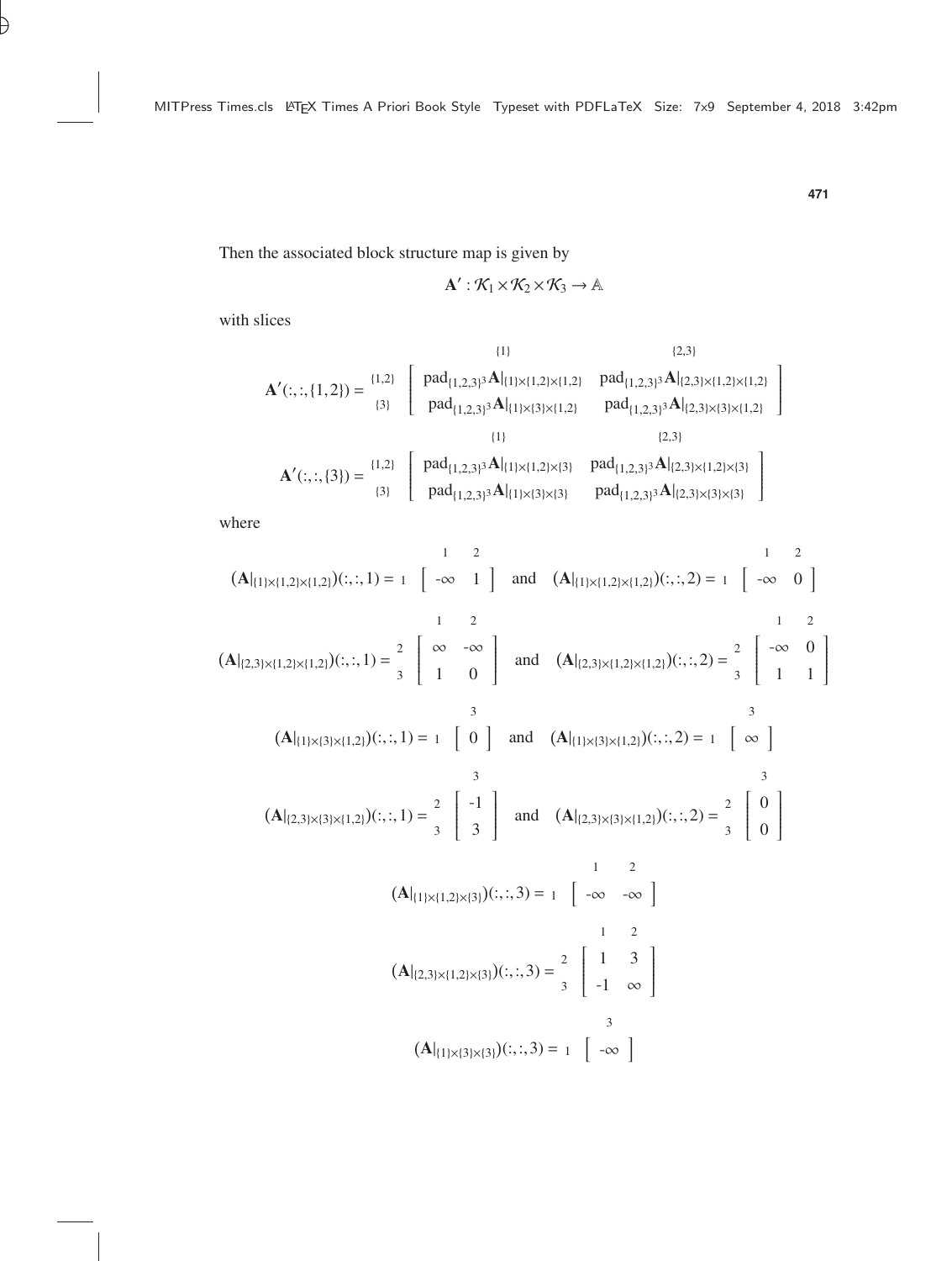Then the associated block structure map is given by

$$\mathbf{A}' : \mathcal{K}_1 \times \mathcal{K}_2 \times \mathcal{K}_3 \to \mathbb{A}$$

with slices

$$\mathbf{A}'(:,:,\{1,2\}) = \begin{array}{c} \\ \{1,2\} \\ \{3\} \end{array} \begin{array}{c} \begin{array}{cc} \quad\{1\}\quad & \quad\{2,3\}\quad \end{array} \\ \left[\begin{array}{cc} \mathrm{pad}_{\{1,2,3\}^3}\mathbf{A}|_{\{1\}\times\{1,2\}\times\{1,2\}} & \mathrm{pad}_{\{1,2,3\}^3}\mathbf{A}|_{\{2,3\}\times\{1,2\}\times\{1,2\}} \\ \mathrm{pad}_{\{1,2,3\}^3}\mathbf{A}|_{\{1\}\times\{3\}\times\{1,2\}} & \mathrm{pad}_{\{1,2,3\}^3}\mathbf{A}|_{\{2,3\}\times\{3\}\times\{1,2\}} \end{array}\right] \end{array}$$

$$\mathbf{A}'(:,:,\{3\}) = \begin{array}{c} \\ \{1,2\} \\ \{3\} \end{array} \begin{array}{c} \begin{array}{cc} \quad\{1\}\quad & \quad\{2,3\}\quad \end{array} \\ \left[\begin{array}{cc} \mathrm{pad}_{\{1,2,3\}^3}\mathbf{A}|_{\{1\}\times\{1,2\}\times\{3\}} & \mathrm{pad}_{\{1,2,3\}^3}\mathbf{A}|_{\{2,3\}\times\{1,2\}\times\{3\}} \\ \mathrm{pad}_{\{1,2,3\}^3}\mathbf{A}|_{\{1\}\times\{3\}\times\{3\}} & \mathrm{pad}_{\{1,2,3\}^3}\mathbf{A}|_{\{2,3\}\times\{3\}\times\{3\}} \end{array}\right] \end{array}$$

where

$$(\mathbf{A}|_{\{1\}\times\{1,2\}\times\{1,2\}})(:,:,1) = \begin{array}{c} \\ 1 \end{array} \begin{array}{c} \begin{array}{cc} 1 & 2 \end{array} \\ \left[\begin{array}{cc} -\infty & 1 \end{array}\right] \end{array} \quad \text{and} \quad (\mathbf{A}|_{\{1\}\times\{1,2\}\times\{1,2\}})(:,:,2) = \begin{array}{c} \\ 1 \end{array} \begin{array}{c} \begin{array}{cc} 1 & 2 \end{array} \\ \left[\begin{array}{cc} -\infty & 0 \end{array}\right] \end{array}$$

$$(\mathbf{A}|_{\{2,3\}\times\{1,2\}\times\{1,2\}})(:,:,1) = \begin{array}{c} \\ 2 \\ 3 \end{array} \begin{array}{c} \begin{array}{cc} 1 & 2 \end{array} \\ \left[\begin{array}{cc} \infty & -\infty \\ 1 & 0 \end{array}\right] \end{array} \quad \text{and} \quad (\mathbf{A}|_{\{2,3\}\times\{1,2\}\times\{1,2\}})(:,:,2) = \begin{array}{c} \\ 2 \\ 3 \end{array} \begin{array}{c} \begin{array}{cc} 1 & 2 \end{array} \\ \left[\begin{array}{cc} -\infty & 0 \\ 1 & 1 \end{array}\right] \end{array}$$

$$(\mathbf{A}|_{\{1\}\times\{3\}\times\{1,2\}})(:,:,1) = \begin{array}{c} \\ 1 \end{array} \begin{array}{c} 3 \\ \left[\begin{array}{c} 0 \end{array}\right] \end{array} \quad \text{and} \quad (\mathbf{A}|_{\{1\}\times\{3\}\times\{1,2\}})(:,:,2) = \begin{array}{c} \\ 1 \end{array} \begin{array}{c} 3 \\ \left[\begin{array}{c} \infty \end{array}\right] \end{array}$$

$$(\mathbf{A}|_{\{2,3\}\times\{3\}\times\{1,2\}})(:,:,1) = \begin{array}{c} \\ 2 \\ 3 \end{array} \begin{array}{c} 3 \\ \left[\begin{array}{c} -1 \\ 3 \end{array}\right] \end{array} \quad \text{and} \quad (\mathbf{A}|_{\{2,3\}\times\{3\}\times\{1,2\}})(:,:,2) = \begin{array}{c} \\ 2 \\ 3 \end{array} \begin{array}{c} 3 \\ \left[\begin{array}{c} 0 \\ 0 \end{array}\right] \end{array}$$

$$(\mathbf{A}|_{\{1\}\times\{1,2\}\times\{3\}})(:,:,3) = \begin{array}{c} \\ 1 \end{array} \begin{array}{c} \begin{array}{cc} 1 & 2 \end{array} \\ \left[\begin{array}{cc} -\infty & -\infty \end{array}\right] \end{array}$$

$$(\mathbf{A}|_{\{2,3\}\times\{1,2\}\times\{3\}})(:,:,3) = \begin{array}{c} \\ 2 \\ 3 \end{array} \begin{array}{c} \begin{array}{cc} 1 & 2 \end{array} \\ \left[\begin{array}{cc} 1 & 3 \\ -1 & \infty \end{array}\right] \end{array}$$

$$(\mathbf{A}|_{\{1\}\times\{3\}\times\{3\}})(:,:,3) = \begin{array}{c} \\ 1 \end{array} \begin{array}{c} 3 \\ \left[\begin{array}{c} -\infty \end{array}\right] \end{array}$$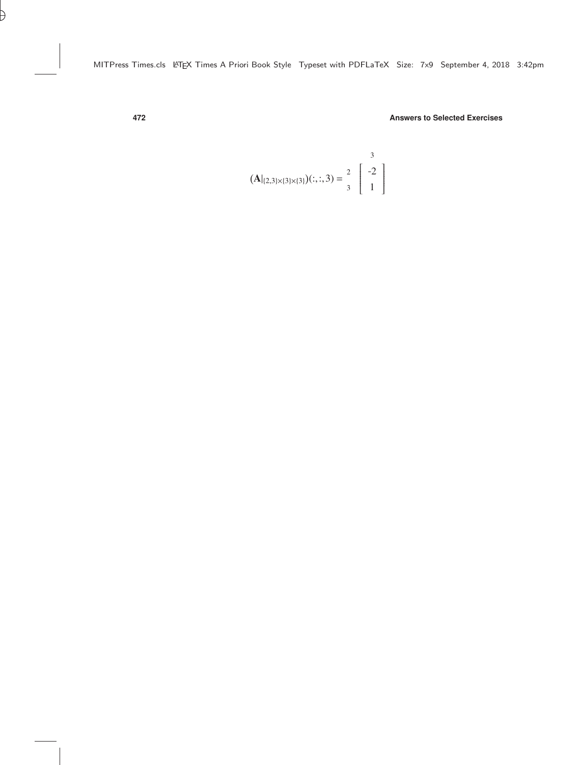$$(\mathbf{A}|_{\{2,3\}\times\{3\}\times\{3\}})(:,:,3) = \begin{array}{c} \\ 2 \\ 3 \end{array} \begin{array}{c} 3 \\ \left[\begin{array}{c} -2 \\ 1 \end{array}\right] \end{array}$$